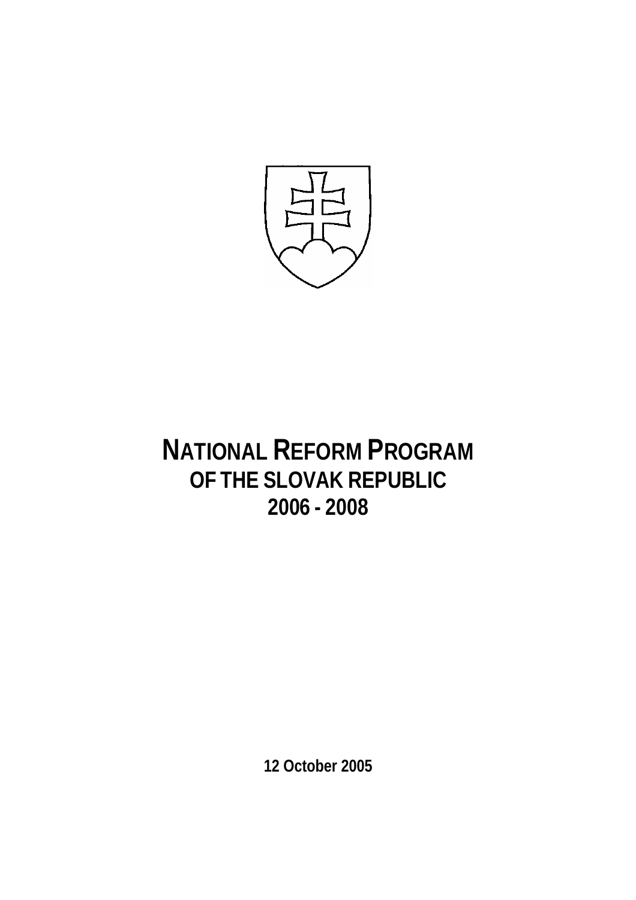# NATIONAL REFORM PROGRAM OF THE SLOVAK REPUBLIC 2006 - 2008

**12 October 2005**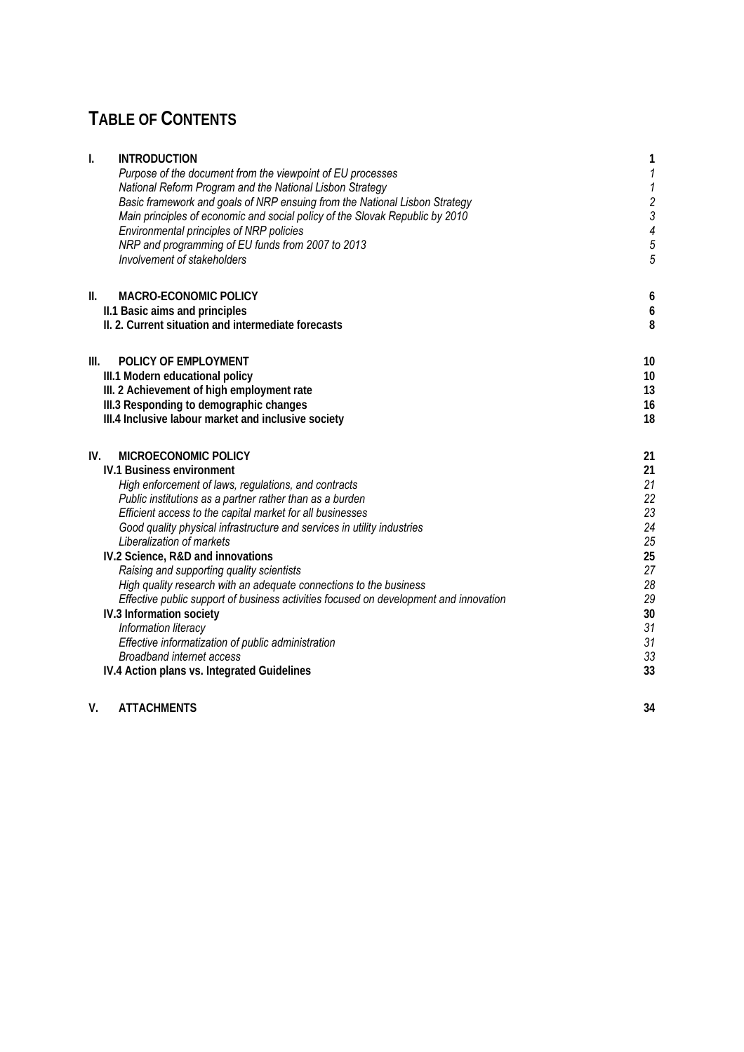# TABLE OF CONTENTS

| | | |
|---|---|---|
| **I.** | **INTRODUCTION** | **1** |
| | *Purpose of the document from the viewpoint of EU processes* | *1* |
| | *National Reform Program and the National Lisbon Strategy* | *1* |
| | *Basic framework and goals of NRP ensuing from the National Lisbon Strategy* | *2* |
| | *Main principles of economic and social policy of the Slovak Republic by 2010* | *3* |
| | *Environmental principles of NRP policies* | *4* |
| | *NRP and programming of EU funds from 2007 to 2013* | *5* |
| | *Involvement of stakeholders* | *5* |
| **II.** | **MACRO-ECONOMIC POLICY** | **6** |
| | **II.1 Basic aims and principles** | **6** |
| | **II. 2. Current situation and intermediate forecasts** | **8** |
| **III.** | **POLICY OF EMPLOYMENT** | **10** |
| | **III.1 Modern educational policy** | **10** |
| | **III. 2 Achievement of high employment rate** | **13** |
| | **III.3 Responding to demographic changes** | **16** |
| | **III.4 Inclusive labour market and inclusive society** | **18** |
| **IV.** | **MICROECONOMIC POLICY** | **21** |
| | **IV.1 Business environment** | **21** |
| | *High enforcement of laws, regulations, and contracts* | *21* |
| | *Public institutions as a partner rather than as a burden* | *22* |
| | *Efficient access to the capital market for all businesses* | *23* |
| | *Good quality physical infrastructure and services in utility industries* | *24* |
| | *Liberalization of markets* | *25* |
| | **IV.2 Science, R&D and innovations** | **25** |
| | *Raising and supporting quality scientists* | *27* |
| | *High quality research with an adequate connections to the business* | *28* |
| | *Effective public support of business activities focused on development and innovation* | *29* |
| | **IV.3 Information society** | **30** |
| | *Information literacy* | *31* |
| | *Effective informatization of public administration* | *31* |
| | *Broadband internet access* | *33* |
| | **IV.4 Action plans vs. Integrated Guidelines** | **33** |
| **V.** | **ATTACHMENTS** | **34** |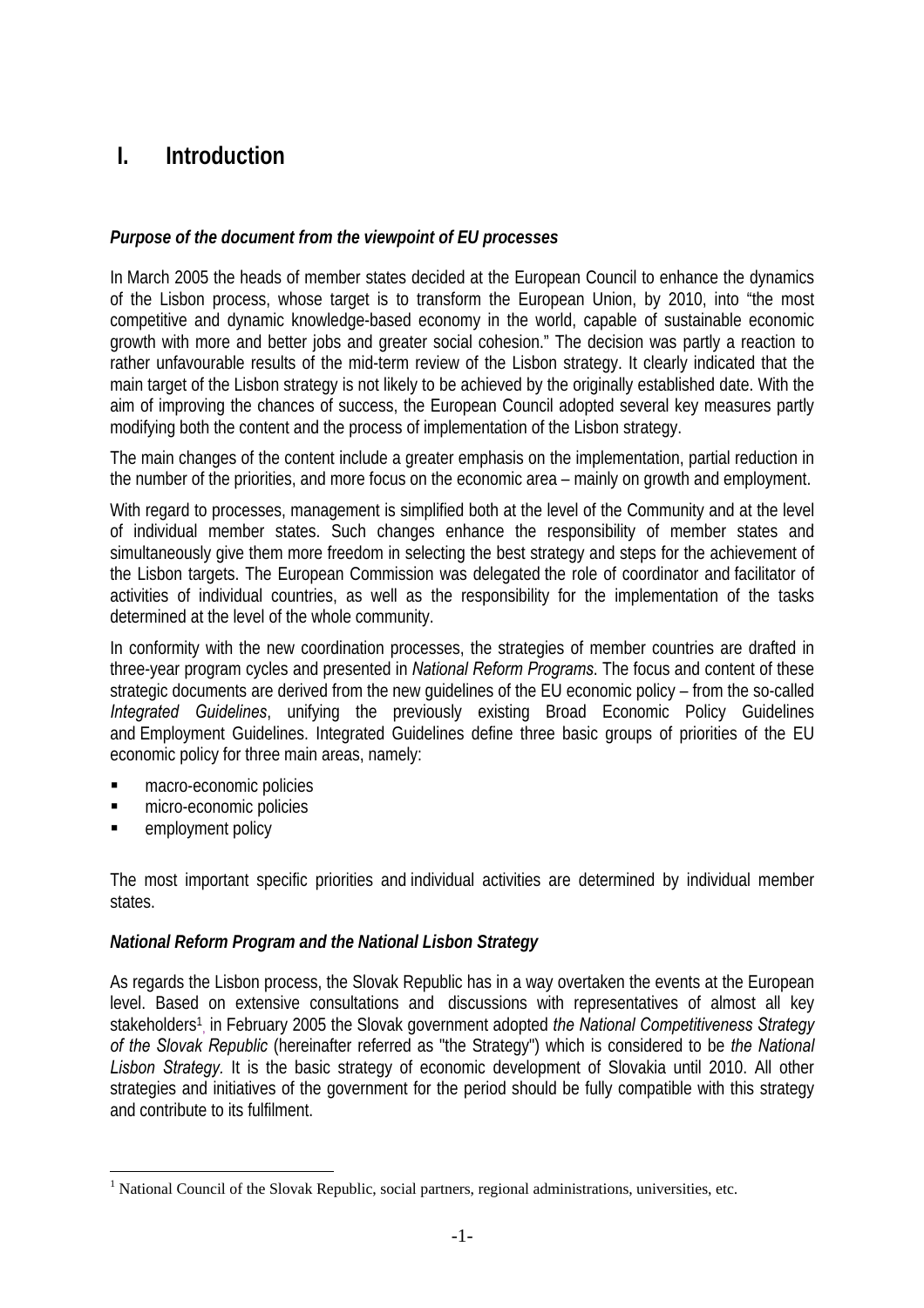# I. Introduction

***Purpose of the document from the viewpoint of EU processes***

In March 2005 the heads of member states decided at the European Council to enhance the dynamics of the Lisbon process, whose target is to transform the European Union, by 2010, into "the most competitive and dynamic knowledge-based economy in the world, capable of sustainable economic growth with more and better jobs and greater social cohesion." The decision was partly a reaction to rather unfavourable results of the mid-term review of the Lisbon strategy. It clearly indicated that the main target of the Lisbon strategy is not likely to be achieved by the originally established date. With the aim of improving the chances of success, the European Council adopted several key measures partly modifying both the content and the process of implementation of the Lisbon strategy.

The main changes of the content include a greater emphasis on the implementation, partial reduction in the number of the priorities, and more focus on the economic area – mainly on growth and employment.

With regard to processes, management is simplified both at the level of the Community and at the level of individual member states. Such changes enhance the responsibility of member states and simultaneously give them more freedom in selecting the best strategy and steps for the achievement of the Lisbon targets. The European Commission was delegated the role of coordinator and facilitator of activities of individual countries, as well as the responsibility for the implementation of the tasks determined at the level of the whole community.

In conformity with the new coordination processes, the strategies of member countries are drafted in three-year program cycles and presented in *National Reform Programs*. The focus and content of these strategic documents are derived from the new guidelines of the EU economic policy – from the so-called *Integrated Guidelines*, unifying the previously existing Broad Economic Policy Guidelines and Employment Guidelines. Integrated Guidelines define three basic groups of priorities of the EU economic policy for three main areas, namely:

- macro-economic policies
- micro-economic policies
- employment policy

The most important specific priorities and individual activities are determined by individual member states.

***National Reform Program and the National Lisbon Strategy***

As regards the Lisbon process, the Slovak Republic has in a way overtaken the events at the European level. Based on extensive consultations and discussions with representatives of almost all key stakeholders[1], in February 2005 the Slovak government adopted *the National Competitiveness Strategy of the Slovak Republic* (hereinafter referred as "the Strategy") which is considered to be *the National Lisbon Strategy*. It is the basic strategy of economic development of Slovakia until 2010. All other strategies and initiatives of the government for the period should be fully compatible with this strategy and contribute to its fulfilment.

[1] National Council of the Slovak Republic, social partners, regional administrations, universities, etc.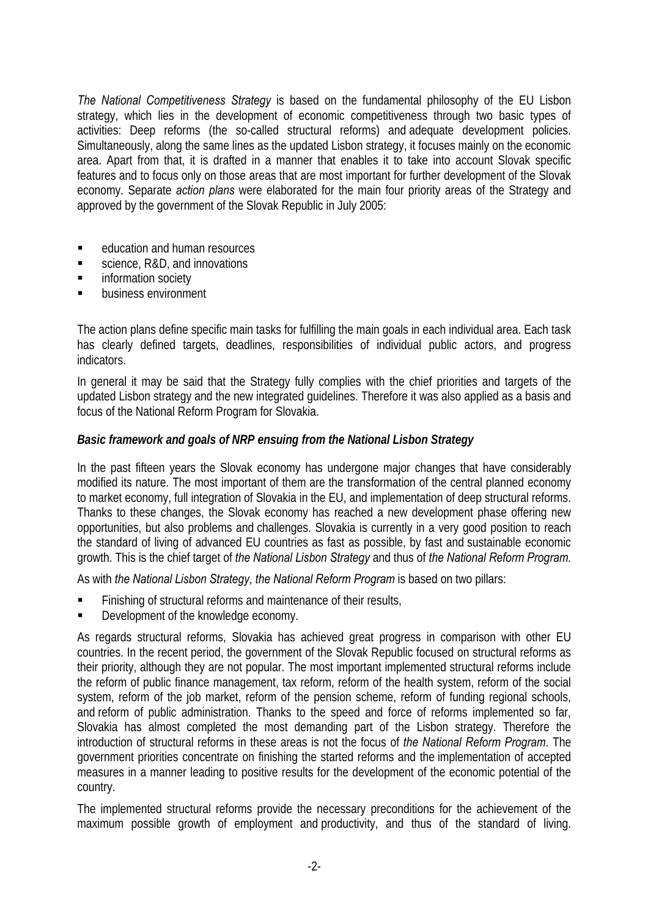*The National Competitiveness Strategy* is based on the fundamental philosophy of the EU Lisbon strategy, which lies in the development of economic competitiveness through two basic types of activities: Deep reforms (the so-called structural reforms) and adequate development policies. Simultaneously, along the same lines as the updated Lisbon strategy, it focuses mainly on the economic area. Apart from that, it is drafted in a manner that enables it to take into account Slovak specific features and to focus only on those areas that are most important for further development of the Slovak economy. Separate *action plans* were elaborated for the main four priority areas of the Strategy and approved by the government of the Slovak Republic in July 2005:

- education and human resources
- science, R&D, and innovations
- information society
- business environment

The action plans define specific main tasks for fulfilling the main goals in each individual area. Each task has clearly defined targets, deadlines, responsibilities of individual public actors, and progress indicators.

In general it may be said that the Strategy fully complies with the chief priorities and targets of the updated Lisbon strategy and the new integrated guidelines. Therefore it was also applied as a basis and focus of the National Reform Program for Slovakia.

***Basic framework and goals of NRP ensuing from the National Lisbon Strategy***

In the past fifteen years the Slovak economy has undergone major changes that have considerably modified its nature. The most important of them are the transformation of the central planned economy to market economy, full integration of Slovakia in the EU, and implementation of deep structural reforms. Thanks to these changes, the Slovak economy has reached a new development phase offering new opportunities, but also problems and challenges. Slovakia is currently in a very good position to reach the standard of living of advanced EU countries as fast as possible, by fast and sustainable economic growth. This is the chief target of *the National Lisbon Strategy* and thus of *the National Reform Program.*

As with *the National Lisbon Strategy*, *the National Reform Program* is based on two pillars:

- Finishing of structural reforms and maintenance of their results,
- Development of the knowledge economy.

As regards structural reforms, Slovakia has achieved great progress in comparison with other EU countries. In the recent period, the government of the Slovak Republic focused on structural reforms as their priority, although they are not popular. The most important implemented structural reforms include the reform of public finance management, tax reform, reform of the health system, reform of the social system, reform of the job market, reform of the pension scheme, reform of funding regional schools, and reform of public administration. Thanks to the speed and force of reforms implemented so far, Slovakia has almost completed the most demanding part of the Lisbon strategy. Therefore the introduction of structural reforms in these areas is not the focus of *the National Reform Program*. The government priorities concentrate on finishing the started reforms and the implementation of accepted measures in a manner leading to positive results for the development of the economic potential of the country.

The implemented structural reforms provide the necessary preconditions for the achievement of the maximum possible growth of employment and productivity, and thus of the standard of living.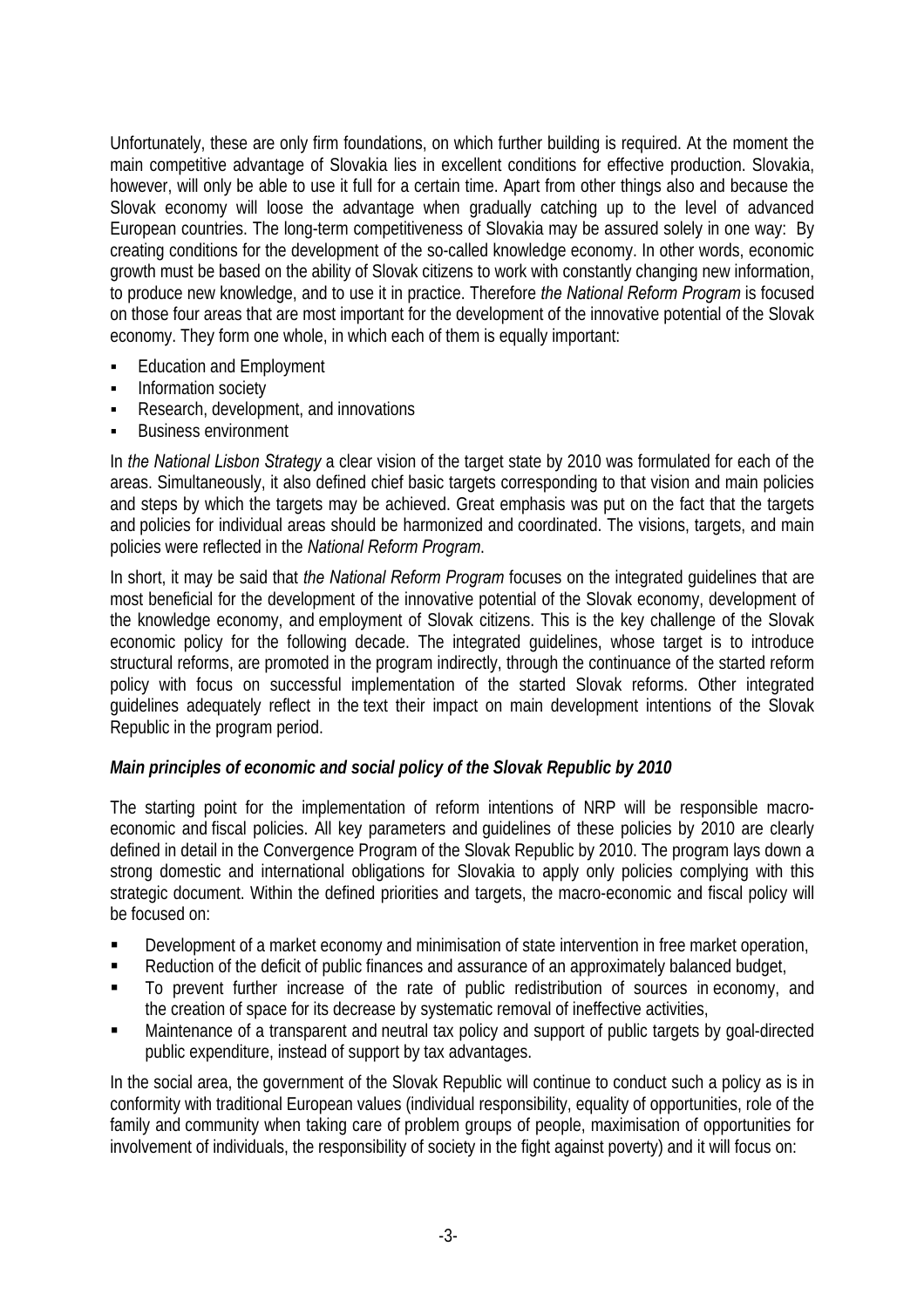Unfortunately, these are only firm foundations, on which further building is required. At the moment the main competitive advantage of Slovakia lies in excellent conditions for effective production. Slovakia, however, will only be able to use it full for a certain time. Apart from other things also and because the Slovak economy will loose the advantage when gradually catching up to the level of advanced European countries. The long-term competitiveness of Slovakia may be assured solely in one way: By creating conditions for the development of the so-called knowledge economy. In other words, economic growth must be based on the ability of Slovak citizens to work with constantly changing new information, to produce new knowledge, and to use it in practice. Therefore *the National Reform Program* is focused on those four areas that are most important for the development of the innovative potential of the Slovak economy. They form one whole, in which each of them is equally important:

- Education and Employment
- Information society
- Research, development, and innovations
- Business environment

In *the National Lisbon Strategy* a clear vision of the target state by 2010 was formulated for each of the areas. Simultaneously, it also defined chief basic targets corresponding to that vision and main policies and steps by which the targets may be achieved. Great emphasis was put on the fact that the targets and policies for individual areas should be harmonized and coordinated. The visions, targets, and main policies were reflected in the *National Reform Program*.

In short, it may be said that *the National Reform Program* focuses on the integrated guidelines that are most beneficial for the development of the innovative potential of the Slovak economy, development of the knowledge economy, and employment of Slovak citizens. This is the key challenge of the Slovak economic policy for the following decade. The integrated guidelines, whose target is to introduce structural reforms, are promoted in the program indirectly, through the continuance of the started reform policy with focus on successful implementation of the started Slovak reforms. Other integrated guidelines adequately reflect in the text their impact on main development intentions of the Slovak Republic in the program period.

***Main principles of economic and social policy of the Slovak Republic by 2010***

The starting point for the implementation of reform intentions of NRP will be responsible macro-economic and fiscal policies. All key parameters and guidelines of these policies by 2010 are clearly defined in detail in the Convergence Program of the Slovak Republic by 2010. The program lays down a strong domestic and international obligations for Slovakia to apply only policies complying with this strategic document. Within the defined priorities and targets, the macro-economic and fiscal policy will be focused on:

- Development of a market economy and minimisation of state intervention in free market operation,
- Reduction of the deficit of public finances and assurance of an approximately balanced budget,
- To prevent further increase of the rate of public redistribution of sources in economy, and the creation of space for its decrease by systematic removal of ineffective activities,
- Maintenance of a transparent and neutral tax policy and support of public targets by goal-directed public expenditure, instead of support by tax advantages.

In the social area, the government of the Slovak Republic will continue to conduct such a policy as is in conformity with traditional European values (individual responsibility, equality of opportunities, role of the family and community when taking care of problem groups of people, maximisation of opportunities for involvement of individuals, the responsibility of society in the fight against poverty) and it will focus on: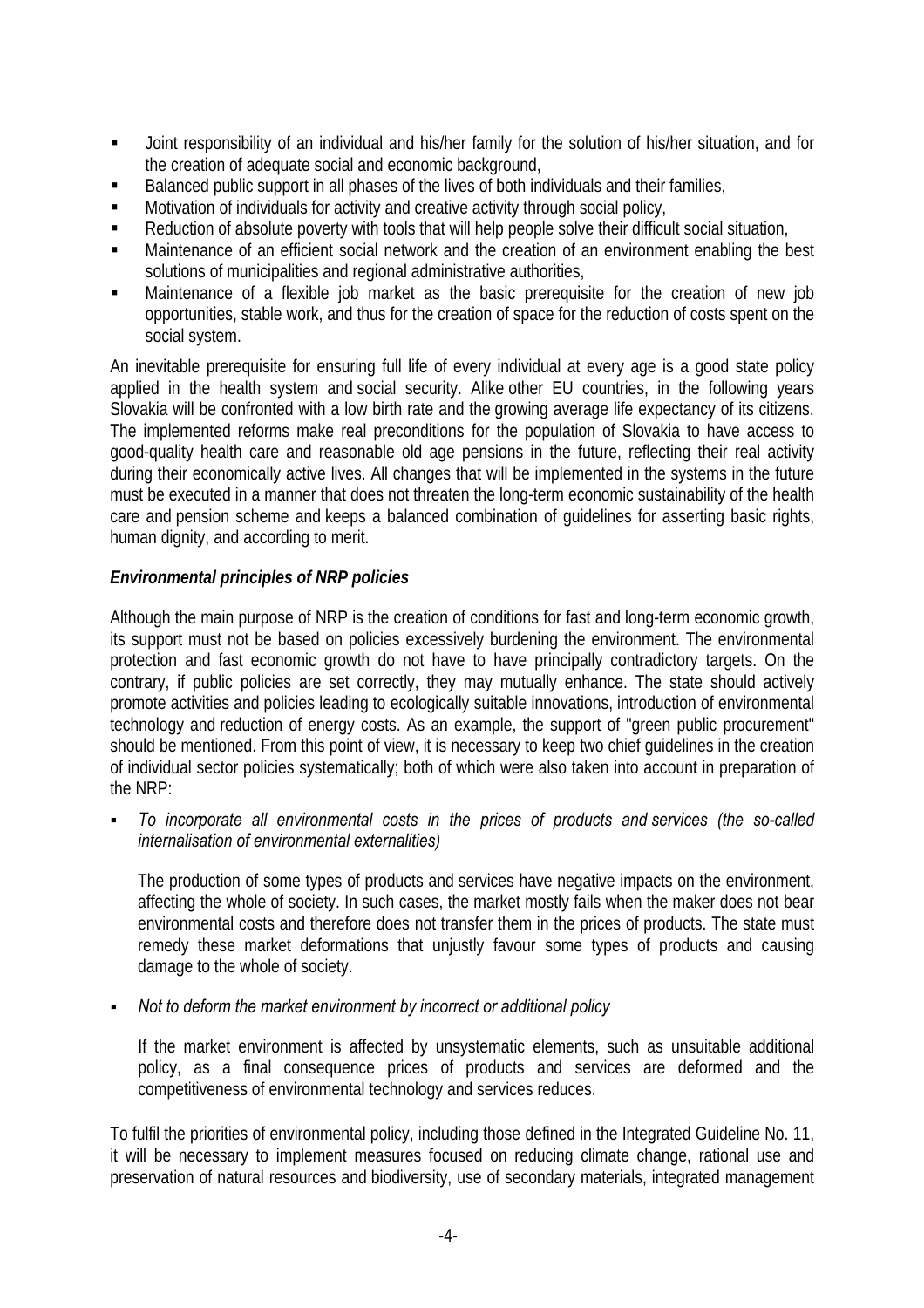- Joint responsibility of an individual and his/her family for the solution of his/her situation, and for the creation of adequate social and economic background,
- Balanced public support in all phases of the lives of both individuals and their families,
- Motivation of individuals for activity and creative activity through social policy,
- Reduction of absolute poverty with tools that will help people solve their difficult social situation,
- Maintenance of an efficient social network and the creation of an environment enabling the best solutions of municipalities and regional administrative authorities,
- Maintenance of a flexible job market as the basic prerequisite for the creation of new job opportunities, stable work, and thus for the creation of space for the reduction of costs spent on the social system.

An inevitable prerequisite for ensuring full life of every individual at every age is a good state policy applied in the health system and social security. Alike other EU countries, in the following years Slovakia will be confronted with a low birth rate and the growing average life expectancy of its citizens. The implemented reforms make real preconditions for the population of Slovakia to have access to good-quality health care and reasonable old age pensions in the future, reflecting their real activity during their economically active lives. All changes that will be implemented in the systems in the future must be executed in a manner that does not threaten the long-term economic sustainability of the health care and pension scheme and keeps a balanced combination of guidelines for asserting basic rights, human dignity, and according to merit.

***Environmental principles of NRP policies***

Although the main purpose of NRP is the creation of conditions for fast and long-term economic growth, its support must not be based on policies excessively burdening the environment. The environmental protection and fast economic growth do not have to have principally contradictory targets. On the contrary, if public policies are set correctly, they may mutually enhance. The state should actively promote activities and policies leading to ecologically suitable innovations, introduction of environmental technology and reduction of energy costs. As an example, the support of "green public procurement" should be mentioned. From this point of view, it is necessary to keep two chief guidelines in the creation of individual sector policies systematically; both of which were also taken into account in preparation of the NRP:

- *To incorporate all environmental costs in the prices of products and services (the so-called internalisation of environmental externalities)*

  The production of some types of products and services have negative impacts on the environment, affecting the whole of society. In such cases, the market mostly fails when the maker does not bear environmental costs and therefore does not transfer them in the prices of products. The state must remedy these market deformations that unjustly favour some types of products and causing damage to the whole of society.

- *Not to deform the market environment by incorrect or additional policy*

  If the market environment is affected by unsystematic elements, such as unsuitable additional policy, as a final consequence prices of products and services are deformed and the competitiveness of environmental technology and services reduces.

To fulfil the priorities of environmental policy, including those defined in the Integrated Guideline No. 11, it will be necessary to implement measures focused on reducing climate change, rational use and preservation of natural resources and biodiversity, use of secondary materials, integrated management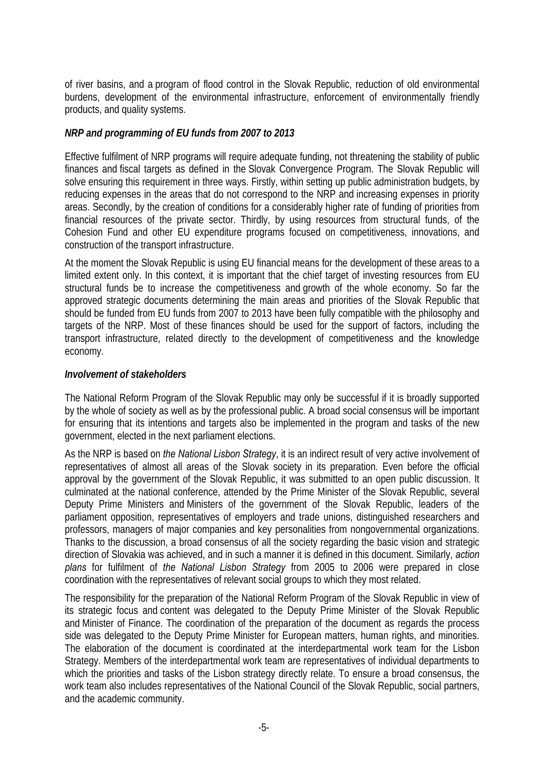of river basins, and a program of flood control in the Slovak Republic, reduction of old environmental burdens, development of the environmental infrastructure, enforcement of environmentally friendly products, and quality systems.

### *NRP and programming of EU funds from 2007 to 2013*

Effective fulfilment of NRP programs will require adequate funding, not threatening the stability of public finances and fiscal targets as defined in the Slovak Convergence Program. The Slovak Republic will solve ensuring this requirement in three ways. Firstly, within setting up public administration budgets, by reducing expenses in the areas that do not correspond to the NRP and increasing expenses in priority areas. Secondly, by the creation of conditions for a considerably higher rate of funding of priorities from financial resources of the private sector. Thirdly, by using resources from structural funds, of the Cohesion Fund and other EU expenditure programs focused on competitiveness, innovations, and construction of the transport infrastructure.

At the moment the Slovak Republic is using EU financial means for the development of these areas to a limited extent only. In this context, it is important that the chief target of investing resources from EU structural funds be to increase the competitiveness and growth of the whole economy. So far the approved strategic documents determining the main areas and priorities of the Slovak Republic that should be funded from EU funds from 2007 to 2013 have been fully compatible with the philosophy and targets of the NRP. Most of these finances should be used for the support of factors, including the transport infrastructure, related directly to the development of competitiveness and the knowledge economy.

### *Involvement of stakeholders*

The National Reform Program of the Slovak Republic may only be successful if it is broadly supported by the whole of society as well as by the professional public. A broad social consensus will be important for ensuring that its intentions and targets also be implemented in the program and tasks of the new government, elected in the next parliament elections.

As the NRP is based on *the National Lisbon Strategy*, it is an indirect result of very active involvement of representatives of almost all areas of the Slovak society in its preparation. Even before the official approval by the government of the Slovak Republic, it was submitted to an open public discussion. It culminated at the national conference, attended by the Prime Minister of the Slovak Republic, several Deputy Prime Ministers and Ministers of the government of the Slovak Republic, leaders of the parliament opposition, representatives of employers and trade unions, distinguished researchers and professors, managers of major companies and key personalities from nongovernmental organizations. Thanks to the discussion, a broad consensus of all the society regarding the basic vision and strategic direction of Slovakia was achieved, and in such a manner it is defined in this document. Similarly, *action plans* for fulfilment of *the National Lisbon Strategy* from 2005 to 2006 were prepared in close coordination with the representatives of relevant social groups to which they most related.

The responsibility for the preparation of the National Reform Program of the Slovak Republic in view of its strategic focus and content was delegated to the Deputy Prime Minister of the Slovak Republic and Minister of Finance. The coordination of the preparation of the document as regards the process side was delegated to the Deputy Prime Minister for European matters, human rights, and minorities. The elaboration of the document is coordinated at the interdepartmental work team for the Lisbon Strategy. Members of the interdepartmental work team are representatives of individual departments to which the priorities and tasks of the Lisbon strategy directly relate. To ensure a broad consensus, the work team also includes representatives of the National Council of the Slovak Republic, social partners, and the academic community.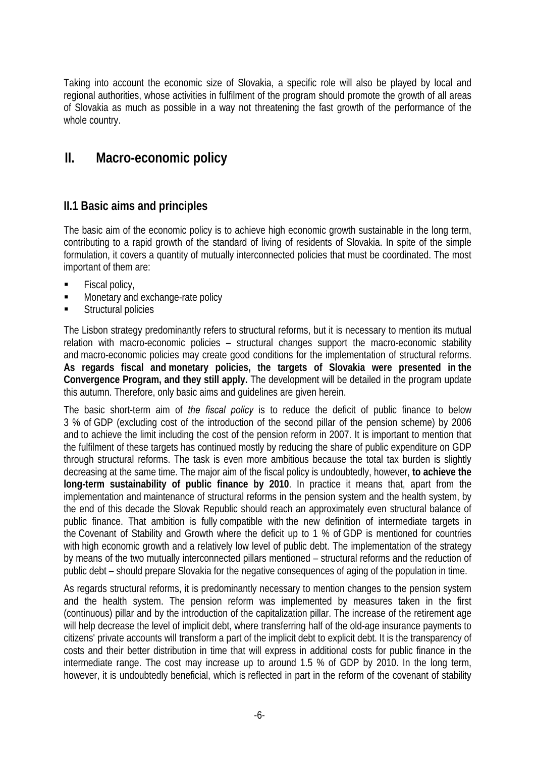Taking into account the economic size of Slovakia, a specific role will also be played by local and regional authorities, whose activities in fulfilment of the program should promote the growth of all areas of Slovakia as much as possible in a way not threatening the fast growth of the performance of the whole country.

# II. Macro-economic policy

## II.1 Basic aims and principles

The basic aim of the economic policy is to achieve high economic growth sustainable in the long term, contributing to a rapid growth of the standard of living of residents of Slovakia. In spite of the simple formulation, it covers a quantity of mutually interconnected policies that must be coordinated. The most important of them are:

- Fiscal policy,
- Monetary and exchange-rate policy
- Structural policies

The Lisbon strategy predominantly refers to structural reforms, but it is necessary to mention its mutual relation with macro-economic policies – structural changes support the macro-economic stability and macro-economic policies may create good conditions for the implementation of structural reforms. **As regards fiscal and monetary policies, the targets of Slovakia were presented in the Convergence Program, and they still apply.** The development will be detailed in the program update this autumn. Therefore, only basic aims and guidelines are given herein.

The basic short-term aim of *the fiscal policy* is to reduce the deficit of public finance to below 3 % of GDP (excluding cost of the introduction of the second pillar of the pension scheme) by 2006 and to achieve the limit including the cost of the pension reform in 2007. It is important to mention that the fulfilment of these targets has continued mostly by reducing the share of public expenditure on GDP through structural reforms. The task is even more ambitious because the total tax burden is slightly decreasing at the same time. The major aim of the fiscal policy is undoubtedly, however, **to achieve the long-term sustainability of public finance by 2010**. In practice it means that, apart from the implementation and maintenance of structural reforms in the pension system and the health system, by the end of this decade the Slovak Republic should reach an approximately even structural balance of public finance. That ambition is fully compatible with the new definition of intermediate targets in the Covenant of Stability and Growth where the deficit up to 1 % of GDP is mentioned for countries with high economic growth and a relatively low level of public debt. The implementation of the strategy by means of the two mutually interconnected pillars mentioned – structural reforms and the reduction of public debt – should prepare Slovakia for the negative consequences of aging of the population in time.

As regards structural reforms, it is predominantly necessary to mention changes to the pension system and the health system. The pension reform was implemented by measures taken in the first (continuous) pillar and by the introduction of the capitalization pillar. The increase of the retirement age will help decrease the level of implicit debt, where transferring half of the old-age insurance payments to citizens' private accounts will transform a part of the implicit debt to explicit debt. It is the transparency of costs and their better distribution in time that will express in additional costs for public finance in the intermediate range. The cost may increase up to around 1.5 % of GDP by 2010. In the long term, however, it is undoubtedly beneficial, which is reflected in part in the reform of the covenant of stability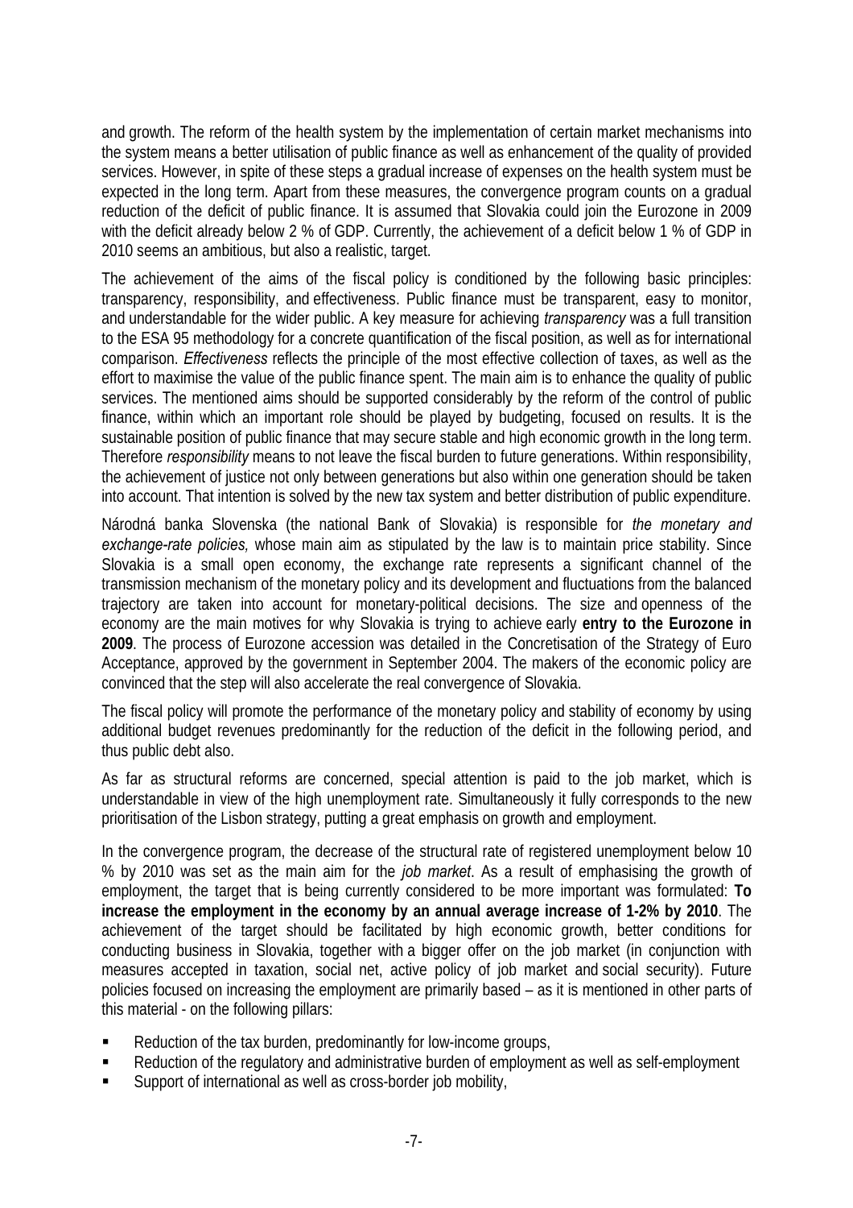and growth. The reform of the health system by the implementation of certain market mechanisms into the system means a better utilisation of public finance as well as enhancement of the quality of provided services. However, in spite of these steps a gradual increase of expenses on the health system must be expected in the long term. Apart from these measures, the convergence program counts on a gradual reduction of the deficit of public finance. It is assumed that Slovakia could join the Eurozone in 2009 with the deficit already below 2 % of GDP. Currently, the achievement of a deficit below 1 % of GDP in 2010 seems an ambitious, but also a realistic, target.

The achievement of the aims of the fiscal policy is conditioned by the following basic principles: transparency, responsibility, and effectiveness. Public finance must be transparent, easy to monitor, and understandable for the wider public. A key measure for achieving *transparency* was a full transition to the ESA 95 methodology for a concrete quantification of the fiscal position, as well as for international comparison. *Effectiveness* reflects the principle of the most effective collection of taxes, as well as the effort to maximise the value of the public finance spent. The main aim is to enhance the quality of public services. The mentioned aims should be supported considerably by the reform of the control of public finance, within which an important role should be played by budgeting, focused on results. It is the sustainable position of public finance that may secure stable and high economic growth in the long term. Therefore *responsibility* means to not leave the fiscal burden to future generations. Within responsibility, the achievement of justice not only between generations but also within one generation should be taken into account. That intention is solved by the new tax system and better distribution of public expenditure.

Národná banka Slovenska (the national Bank of Slovakia) is responsible for *the monetary and exchange-rate policies,* whose main aim as stipulated by the law is to maintain price stability. Since Slovakia is a small open economy, the exchange rate represents a significant channel of the transmission mechanism of the monetary policy and its development and fluctuations from the balanced trajectory are taken into account for monetary-political decisions. The size and openness of the economy are the main motives for why Slovakia is trying to achieve early **entry to the Eurozone in 2009**. The process of Eurozone accession was detailed in the Concretisation of the Strategy of Euro Acceptance, approved by the government in September 2004. The makers of the economic policy are convinced that the step will also accelerate the real convergence of Slovakia.

The fiscal policy will promote the performance of the monetary policy and stability of economy by using additional budget revenues predominantly for the reduction of the deficit in the following period, and thus public debt also.

As far as structural reforms are concerned, special attention is paid to the job market, which is understandable in view of the high unemployment rate. Simultaneously it fully corresponds to the new prioritisation of the Lisbon strategy, putting a great emphasis on growth and employment.

In the convergence program, the decrease of the structural rate of registered unemployment below 10 % by 2010 was set as the main aim for the *job market*. As a result of emphasising the growth of employment, the target that is being currently considered to be more important was formulated: **To increase the employment in the economy by an annual average increase of 1-2% by 2010**. The achievement of the target should be facilitated by high economic growth, better conditions for conducting business in Slovakia, together with a bigger offer on the job market (in conjunction with measures accepted in taxation, social net, active policy of job market and social security). Future policies focused on increasing the employment are primarily based – as it is mentioned in other parts of this material - on the following pillars:

- Reduction of the tax burden, predominantly for low-income groups,
- Reduction of the regulatory and administrative burden of employment as well as self-employment
- Support of international as well as cross-border job mobility,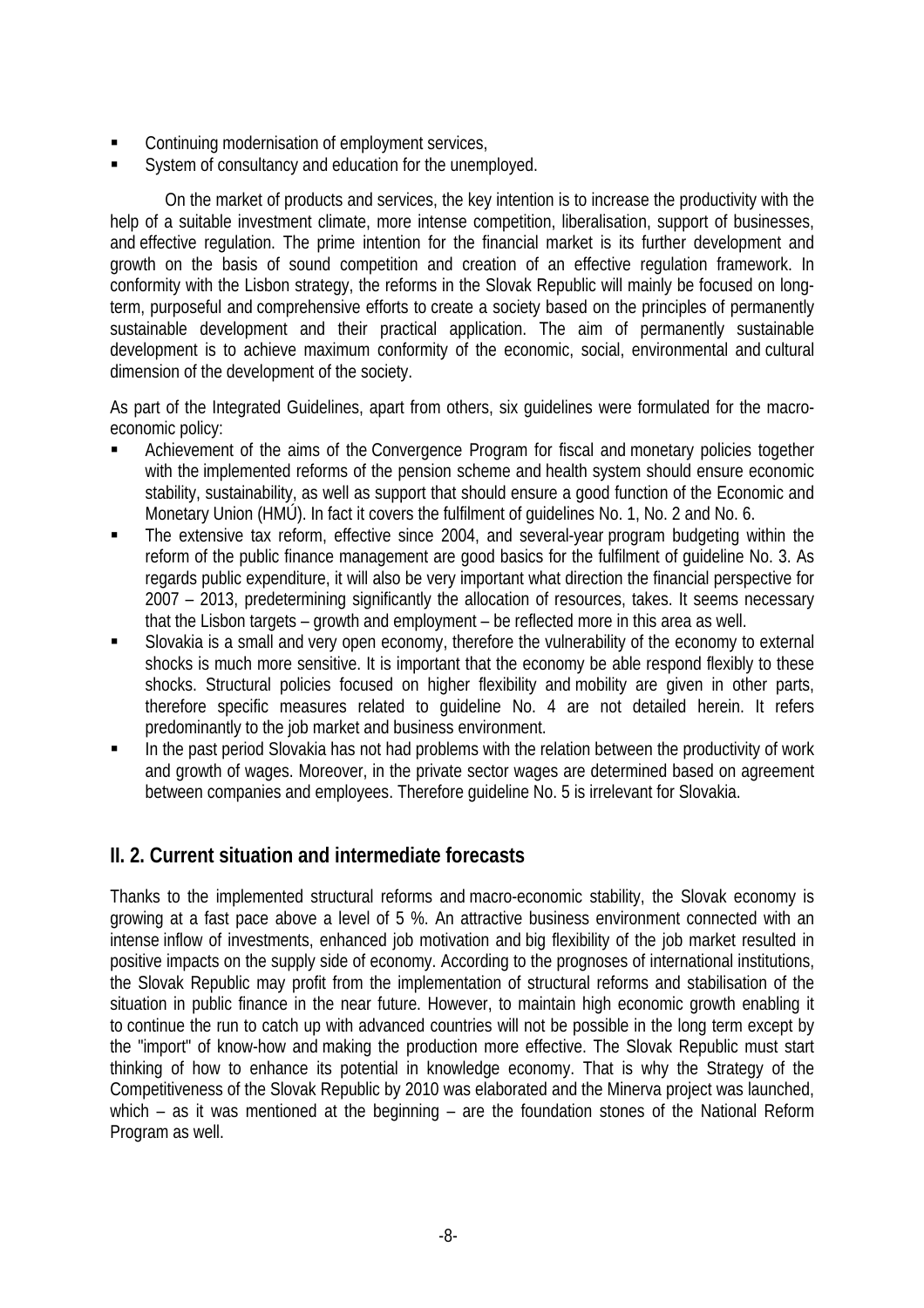- Continuing modernisation of employment services,
- System of consultancy and education for the unemployed.

On the market of products and services, the key intention is to increase the productivity with the help of a suitable investment climate, more intense competition, liberalisation, support of businesses, and effective regulation. The prime intention for the financial market is its further development and growth on the basis of sound competition and creation of an effective regulation framework. In conformity with the Lisbon strategy, the reforms in the Slovak Republic will mainly be focused on long-term, purposeful and comprehensive efforts to create a society based on the principles of permanently sustainable development and their practical application. The aim of permanently sustainable development is to achieve maximum conformity of the economic, social, environmental and cultural dimension of the development of the society.

As part of the Integrated Guidelines, apart from others, six guidelines were formulated for the macro-economic policy:

- Achievement of the aims of the Convergence Program for fiscal and monetary policies together with the implemented reforms of the pension scheme and health system should ensure economic stability, sustainability, as well as support that should ensure a good function of the Economic and Monetary Union (HMÚ). In fact it covers the fulfilment of guidelines No. 1, No. 2 and No. 6.
- The extensive tax reform, effective since 2004, and several-year program budgeting within the reform of the public finance management are good basics for the fulfilment of guideline No. 3. As regards public expenditure, it will also be very important what direction the financial perspective for 2007 – 2013, predetermining significantly the allocation of resources, takes. It seems necessary that the Lisbon targets – growth and employment – be reflected more in this area as well.
- Slovakia is a small and very open economy, therefore the vulnerability of the economy to external shocks is much more sensitive. It is important that the economy be able respond flexibly to these shocks. Structural policies focused on higher flexibility and mobility are given in other parts, therefore specific measures related to guideline No. 4 are not detailed herein. It refers predominantly to the job market and business environment.
- In the past period Slovakia has not had problems with the relation between the productivity of work and growth of wages. Moreover, in the private sector wages are determined based on agreement between companies and employees. Therefore guideline No. 5 is irrelevant for Slovakia.

## II. 2. Current situation and intermediate forecasts

Thanks to the implemented structural reforms and macro-economic stability, the Slovak economy is growing at a fast pace above a level of 5 %. An attractive business environment connected with an intense inflow of investments, enhanced job motivation and big flexibility of the job market resulted in positive impacts on the supply side of economy. According to the prognoses of international institutions, the Slovak Republic may profit from the implementation of structural reforms and stabilisation of the situation in public finance in the near future. However, to maintain high economic growth enabling it to continue the run to catch up with advanced countries will not be possible in the long term except by the "import" of know-how and making the production more effective. The Slovak Republic must start thinking of how to enhance its potential in knowledge economy. That is why the Strategy of the Competitiveness of the Slovak Republic by 2010 was elaborated and the Minerva project was launched, which – as it was mentioned at the beginning – are the foundation stones of the National Reform Program as well.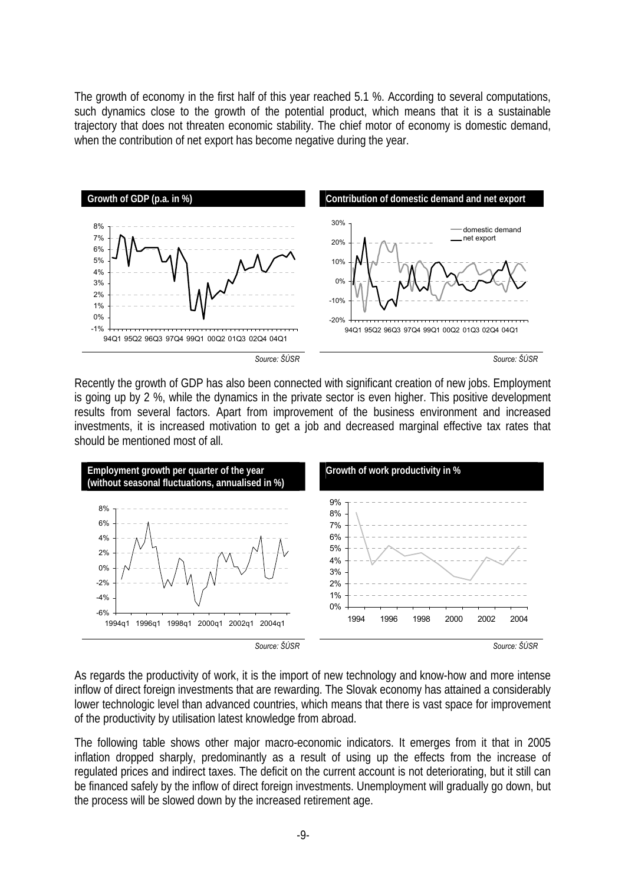The growth of economy in the first half of this year reached 5.1 %. According to several computations, such dynamics close to the growth of the potential product, which means that it is a sustainable trajectory that does not threaten economic stability. The chief motor of economy is domestic demand, when the contribution of net export has become negative during the year.

**Growth of GDP (p.a. in %)**

8%
7%
6%
5%
4%
3%
2%
1%
0%
-1%
94Q1 95Q2 96Q3 97Q4 99Q1 00Q2 01Q3 02Q4 04Q1

*Source: ŠÚSR*

**Contribution of domestic demand and net export**

30%
20%
10%
0%
-10%
-20%
94Q1 95Q2 96Q3 97Q4 99Q1 00Q2 01Q3 02Q4 04Q1

domestic demand
net export

*Source: ŠÚSR*

Recently the growth of GDP has also been connected with significant creation of new jobs. Employment is going up by 2 %, while the dynamics in the private sector is even higher. This positive development results from several factors. Apart from improvement of the business environment and increased investments, it is increased motivation to get a job and decreased marginal effective tax rates that should be mentioned most of all.

**Employment growth per quarter of the year (without seasonal fluctuations, annualised in %)**

8%
6%
4%
2%
0%
-2%
-4%
-6%
1994q1 1996q1 1998q1 2000q1 2002q1 2004q1

*Source: ŠÚSR*

**Growth of work productivity in %**

9%
8%
7%
6%
5%
4%
3%
2%
1%
0%
1994 1996 1998 2000 2002 2004

*Source: ŠÚSR*

As regards the productivity of work, it is the import of new technology and know-how and more intense inflow of direct foreign investments that are rewarding. The Slovak economy has attained a considerably lower technologic level than advanced countries, which means that there is vast space for improvement of the productivity by utilisation latest knowledge from abroad.

The following table shows other major macro-economic indicators. It emerges from it that in 2005 inflation dropped sharply, predominantly as a result of using up the effects from the increase of regulated prices and indirect taxes. The deficit on the current account is not deteriorating, but it still can be financed safely by the inflow of direct foreign investments. Unemployment will gradually go down, but the process will be slowed down by the increased retirement age.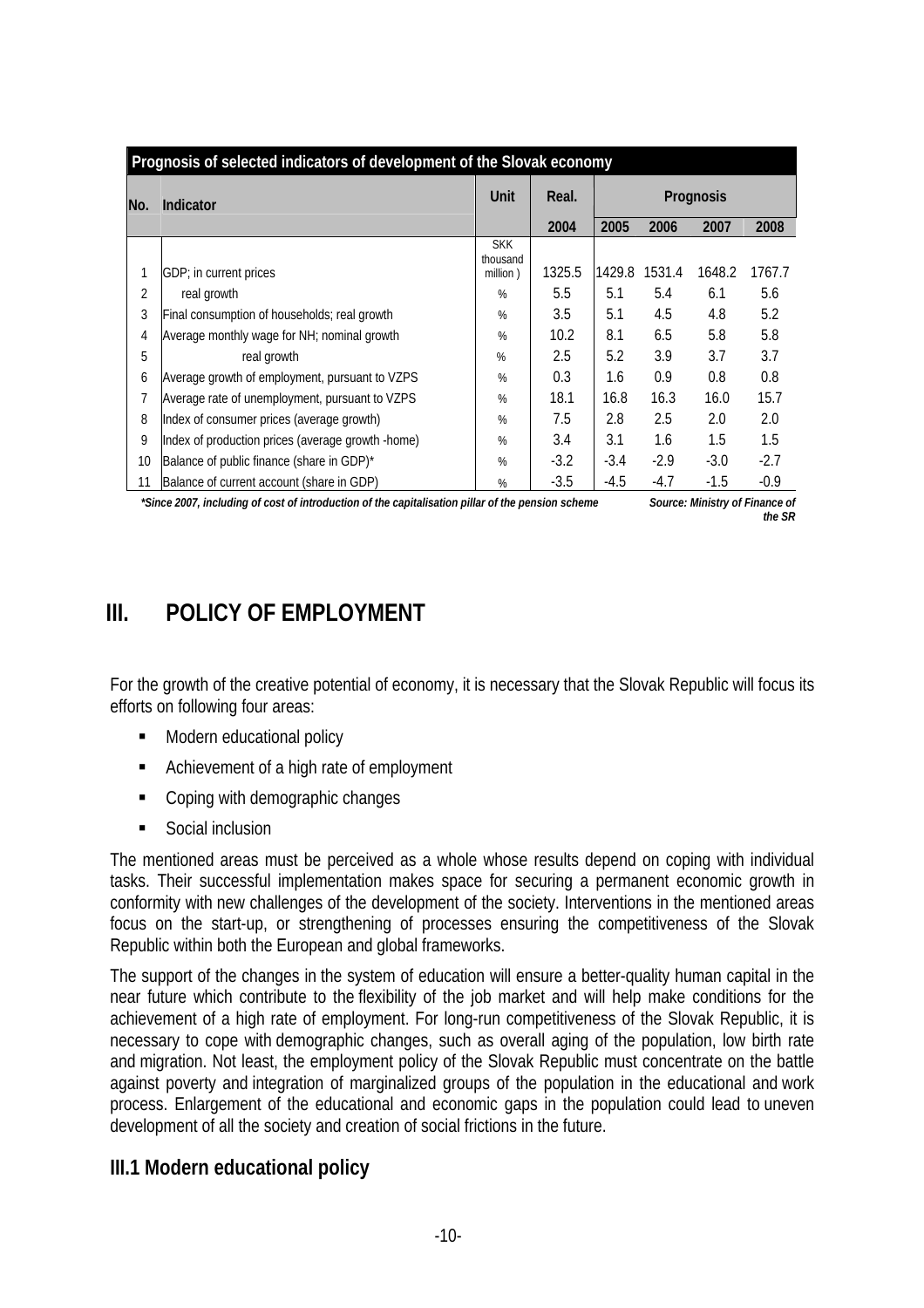**Prognosis of selected indicators of development of the Slovak economy**

| No. | Indicator | Unit | Real. | Prognosis | | | |
|---|---|---|---|---|---|---|---|
| | | | 2004 | 2005 | 2006 | 2007 | 2008 |
| 1 | GDP; in current prices | SKK thousand million ) | 1325.5 | 1429.8 | 1531.4 | 1648.2 | 1767.7 |
| 2 | real growth | % | 5.5 | 5.1 | 5.4 | 6.1 | 5.6 |
| 3 | Final consumption of households; real growth | % | 3.5 | 5.1 | 4.5 | 4.8 | 5.2 |
| 4 | Average monthly wage for NH; nominal growth | % | 10.2 | 8.1 | 6.5 | 5.8 | 5.8 |
| 5 | real growth | % | 2.5 | 5.2 | 3.9 | 3.7 | 3.7 |
| 6 | Average growth of employment, pursuant to VZPS | % | 0.3 | 1.6 | 0.9 | 0.8 | 0.8 |
| 7 | Average rate of unemployment, pursuant to VZPS | % | 18.1 | 16.8 | 16.3 | 16.0 | 15.7 |
| 8 | Index of consumer prices (average growth) | % | 7.5 | 2.8 | 2.5 | 2.0 | 2.0 |
| 9 | Index of production prices (average growth -home) | % | 3.4 | 3.1 | 1.6 | 1.5 | 1.5 |
| 10 | Balance of public finance (share in GDP)* | % | -3.2 | -3.4 | -2.9 | -3.0 | -2.7 |
| 11 | Balance of current account (share in GDP) | % | -3.5 | -4.5 | -4.7 | -1.5 | -0.9 |

*\*Since 2007, including of cost of introduction of the capitalisation pillar of the pension scheme*

*Source: Ministry of Finance of the SR*

# III. POLICY OF EMPLOYMENT

For the growth of the creative potential of economy, it is necessary that the Slovak Republic will focus its efforts on following four areas:

- Modern educational policy
- Achievement of a high rate of employment
- Coping with demographic changes
- Social inclusion

The mentioned areas must be perceived as a whole whose results depend on coping with individual tasks. Their successful implementation makes space for securing a permanent economic growth in conformity with new challenges of the development of the society. Interventions in the mentioned areas focus on the start-up, or strengthening of processes ensuring the competitiveness of the Slovak Republic within both the European and global frameworks.

The support of the changes in the system of education will ensure a better-quality human capital in the near future which contribute to the flexibility of the job market and will help make conditions for the achievement of a high rate of employment. For long-run competitiveness of the Slovak Republic, it is necessary to cope with demographic changes, such as overall aging of the population, low birth rate and migration. Not least, the employment policy of the Slovak Republic must concentrate on the battle against poverty and integration of marginalized groups of the population in the educational and work process. Enlargement of the educational and economic gaps in the population could lead to uneven development of all the society and creation of social frictions in the future.

## III.1 Modern educational policy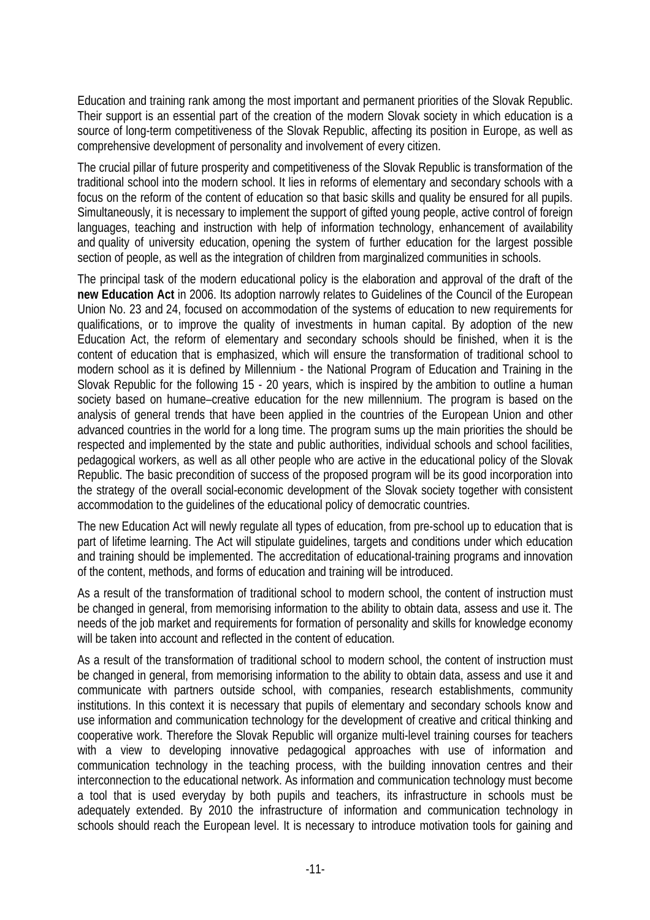Education and training rank among the most important and permanent priorities of the Slovak Republic. Their support is an essential part of the creation of the modern Slovak society in which education is a source of long-term competitiveness of the Slovak Republic, affecting its position in Europe, as well as comprehensive development of personality and involvement of every citizen.

The crucial pillar of future prosperity and competitiveness of the Slovak Republic is transformation of the traditional school into the modern school. It lies in reforms of elementary and secondary schools with a focus on the reform of the content of education so that basic skills and quality be ensured for all pupils. Simultaneously, it is necessary to implement the support of gifted young people, active control of foreign languages, teaching and instruction with help of information technology, enhancement of availability and quality of university education, opening the system of further education for the largest possible section of people, as well as the integration of children from marginalized communities in schools.

The principal task of the modern educational policy is the elaboration and approval of the draft of the **new Education Act** in 2006. Its adoption narrowly relates to Guidelines of the Council of the European Union No. 23 and 24, focused on accommodation of the systems of education to new requirements for qualifications, or to improve the quality of investments in human capital. By adoption of the new Education Act, the reform of elementary and secondary schools should be finished, when it is the content of education that is emphasized, which will ensure the transformation of traditional school to modern school as it is defined by Millennium - the National Program of Education and Training in the Slovak Republic for the following 15 - 20 years, which is inspired by the ambition to outline a human society based on humane–creative education for the new millennium. The program is based on the analysis of general trends that have been applied in the countries of the European Union and other advanced countries in the world for a long time. The program sums up the main priorities the should be respected and implemented by the state and public authorities, individual schools and school facilities, pedagogical workers, as well as all other people who are active in the educational policy of the Slovak Republic. The basic precondition of success of the proposed program will be its good incorporation into the strategy of the overall social-economic development of the Slovak society together with consistent accommodation to the guidelines of the educational policy of democratic countries.

The new Education Act will newly regulate all types of education, from pre-school up to education that is part of lifetime learning. The Act will stipulate guidelines, targets and conditions under which education and training should be implemented. The accreditation of educational-training programs and innovation of the content, methods, and forms of education and training will be introduced.

As a result of the transformation of traditional school to modern school, the content of instruction must be changed in general, from memorising information to the ability to obtain data, assess and use it. The needs of the job market and requirements for formation of personality and skills for knowledge economy will be taken into account and reflected in the content of education.

As a result of the transformation of traditional school to modern school, the content of instruction must be changed in general, from memorising information to the ability to obtain data, assess and use it and communicate with partners outside school, with companies, research establishments, community institutions. In this context it is necessary that pupils of elementary and secondary schools know and use information and communication technology for the development of creative and critical thinking and cooperative work. Therefore the Slovak Republic will organize multi-level training courses for teachers with a view to developing innovative pedagogical approaches with use of information and communication technology in the teaching process, with the building innovation centres and their interconnection to the educational network. As information and communication technology must become a tool that is used everyday by both pupils and teachers, its infrastructure in schools must be adequately extended. By 2010 the infrastructure of information and communication technology in schools should reach the European level. It is necessary to introduce motivation tools for gaining and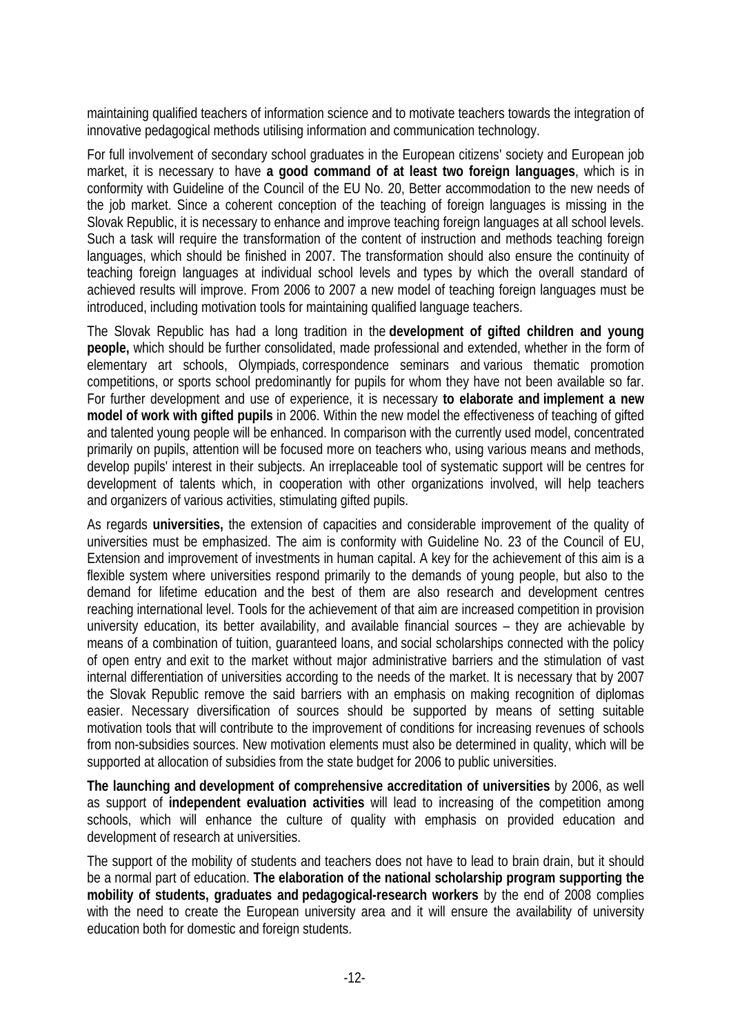maintaining qualified teachers of information science and to motivate teachers towards the integration of innovative pedagogical methods utilising information and communication technology.

For full involvement of secondary school graduates in the European citizens' society and European job market, it is necessary to have **a good command of at least two foreign languages**, which is in conformity with Guideline of the Council of the EU No. 20, Better accommodation to the new needs of the job market. Since a coherent conception of the teaching of foreign languages is missing in the Slovak Republic, it is necessary to enhance and improve teaching foreign languages at all school levels. Such a task will require the transformation of the content of instruction and methods teaching foreign languages, which should be finished in 2007. The transformation should also ensure the continuity of teaching foreign languages at individual school levels and types by which the overall standard of achieved results will improve. From 2006 to 2007 a new model of teaching foreign languages must be introduced, including motivation tools for maintaining qualified language teachers.

The Slovak Republic has had a long tradition in the **development of gifted children and young people,** which should be further consolidated, made professional and extended, whether in the form of elementary art schools, Olympiads, correspondence seminars and various thematic promotion competitions, or sports school predominantly for pupils for whom they have not been available so far. For further development and use of experience, it is necessary **to elaborate and implement a new model of work with gifted pupils** in 2006. Within the new model the effectiveness of teaching of gifted and talented young people will be enhanced. In comparison with the currently used model, concentrated primarily on pupils, attention will be focused more on teachers who, using various means and methods, develop pupils' interest in their subjects. An irreplaceable tool of systematic support will be centres for development of talents which, in cooperation with other organizations involved, will help teachers and organizers of various activities, stimulating gifted pupils.

As regards **universities,** the extension of capacities and considerable improvement of the quality of universities must be emphasized. The aim is conformity with Guideline No. 23 of the Council of EU, Extension and improvement of investments in human capital. A key for the achievement of this aim is a flexible system where universities respond primarily to the demands of young people, but also to the demand for lifetime education and the best of them are also research and development centres reaching international level. Tools for the achievement of that aim are increased competition in provision university education, its better availability, and available financial sources – they are achievable by means of a combination of tuition, guaranteed loans, and social scholarships connected with the policy of open entry and exit to the market without major administrative barriers and the stimulation of vast internal differentiation of universities according to the needs of the market. It is necessary that by 2007 the Slovak Republic remove the said barriers with an emphasis on making recognition of diplomas easier. Necessary diversification of sources should be supported by means of setting suitable motivation tools that will contribute to the improvement of conditions for increasing revenues of schools from non-subsidies sources. New motivation elements must also be determined in quality, which will be supported at allocation of subsidies from the state budget for 2006 to public universities.

**The launching and development of comprehensive accreditation of universities** by 2006, as well as support of **independent evaluation activities** will lead to increasing of the competition among schools, which will enhance the culture of quality with emphasis on provided education and development of research at universities.

The support of the mobility of students and teachers does not have to lead to brain drain, but it should be a normal part of education. **The elaboration of the national scholarship program supporting the mobility of students, graduates and pedagogical-research workers** by the end of 2008 complies with the need to create the European university area and it will ensure the availability of university education both for domestic and foreign students.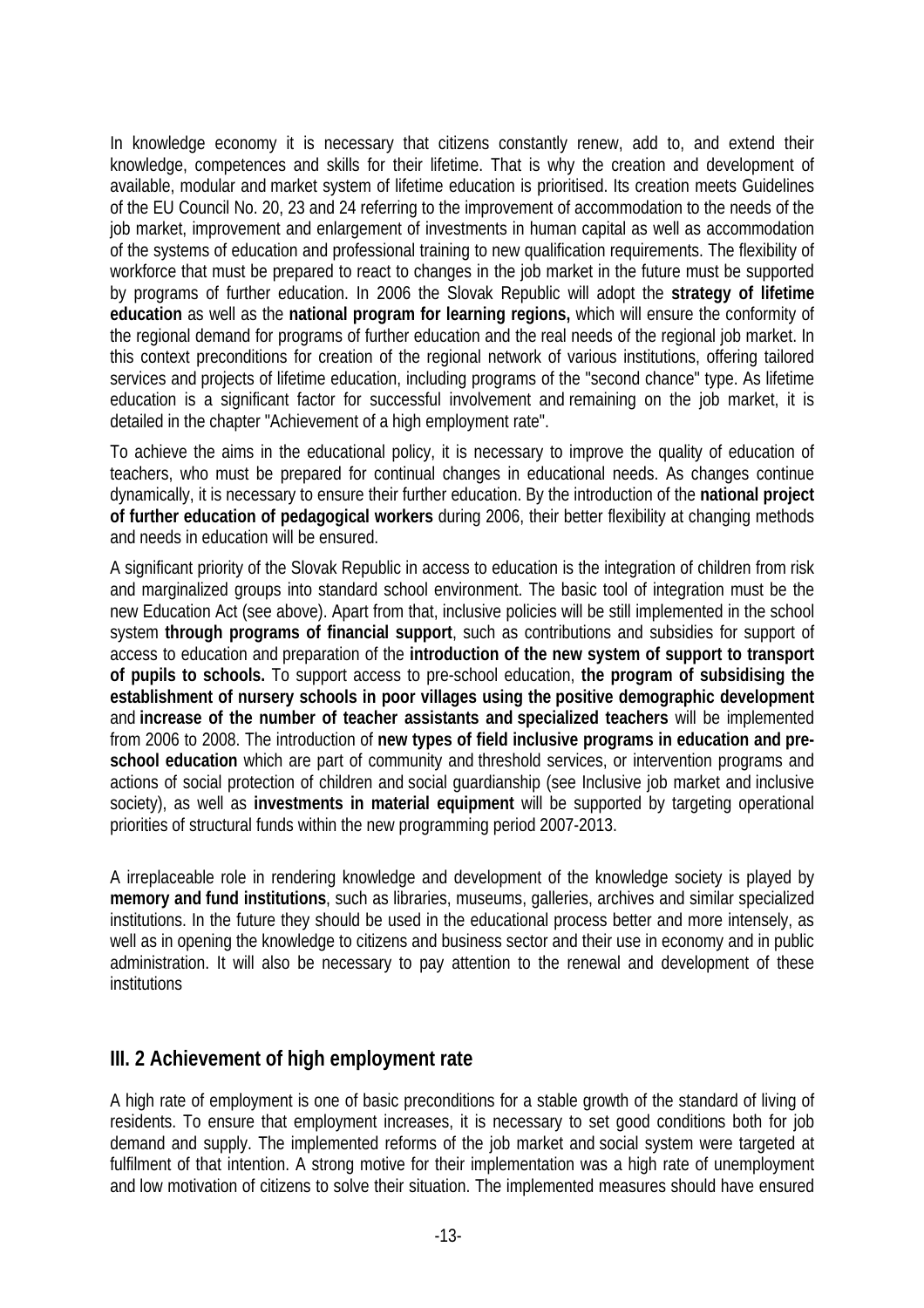In knowledge economy it is necessary that citizens constantly renew, add to, and extend their knowledge, competences and skills for their lifetime. That is why the creation and development of available, modular and market system of lifetime education is prioritised. Its creation meets Guidelines of the EU Council No. 20, 23 and 24 referring to the improvement of accommodation to the needs of the job market, improvement and enlargement of investments in human capital as well as accommodation of the systems of education and professional training to new qualification requirements. The flexibility of workforce that must be prepared to react to changes in the job market in the future must be supported by programs of further education. In 2006 the Slovak Republic will adopt the **strategy of lifetime education** as well as the **national program for learning regions,** which will ensure the conformity of the regional demand for programs of further education and the real needs of the regional job market. In this context preconditions for creation of the regional network of various institutions, offering tailored services and projects of lifetime education, including programs of the "second chance" type. As lifetime education is a significant factor for successful involvement and remaining on the job market, it is detailed in the chapter "Achievement of a high employment rate".

To achieve the aims in the educational policy, it is necessary to improve the quality of education of teachers, who must be prepared for continual changes in educational needs. As changes continue dynamically, it is necessary to ensure their further education. By the introduction of the **national project of further education of pedagogical workers** during 2006, their better flexibility at changing methods and needs in education will be ensured.

A significant priority of the Slovak Republic in access to education is the integration of children from risk and marginalized groups into standard school environment. The basic tool of integration must be the new Education Act (see above). Apart from that, inclusive policies will be still implemented in the school system **through programs of financial support**, such as contributions and subsidies for support of access to education and preparation of the **introduction of the new system of support to transport of pupils to schools.** To support access to pre-school education, **the program of subsidising the establishment of nursery schools in poor villages using the positive demographic development** and **increase of the number of teacher assistants and specialized teachers** will be implemented from 2006 to 2008. The introduction of **new types of field inclusive programs in education and pre-school education** which are part of community and threshold services, or intervention programs and actions of social protection of children and social guardianship (see Inclusive job market and inclusive society), as well as **investments in material equipment** will be supported by targeting operational priorities of structural funds within the new programming period 2007-2013.

A irreplaceable role in rendering knowledge and development of the knowledge society is played by **memory and fund institutions**, such as libraries, museums, galleries, archives and similar specialized institutions. In the future they should be used in the educational process better and more intensely, as well as in opening the knowledge to citizens and business sector and their use in economy and in public administration. It will also be necessary to pay attention to the renewal and development of these institutions

## III. 2 Achievement of high employment rate

A high rate of employment is one of basic preconditions for a stable growth of the standard of living of residents. To ensure that employment increases, it is necessary to set good conditions both for job demand and supply. The implemented reforms of the job market and social system were targeted at fulfilment of that intention. A strong motive for their implementation was a high rate of unemployment and low motivation of citizens to solve their situation. The implemented measures should have ensured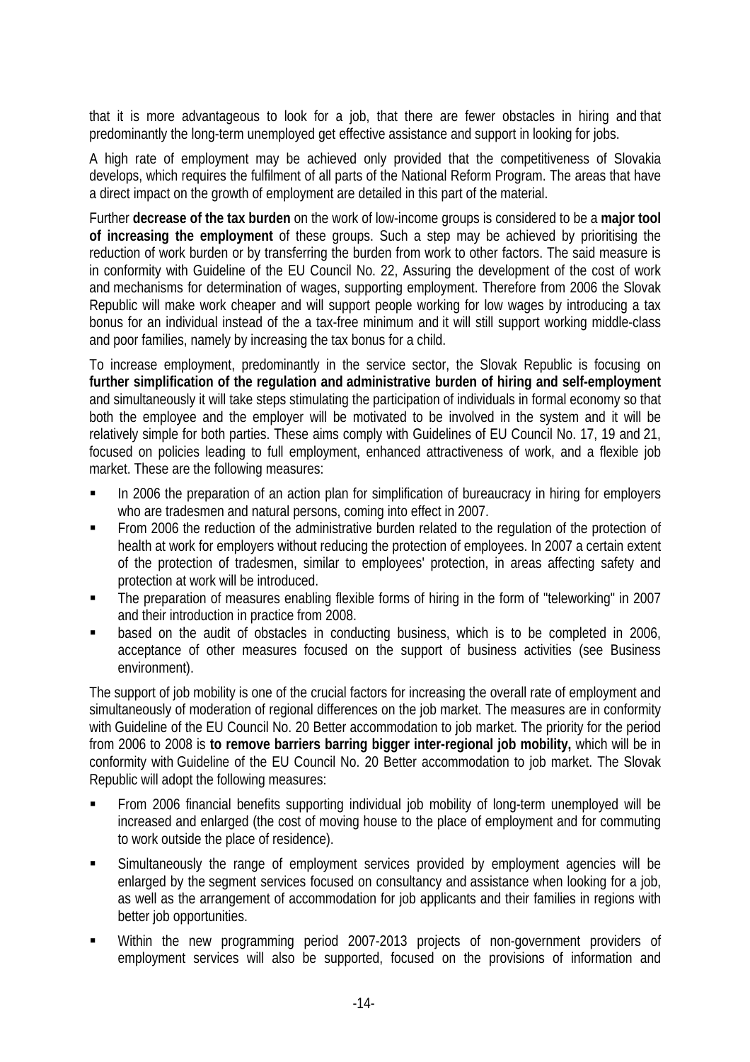that it is more advantageous to look for a job, that there are fewer obstacles in hiring and that predominantly the long-term unemployed get effective assistance and support in looking for jobs.

A high rate of employment may be achieved only provided that the competitiveness of Slovakia develops, which requires the fulfilment of all parts of the National Reform Program. The areas that have a direct impact on the growth of employment are detailed in this part of the material.

Further **decrease of the tax burden** on the work of low-income groups is considered to be a **major tool of increasing the employment** of these groups. Such a step may be achieved by prioritising the reduction of work burden or by transferring the burden from work to other factors. The said measure is in conformity with Guideline of the EU Council No. 22, Assuring the development of the cost of work and mechanisms for determination of wages, supporting employment. Therefore from 2006 the Slovak Republic will make work cheaper and will support people working for low wages by introducing a tax bonus for an individual instead of the a tax-free minimum and it will still support working middle-class and poor families, namely by increasing the tax bonus for a child.

To increase employment, predominantly in the service sector, the Slovak Republic is focusing on **further simplification of the regulation and administrative burden of hiring and self-employment** and simultaneously it will take steps stimulating the participation of individuals in formal economy so that both the employee and the employer will be motivated to be involved in the system and it will be relatively simple for both parties. These aims comply with Guidelines of EU Council No. 17, 19 and 21, focused on policies leading to full employment, enhanced attractiveness of work, and a flexible job market. These are the following measures:

- In 2006 the preparation of an action plan for simplification of bureaucracy in hiring for employers who are tradesmen and natural persons, coming into effect in 2007.
- From 2006 the reduction of the administrative burden related to the regulation of the protection of health at work for employers without reducing the protection of employees. In 2007 a certain extent of the protection of tradesmen, similar to employees' protection, in areas affecting safety and protection at work will be introduced.
- The preparation of measures enabling flexible forms of hiring in the form of "teleworking" in 2007 and their introduction in practice from 2008.
- based on the audit of obstacles in conducting business, which is to be completed in 2006, acceptance of other measures focused on the support of business activities (see Business environment).

The support of job mobility is one of the crucial factors for increasing the overall rate of employment and simultaneously of moderation of regional differences on the job market. The measures are in conformity with Guideline of the EU Council No. 20 Better accommodation to job market. The priority for the period from 2006 to 2008 is **to remove barriers barring bigger inter-regional job mobility,** which will be in conformity with Guideline of the EU Council No. 20 Better accommodation to job market. The Slovak Republic will adopt the following measures:

- From 2006 financial benefits supporting individual job mobility of long-term unemployed will be increased and enlarged (the cost of moving house to the place of employment and for commuting to work outside the place of residence).
- Simultaneously the range of employment services provided by employment agencies will be enlarged by the segment services focused on consultancy and assistance when looking for a job, as well as the arrangement of accommodation for job applicants and their families in regions with better job opportunities.
- Within the new programming period 2007-2013 projects of non-government providers of employment services will also be supported, focused on the provisions of information and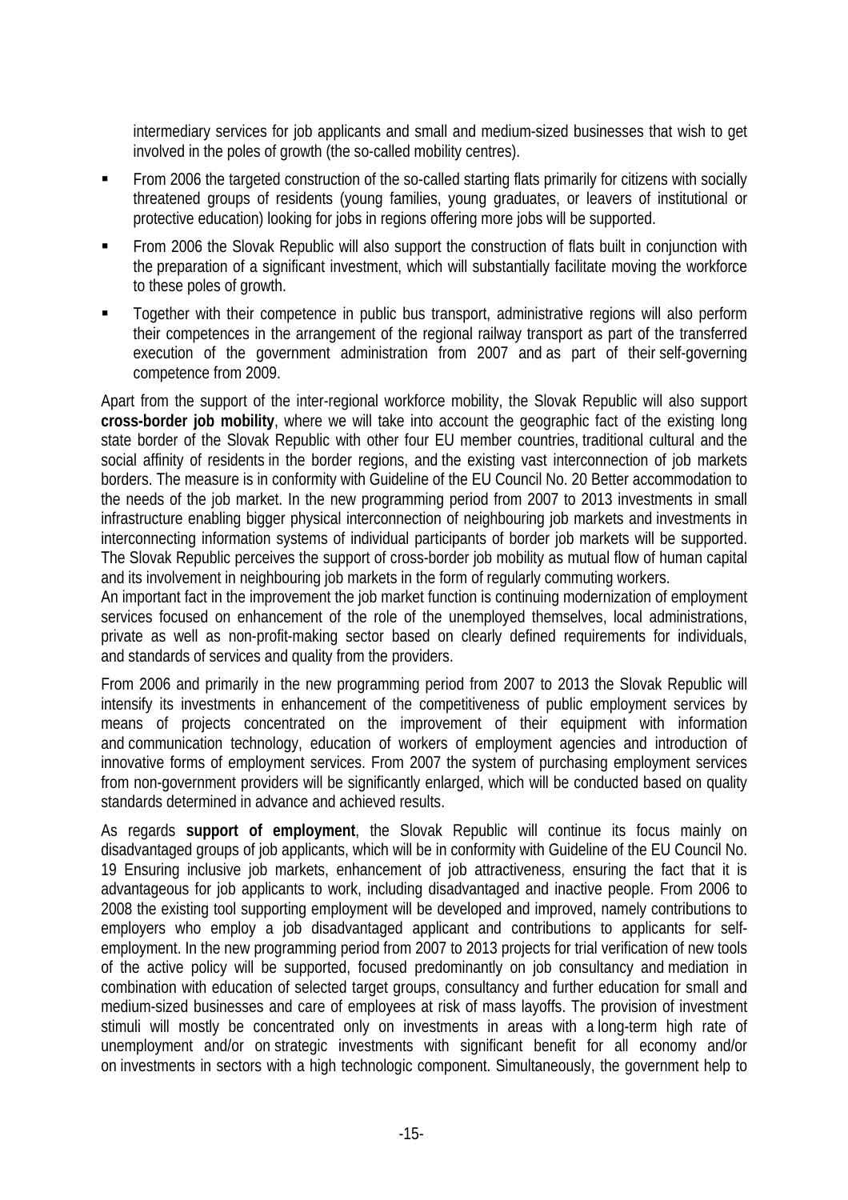intermediary services for job applicants and small and medium-sized businesses that wish to get involved in the poles of growth (the so-called mobility centres).

- From 2006 the targeted construction of the so-called starting flats primarily for citizens with socially threatened groups of residents (young families, young graduates, or leavers of institutional or protective education) looking for jobs in regions offering more jobs will be supported.
- From 2006 the Slovak Republic will also support the construction of flats built in conjunction with the preparation of a significant investment, which will substantially facilitate moving the workforce to these poles of growth.
- Together with their competence in public bus transport, administrative regions will also perform their competences in the arrangement of the regional railway transport as part of the transferred execution of the government administration from 2007 and as part of their self-governing competence from 2009.

Apart from the support of the inter-regional workforce mobility, the Slovak Republic will also support **cross-border job mobility**, where we will take into account the geographic fact of the existing long state border of the Slovak Republic with other four EU member countries, traditional cultural and the social affinity of residents in the border regions, and the existing vast interconnection of job markets borders. The measure is in conformity with Guideline of the EU Council No. 20 Better accommodation to the needs of the job market. In the new programming period from 2007 to 2013 investments in small infrastructure enabling bigger physical interconnection of neighbouring job markets and investments in interconnecting information systems of individual participants of border job markets will be supported. The Slovak Republic perceives the support of cross-border job mobility as mutual flow of human capital and its involvement in neighbouring job markets in the form of regularly commuting workers.

An important fact in the improvement the job market function is continuing modernization of employment services focused on enhancement of the role of the unemployed themselves, local administrations, private as well as non-profit-making sector based on clearly defined requirements for individuals, and standards of services and quality from the providers.

From 2006 and primarily in the new programming period from 2007 to 2013 the Slovak Republic will intensify its investments in enhancement of the competitiveness of public employment services by means of projects concentrated on the improvement of their equipment with information and communication technology, education of workers of employment agencies and introduction of innovative forms of employment services. From 2007 the system of purchasing employment services from non-government providers will be significantly enlarged, which will be conducted based on quality standards determined in advance and achieved results.

As regards **support of employment**, the Slovak Republic will continue its focus mainly on disadvantaged groups of job applicants, which will be in conformity with Guideline of the EU Council No. 19 Ensuring inclusive job markets, enhancement of job attractiveness, ensuring the fact that it is advantageous for job applicants to work, including disadvantaged and inactive people. From 2006 to 2008 the existing tool supporting employment will be developed and improved, namely contributions to employers who employ a job disadvantaged applicant and contributions to applicants for self-employment. In the new programming period from 2007 to 2013 projects for trial verification of new tools of the active policy will be supported, focused predominantly on job consultancy and mediation in combination with education of selected target groups, consultancy and further education for small and medium-sized businesses and care of employees at risk of mass layoffs. The provision of investment stimuli will mostly be concentrated only on investments in areas with a long-term high rate of unemployment and/or on strategic investments with significant benefit for all economy and/or on investments in sectors with a high technologic component. Simultaneously, the government help to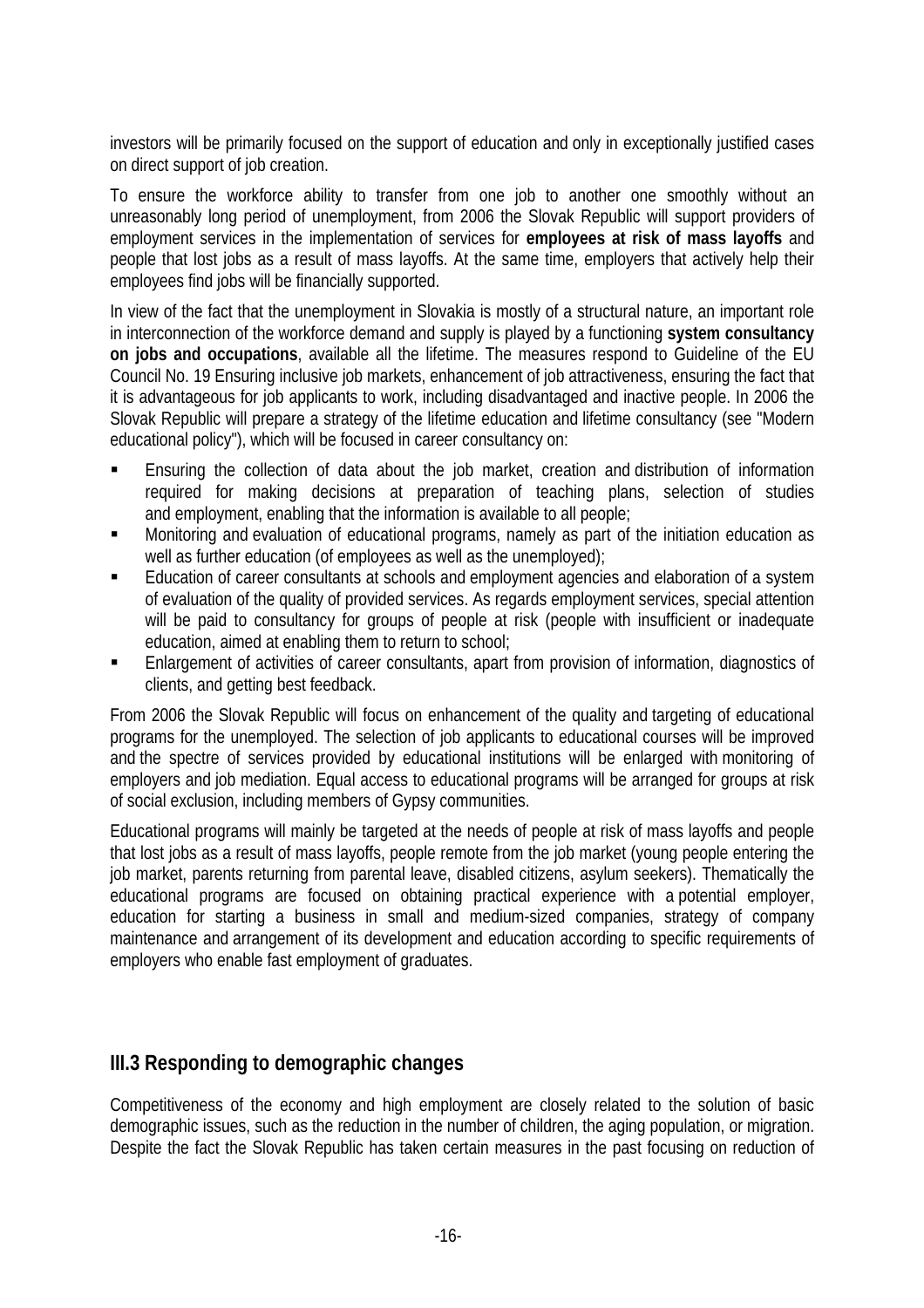investors will be primarily focused on the support of education and only in exceptionally justified cases on direct support of job creation.

To ensure the workforce ability to transfer from one job to another one smoothly without an unreasonably long period of unemployment, from 2006 the Slovak Republic will support providers of employment services in the implementation of services for **employees at risk of mass layoffs** and people that lost jobs as a result of mass layoffs. At the same time, employers that actively help their employees find jobs will be financially supported.

In view of the fact that the unemployment in Slovakia is mostly of a structural nature, an important role in interconnection of the workforce demand and supply is played by a functioning **system consultancy on jobs and occupations**, available all the lifetime. The measures respond to Guideline of the EU Council No. 19 Ensuring inclusive job markets, enhancement of job attractiveness, ensuring the fact that it is advantageous for job applicants to work, including disadvantaged and inactive people. In 2006 the Slovak Republic will prepare a strategy of the lifetime education and lifetime consultancy (see "Modern educational policy"), which will be focused in career consultancy on:

- Ensuring the collection of data about the job market, creation and distribution of information required for making decisions at preparation of teaching plans, selection of studies and employment, enabling that the information is available to all people;
- Monitoring and evaluation of educational programs, namely as part of the initiation education as well as further education (of employees as well as the unemployed);
- Education of career consultants at schools and employment agencies and elaboration of a system of evaluation of the quality of provided services. As regards employment services, special attention will be paid to consultancy for groups of people at risk (people with insufficient or inadequate education, aimed at enabling them to return to school;
- Enlargement of activities of career consultants, apart from provision of information, diagnostics of clients, and getting best feedback.

From 2006 the Slovak Republic will focus on enhancement of the quality and targeting of educational programs for the unemployed. The selection of job applicants to educational courses will be improved and the spectre of services provided by educational institutions will be enlarged with monitoring of employers and job mediation. Equal access to educational programs will be arranged for groups at risk of social exclusion, including members of Gypsy communities.

Educational programs will mainly be targeted at the needs of people at risk of mass layoffs and people that lost jobs as a result of mass layoffs, people remote from the job market (young people entering the job market, parents returning from parental leave, disabled citizens, asylum seekers). Thematically the educational programs are focused on obtaining practical experience with a potential employer, education for starting a business in small and medium-sized companies, strategy of company maintenance and arrangement of its development and education according to specific requirements of employers who enable fast employment of graduates.

## III.3 Responding to demographic changes

Competitiveness of the economy and high employment are closely related to the solution of basic demographic issues, such as the reduction in the number of children, the aging population, or migration. Despite the fact the Slovak Republic has taken certain measures in the past focusing on reduction of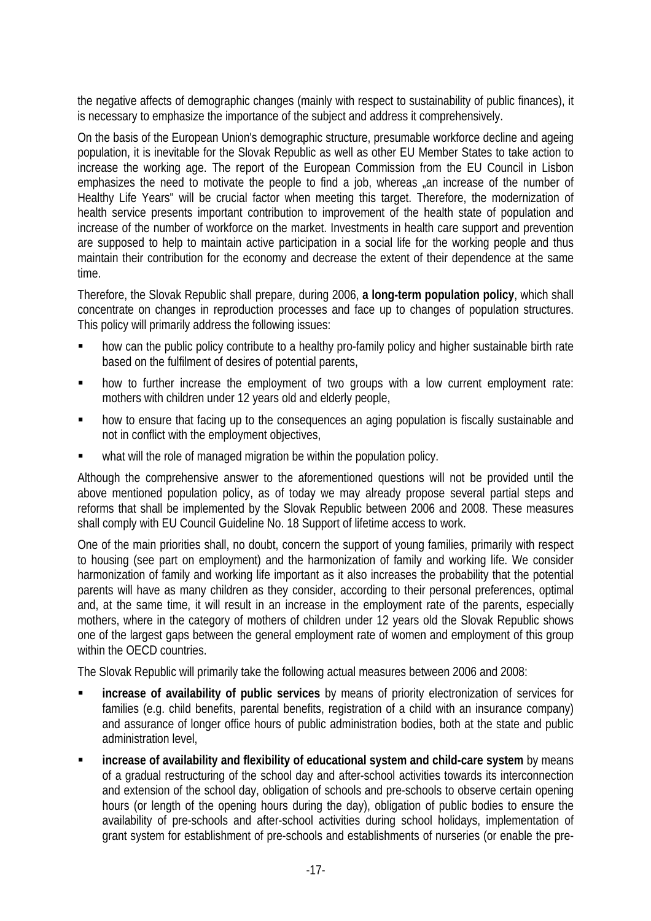the negative affects of demographic changes (mainly with respect to sustainability of public finances), it is necessary to emphasize the importance of the subject and address it comprehensively.

On the basis of the European Union's demographic structure, presumable workforce decline and ageing population, it is inevitable for the Slovak Republic as well as other EU Member States to take action to increase the working age. The report of the European Commission from the EU Council in Lisbon emphasizes the need to motivate the people to find a job, whereas „an increase of the number of Healthy Life Years" will be crucial factor when meeting this target. Therefore, the modernization of health service presents important contribution to improvement of the health state of population and increase of the number of workforce on the market. Investments in health care support and prevention are supposed to help to maintain active participation in a social life for the working people and thus maintain their contribution for the economy and decrease the extent of their dependence at the same time.

Therefore, the Slovak Republic shall prepare, during 2006, **a long-term population policy**, which shall concentrate on changes in reproduction processes and face up to changes of population structures. This policy will primarily address the following issues:

- how can the public policy contribute to a healthy pro-family policy and higher sustainable birth rate based on the fulfilment of desires of potential parents,
- how to further increase the employment of two groups with a low current employment rate: mothers with children under 12 years old and elderly people,
- how to ensure that facing up to the consequences an aging population is fiscally sustainable and not in conflict with the employment objectives,
- what will the role of managed migration be within the population policy.

Although the comprehensive answer to the aforementioned questions will not be provided until the above mentioned population policy, as of today we may already propose several partial steps and reforms that shall be implemented by the Slovak Republic between 2006 and 2008. These measures shall comply with EU Council Guideline No. 18 Support of lifetime access to work.

One of the main priorities shall, no doubt, concern the support of young families, primarily with respect to housing (see part on employment) and the harmonization of family and working life. We consider harmonization of family and working life important as it also increases the probability that the potential parents will have as many children as they consider, according to their personal preferences, optimal and, at the same time, it will result in an increase in the employment rate of the parents, especially mothers, where in the category of mothers of children under 12 years old the Slovak Republic shows one of the largest gaps between the general employment rate of women and employment of this group within the OECD countries.

The Slovak Republic will primarily take the following actual measures between 2006 and 2008:

- **increase of availability of public services** by means of priority electronization of services for families (e.g. child benefits, parental benefits, registration of a child with an insurance company) and assurance of longer office hours of public administration bodies, both at the state and public administration level,
- **increase of availability and flexibility of educational system and child-care system** by means of a gradual restructuring of the school day and after-school activities towards its interconnection and extension of the school day, obligation of schools and pre-schools to observe certain opening hours (or length of the opening hours during the day), obligation of public bodies to ensure the availability of pre-schools and after-school activities during school holidays, implementation of grant system for establishment of pre-schools and establishments of nurseries (or enable the pre-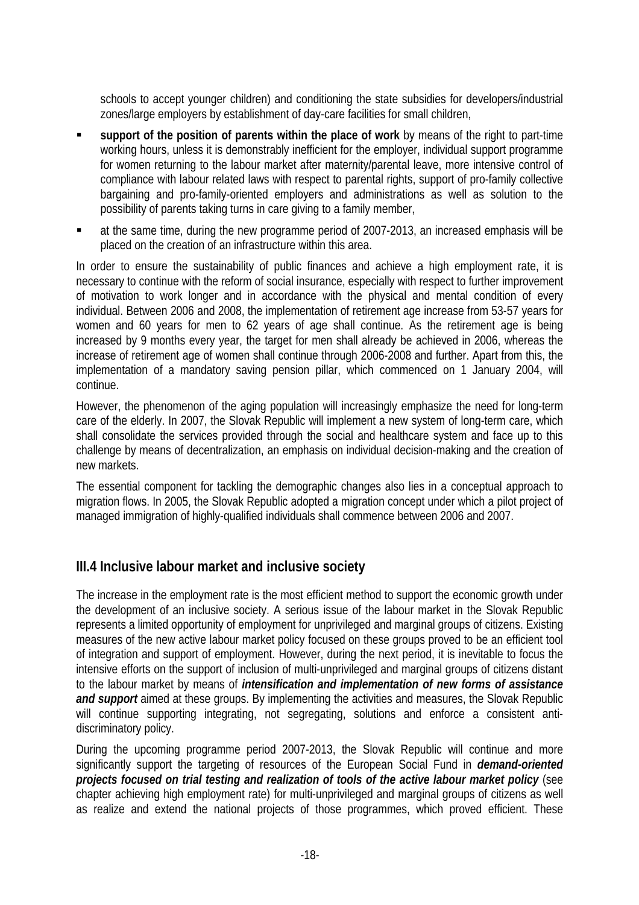schools to accept younger children) and conditioning the state subsidies for developers/industrial zones/large employers by establishment of day-care facilities for small children,

- **support of the position of parents within the place of work** by means of the right to part-time working hours, unless it is demonstrably inefficient for the employer, individual support programme for women returning to the labour market after maternity/parental leave, more intensive control of compliance with labour related laws with respect to parental rights, support of pro-family collective bargaining and pro-family-oriented employers and administrations as well as solution to the possibility of parents taking turns in care giving to a family member,
- at the same time, during the new programme period of 2007-2013, an increased emphasis will be placed on the creation of an infrastructure within this area.

In order to ensure the sustainability of public finances and achieve a high employment rate, it is necessary to continue with the reform of social insurance, especially with respect to further improvement of motivation to work longer and in accordance with the physical and mental condition of every individual. Between 2006 and 2008, the implementation of retirement age increase from 53-57 years for women and 60 years for men to 62 years of age shall continue. As the retirement age is being increased by 9 months every year, the target for men shall already be achieved in 2006, whereas the increase of retirement age of women shall continue through 2006-2008 and further. Apart from this, the implementation of a mandatory saving pension pillar, which commenced on 1 January 2004, will continue.

However, the phenomenon of the aging population will increasingly emphasize the need for long-term care of the elderly. In 2007, the Slovak Republic will implement a new system of long-term care, which shall consolidate the services provided through the social and healthcare system and face up to this challenge by means of decentralization, an emphasis on individual decision-making and the creation of new markets.

The essential component for tackling the demographic changes also lies in a conceptual approach to migration flows. In 2005, the Slovak Republic adopted a migration concept under which a pilot project of managed immigration of highly-qualified individuals shall commence between 2006 and 2007.

## III.4 Inclusive labour market and inclusive society

The increase in the employment rate is the most efficient method to support the economic growth under the development of an inclusive society. A serious issue of the labour market in the Slovak Republic represents a limited opportunity of employment for unprivileged and marginal groups of citizens. Existing measures of the new active labour market policy focused on these groups proved to be an efficient tool of integration and support of employment. However, during the next period, it is inevitable to focus the intensive efforts on the support of inclusion of multi-unprivileged and marginal groups of citizens distant to the labour market by means of ***intensification and implementation of new forms of assistance and support*** aimed at these groups. By implementing the activities and measures, the Slovak Republic will continue supporting integrating, not segregating, solutions and enforce a consistent anti-discriminatory policy.

During the upcoming programme period 2007-2013, the Slovak Republic will continue and more significantly support the targeting of resources of the European Social Fund in ***demand-oriented projects focused on trial testing and realization of tools of the active labour market policy*** (see chapter achieving high employment rate) for multi-unprivileged and marginal groups of citizens as well as realize and extend the national projects of those programmes, which proved efficient. These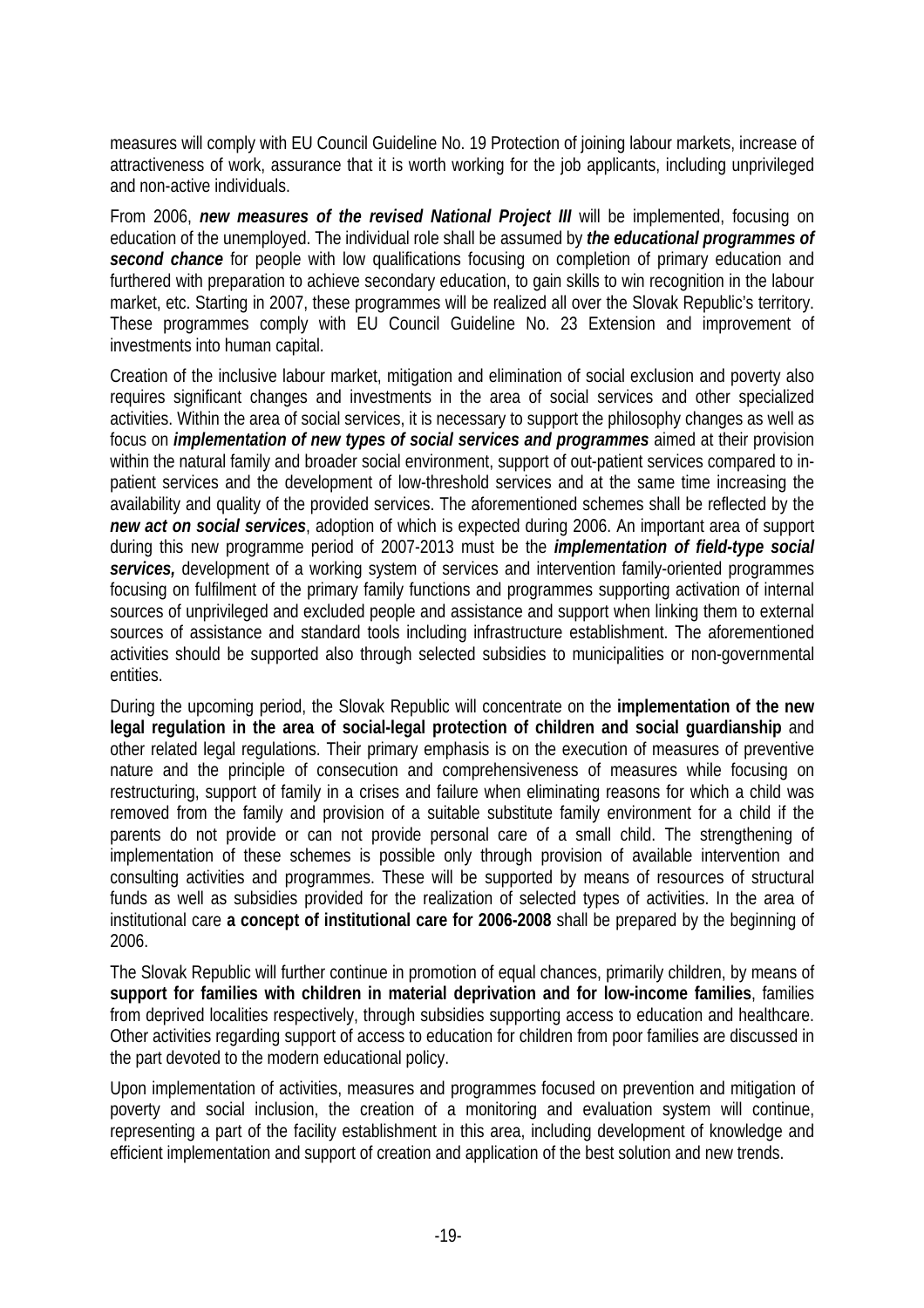measures will comply with EU Council Guideline No. 19 Protection of joining labour markets, increase of attractiveness of work, assurance that it is worth working for the job applicants, including unprivileged and non-active individuals.

From 2006, ***new measures of the revised National Project III*** will be implemented, focusing on education of the unemployed. The individual role shall be assumed by ***the educational programmes of second chance*** for people with low qualifications focusing on completion of primary education and furthered with preparation to achieve secondary education, to gain skills to win recognition in the labour market, etc. Starting in 2007, these programmes will be realized all over the Slovak Republic's territory. These programmes comply with EU Council Guideline No. 23 Extension and improvement of investments into human capital.

Creation of the inclusive labour market, mitigation and elimination of social exclusion and poverty also requires significant changes and investments in the area of social services and other specialized activities. Within the area of social services, it is necessary to support the philosophy changes as well as focus on ***implementation of new types of social services and programmes*** aimed at their provision within the natural family and broader social environment, support of out-patient services compared to in-patient services and the development of low-threshold services and at the same time increasing the availability and quality of the provided services. The aforementioned schemes shall be reflected by the ***new act on social services***, adoption of which is expected during 2006. An important area of support during this new programme period of 2007-2013 must be the ***implementation of field-type social services,*** development of a working system of services and intervention family-oriented programmes focusing on fulfilment of the primary family functions and programmes supporting activation of internal sources of unprivileged and excluded people and assistance and support when linking them to external sources of assistance and standard tools including infrastructure establishment. The aforementioned activities should be supported also through selected subsidies to municipalities or non-governmental entities.

During the upcoming period, the Slovak Republic will concentrate on the **implementation of the new legal regulation in the area of social-legal protection of children and social guardianship** and other related legal regulations. Their primary emphasis is on the execution of measures of preventive nature and the principle of consecution and comprehensiveness of measures while focusing on restructuring, support of family in a crises and failure when eliminating reasons for which a child was removed from the family and provision of a suitable substitute family environment for a child if the parents do not provide or can not provide personal care of a small child. The strengthening of implementation of these schemes is possible only through provision of available intervention and consulting activities and programmes. These will be supported by means of resources of structural funds as well as subsidies provided for the realization of selected types of activities. In the area of institutional care **a concept of institutional care for 2006-2008** shall be prepared by the beginning of 2006.

The Slovak Republic will further continue in promotion of equal chances, primarily children, by means of **support for families with children in material deprivation and for low-income families**, families from deprived localities respectively, through subsidies supporting access to education and healthcare. Other activities regarding support of access to education for children from poor families are discussed in the part devoted to the modern educational policy.

Upon implementation of activities, measures and programmes focused on prevention and mitigation of poverty and social inclusion, the creation of a monitoring and evaluation system will continue, representing a part of the facility establishment in this area, including development of knowledge and efficient implementation and support of creation and application of the best solution and new trends.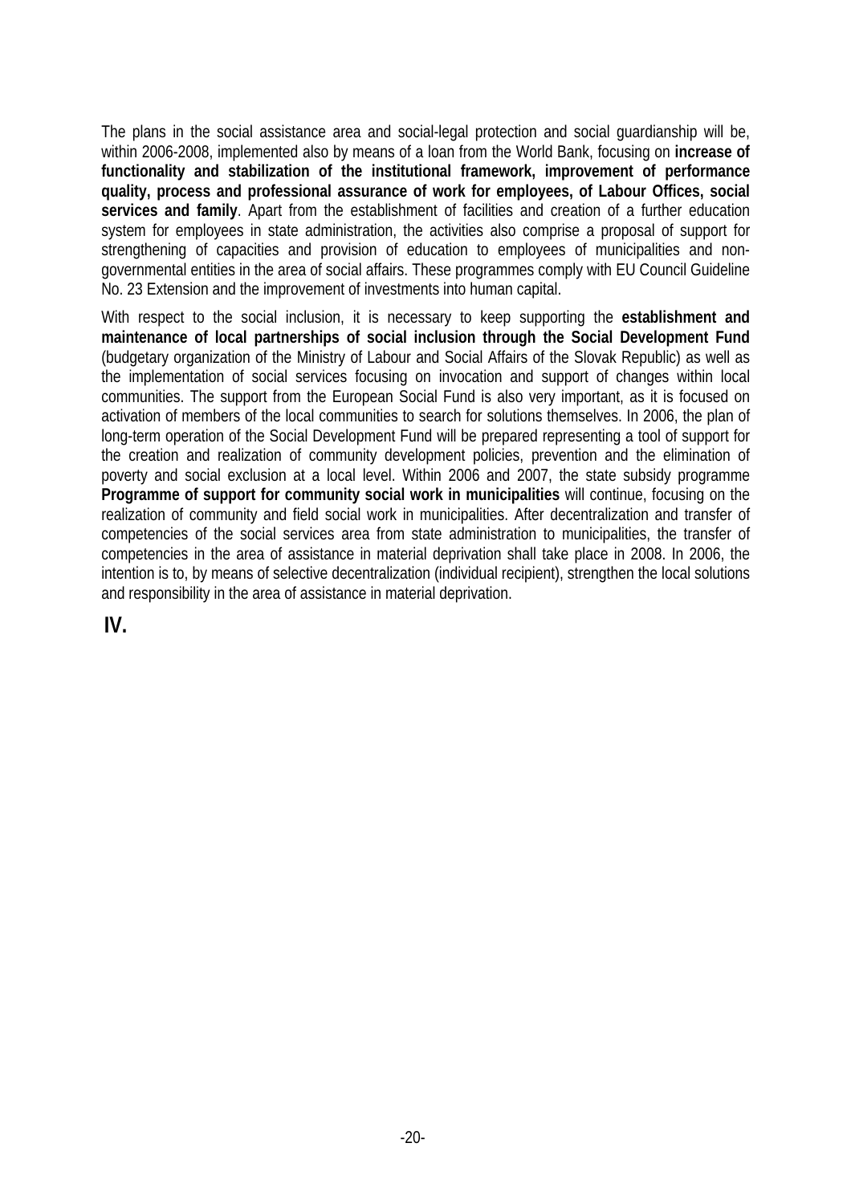The plans in the social assistance area and social-legal protection and social guardianship will be, within 2006-2008, implemented also by means of a loan from the World Bank, focusing on **increase of functionality and stabilization of the institutional framework, improvement of performance quality, process and professional assurance of work for employees, of Labour Offices, social services and family**. Apart from the establishment of facilities and creation of a further education system for employees in state administration, the activities also comprise a proposal of support for strengthening of capacities and provision of education to employees of municipalities and non-governmental entities in the area of social affairs. These programmes comply with EU Council Guideline No. 23 Extension and the improvement of investments into human capital.

With respect to the social inclusion, it is necessary to keep supporting the **establishment and maintenance of local partnerships of social inclusion through the Social Development Fund** (budgetary organization of the Ministry of Labour and Social Affairs of the Slovak Republic) as well as the implementation of social services focusing on invocation and support of changes within local communities. The support from the European Social Fund is also very important, as it is focused on activation of members of the local communities to search for solutions themselves. In 2006, the plan of long-term operation of the Social Development Fund will be prepared representing a tool of support for the creation and realization of community development policies, prevention and the elimination of poverty and social exclusion at a local level. Within 2006 and 2007, the state subsidy programme **Programme of support for community social work in municipalities** will continue, focusing on the realization of community and field social work in municipalities. After decentralization and transfer of competencies of the social services area from state administration to municipalities, the transfer of competencies in the area of assistance in material deprivation shall take place in 2008. In 2006, the intention is to, by means of selective decentralization (individual recipient), strengthen the local solutions and responsibility in the area of assistance in material deprivation.

# IV.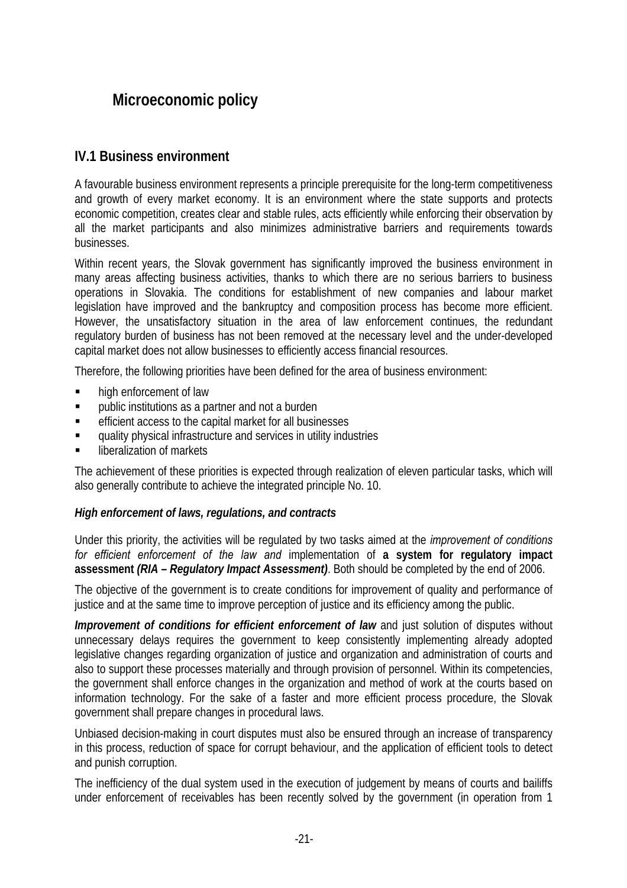# Microeconomic policy

## IV.1 Business environment

A favourable business environment represents a principle prerequisite for the long-term competitiveness and growth of every market economy. It is an environment where the state supports and protects economic competition, creates clear and stable rules, acts efficiently while enforcing their observation by all the market participants and also minimizes administrative barriers and requirements towards businesses.

Within recent years, the Slovak government has significantly improved the business environment in many areas affecting business activities, thanks to which there are no serious barriers to business operations in Slovakia. The conditions for establishment of new companies and labour market legislation have improved and the bankruptcy and composition process has become more efficient. However, the unsatisfactory situation in the area of law enforcement continues, the redundant regulatory burden of business has not been removed at the necessary level and the under-developed capital market does not allow businesses to efficiently access financial resources.

Therefore, the following priorities have been defined for the area of business environment:

- high enforcement of law
- public institutions as a partner and not a burden
- efficient access to the capital market for all businesses
- quality physical infrastructure and services in utility industries
- liberalization of markets

The achievement of these priorities is expected through realization of eleven particular tasks, which will also generally contribute to achieve the integrated principle No. 10.

***High enforcement of laws, regulations, and contracts***

Under this priority, the activities will be regulated by two tasks aimed at the *improvement of conditions for efficient enforcement of the law and* implementation of **a system for regulatory impact assessment *(RIA – Regulatory Impact Assessment)***. Both should be completed by the end of 2006.

The objective of the government is to create conditions for improvement of quality and performance of justice and at the same time to improve perception of justice and its efficiency among the public.

***Improvement of conditions for efficient enforcement of law*** and just solution of disputes without unnecessary delays requires the government to keep consistently implementing already adopted legislative changes regarding organization of justice and organization and administration of courts and also to support these processes materially and through provision of personnel. Within its competencies, the government shall enforce changes in the organization and method of work at the courts based on information technology. For the sake of a faster and more efficient process procedure, the Slovak government shall prepare changes in procedural laws.

Unbiased decision-making in court disputes must also be ensured through an increase of transparency in this process, reduction of space for corrupt behaviour, and the application of efficient tools to detect and punish corruption.

The inefficiency of the dual system used in the execution of judgement by means of courts and bailiffs under enforcement of receivables has been recently solved by the government (in operation from 1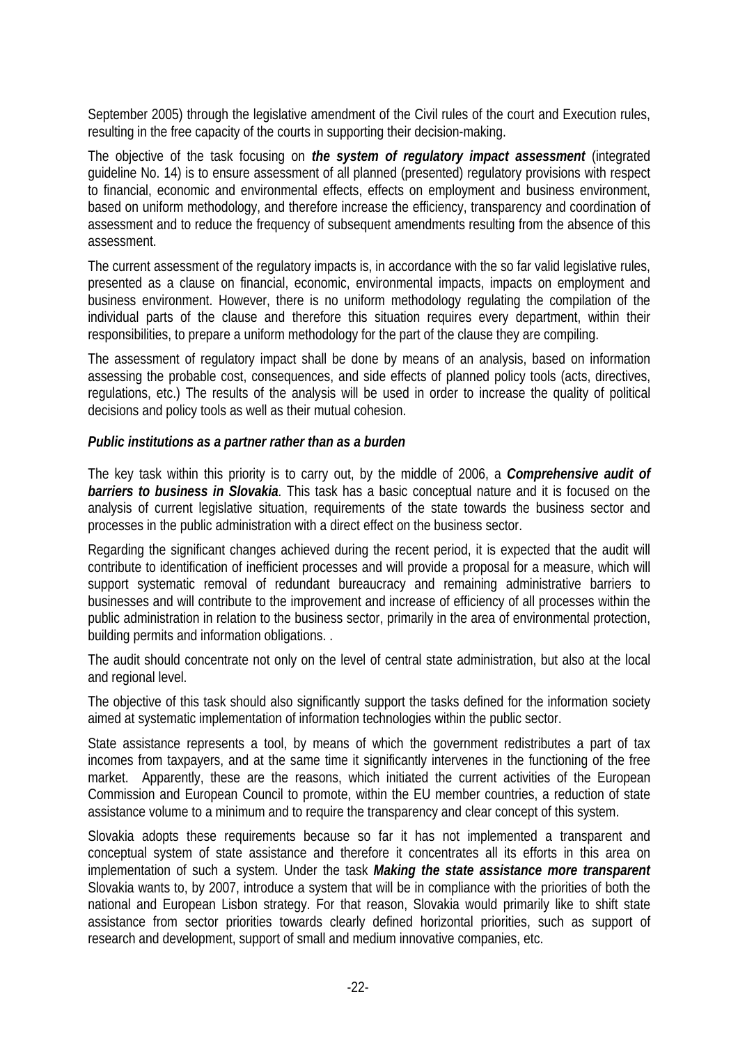September 2005) through the legislative amendment of the Civil rules of the court and Execution rules, resulting in the free capacity of the courts in supporting their decision-making.

The objective of the task focusing on ***the system of regulatory impact assessment*** (integrated guideline No. 14) is to ensure assessment of all planned (presented) regulatory provisions with respect to financial, economic and environmental effects, effects on employment and business environment, based on uniform methodology, and therefore increase the efficiency, transparency and coordination of assessment and to reduce the frequency of subsequent amendments resulting from the absence of this assessment.

The current assessment of the regulatory impacts is, in accordance with the so far valid legislative rules, presented as a clause on financial, economic, environmental impacts, impacts on employment and business environment. However, there is no uniform methodology regulating the compilation of the individual parts of the clause and therefore this situation requires every department, within their responsibilities, to prepare a uniform methodology for the part of the clause they are compiling.

The assessment of regulatory impact shall be done by means of an analysis, based on information assessing the probable cost, consequences, and side effects of planned policy tools (acts, directives, regulations, etc.) The results of the analysis will be used in order to increase the quality of political decisions and policy tools as well as their mutual cohesion.

***Public institutions as a partner rather than as a burden***

The key task within this priority is to carry out, by the middle of 2006, a ***Comprehensive audit of barriers to business in Slovakia***. This task has a basic conceptual nature and it is focused on the analysis of current legislative situation, requirements of the state towards the business sector and processes in the public administration with a direct effect on the business sector.

Regarding the significant changes achieved during the recent period, it is expected that the audit will contribute to identification of inefficient processes and will provide a proposal for a measure, which will support systematic removal of redundant bureaucracy and remaining administrative barriers to businesses and will contribute to the improvement and increase of efficiency of all processes within the public administration in relation to the business sector, primarily in the area of environmental protection, building permits and information obligations. .

The audit should concentrate not only on the level of central state administration, but also at the local and regional level.

The objective of this task should also significantly support the tasks defined for the information society aimed at systematic implementation of information technologies within the public sector.

State assistance represents a tool, by means of which the government redistributes a part of tax incomes from taxpayers, and at the same time it significantly intervenes in the functioning of the free market. Apparently, these are the reasons, which initiated the current activities of the European Commission and European Council to promote, within the EU member countries, a reduction of state assistance volume to a minimum and to require the transparency and clear concept of this system.

Slovakia adopts these requirements because so far it has not implemented a transparent and conceptual system of state assistance and therefore it concentrates all its efforts in this area on implementation of such a system. Under the task ***Making the state assistance more transparent*** Slovakia wants to, by 2007, introduce a system that will be in compliance with the priorities of both the national and European Lisbon strategy. For that reason, Slovakia would primarily like to shift state assistance from sector priorities towards clearly defined horizontal priorities, such as support of research and development, support of small and medium innovative companies, etc.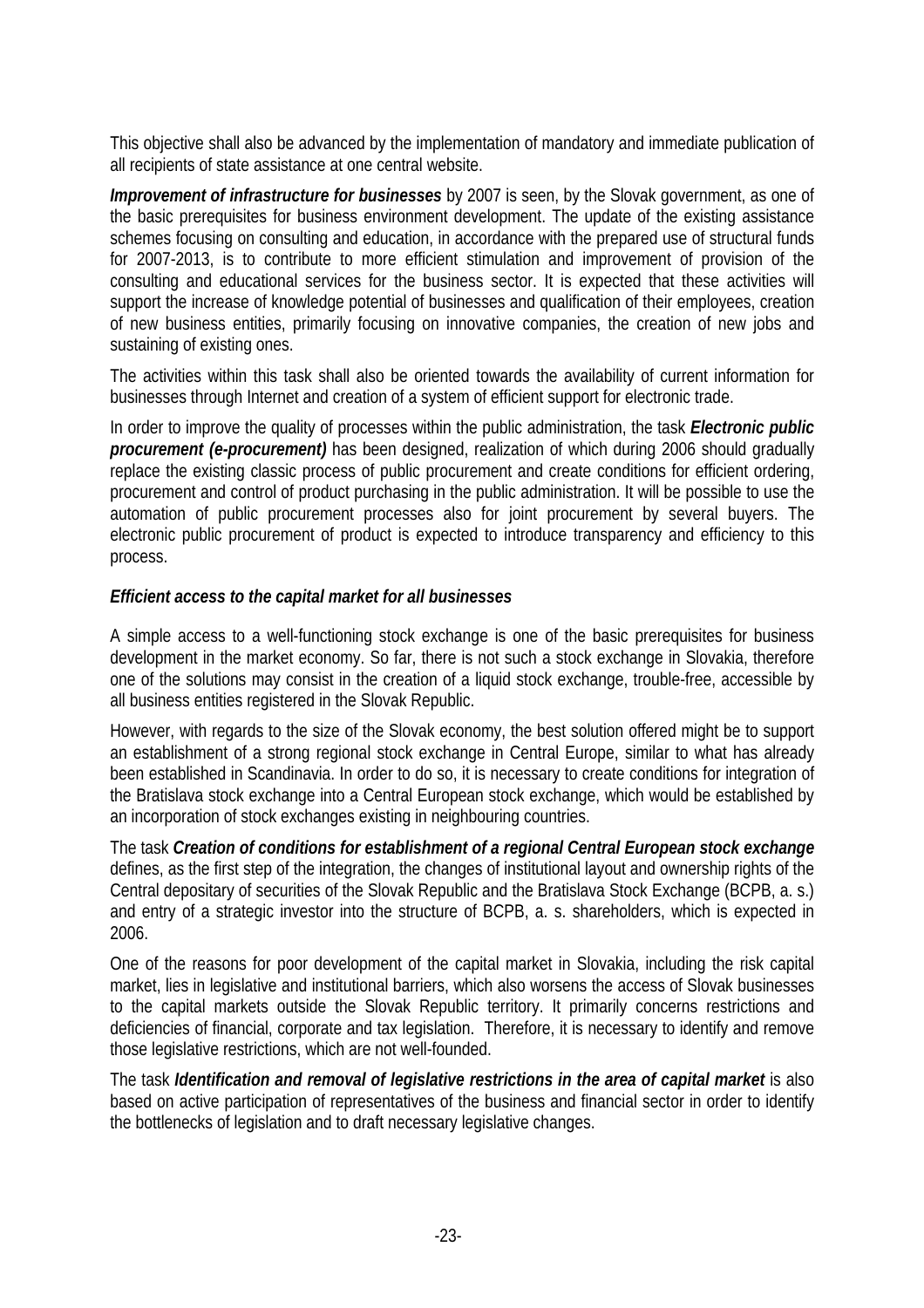This objective shall also be advanced by the implementation of mandatory and immediate publication of all recipients of state assistance at one central website.

***Improvement of infrastructure for businesses*** by 2007 is seen, by the Slovak government, as one of the basic prerequisites for business environment development. The update of the existing assistance schemes focusing on consulting and education, in accordance with the prepared use of structural funds for 2007-2013, is to contribute to more efficient stimulation and improvement of provision of the consulting and educational services for the business sector. It is expected that these activities will support the increase of knowledge potential of businesses and qualification of their employees, creation of new business entities, primarily focusing on innovative companies, the creation of new jobs and sustaining of existing ones.

The activities within this task shall also be oriented towards the availability of current information for businesses through Internet and creation of a system of efficient support for electronic trade.

In order to improve the quality of processes within the public administration, the task ***Electronic public procurement (e-procurement)*** has been designed, realization of which during 2006 should gradually replace the existing classic process of public procurement and create conditions for efficient ordering, procurement and control of product purchasing in the public administration. It will be possible to use the automation of public procurement processes also for joint procurement by several buyers. The electronic public procurement of product is expected to introduce transparency and efficiency to this process.

### *Efficient access to the capital market for all businesses*

A simple access to a well-functioning stock exchange is one of the basic prerequisites for business development in the market economy. So far, there is not such a stock exchange in Slovakia, therefore one of the solutions may consist in the creation of a liquid stock exchange, trouble-free, accessible by all business entities registered in the Slovak Republic.

However, with regards to the size of the Slovak economy, the best solution offered might be to support an establishment of a strong regional stock exchange in Central Europe, similar to what has already been established in Scandinavia. In order to do so, it is necessary to create conditions for integration of the Bratislava stock exchange into a Central European stock exchange, which would be established by an incorporation of stock exchanges existing in neighbouring countries.

The task ***Creation of conditions for establishment of a regional Central European stock exchange*** defines, as the first step of the integration, the changes of institutional layout and ownership rights of the Central depositary of securities of the Slovak Republic and the Bratislava Stock Exchange (BCPB, a. s.) and entry of a strategic investor into the structure of BCPB, a. s. shareholders, which is expected in 2006.

One of the reasons for poor development of the capital market in Slovakia, including the risk capital market, lies in legislative and institutional barriers, which also worsens the access of Slovak businesses to the capital markets outside the Slovak Republic territory. It primarily concerns restrictions and deficiencies of financial, corporate and tax legislation. Therefore, it is necessary to identify and remove those legislative restrictions, which are not well-founded.

The task ***Identification and removal of legislative restrictions in the area of capital market*** is also based on active participation of representatives of the business and financial sector in order to identify the bottlenecks of legislation and to draft necessary legislative changes.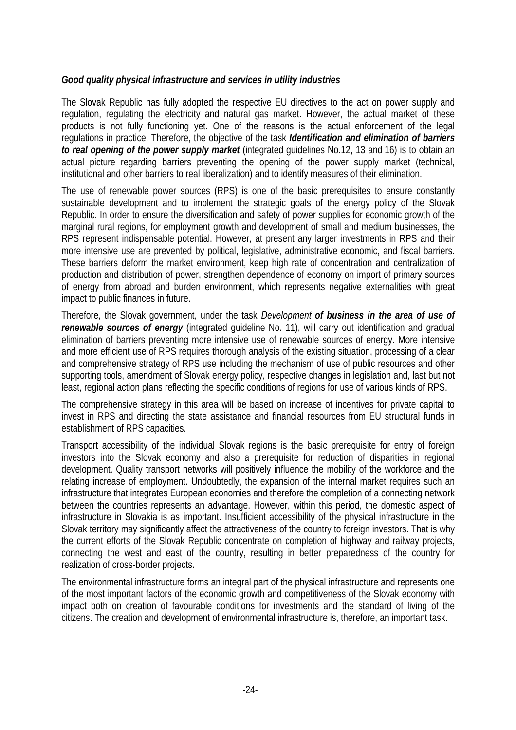***Good quality physical infrastructure and services in utility industries***

The Slovak Republic has fully adopted the respective EU directives to the act on power supply and regulation, regulating the electricity and natural gas market. However, the actual market of these products is not fully functioning yet. One of the reasons is the actual enforcement of the legal regulations in practice. Therefore, the objective of the task ***Identification and elimination of barriers to real opening of the power supply market*** (integrated guidelines No.12, 13 and 16) is to obtain an actual picture regarding barriers preventing the opening of the power supply market (technical, institutional and other barriers to real liberalization) and to identify measures of their elimination.

The use of renewable power sources (RPS) is one of the basic prerequisites to ensure constantly sustainable development and to implement the strategic goals of the energy policy of the Slovak Republic. In order to ensure the diversification and safety of power supplies for economic growth of the marginal rural regions, for employment growth and development of small and medium businesses, the RPS represent indispensable potential. However, at present any larger investments in RPS and their more intensive use are prevented by political, legislative, administrative economic, and fiscal barriers. These barriers deform the market environment, keep high rate of concentration and centralization of production and distribution of power, strengthen dependence of economy on import of primary sources of energy from abroad and burden environment, which represents negative externalities with great impact to public finances in future.

Therefore, the Slovak government, under the task *Development **of business in the area of use of renewable sources of energy*** (integrated guideline No. 11), will carry out identification and gradual elimination of barriers preventing more intensive use of renewable sources of energy. More intensive and more efficient use of RPS requires thorough analysis of the existing situation, processing of a clear and comprehensive strategy of RPS use including the mechanism of use of public resources and other supporting tools, amendment of Slovak energy policy, respective changes in legislation and, last but not least, regional action plans reflecting the specific conditions of regions for use of various kinds of RPS.

The comprehensive strategy in this area will be based on increase of incentives for private capital to invest in RPS and directing the state assistance and financial resources from EU structural funds in establishment of RPS capacities.

Transport accessibility of the individual Slovak regions is the basic prerequisite for entry of foreign investors into the Slovak economy and also a prerequisite for reduction of disparities in regional development. Quality transport networks will positively influence the mobility of the workforce and the relating increase of employment. Undoubtedly, the expansion of the internal market requires such an infrastructure that integrates European economies and therefore the completion of a connecting network between the countries represents an advantage. However, within this period, the domestic aspect of infrastructure in Slovakia is as important. Insufficient accessibility of the physical infrastructure in the Slovak territory may significantly affect the attractiveness of the country to foreign investors. That is why the current efforts of the Slovak Republic concentrate on completion of highway and railway projects, connecting the west and east of the country, resulting in better preparedness of the country for realization of cross-border projects.

The environmental infrastructure forms an integral part of the physical infrastructure and represents one of the most important factors of the economic growth and competitiveness of the Slovak economy with impact both on creation of favourable conditions for investments and the standard of living of the citizens. The creation and development of environmental infrastructure is, therefore, an important task.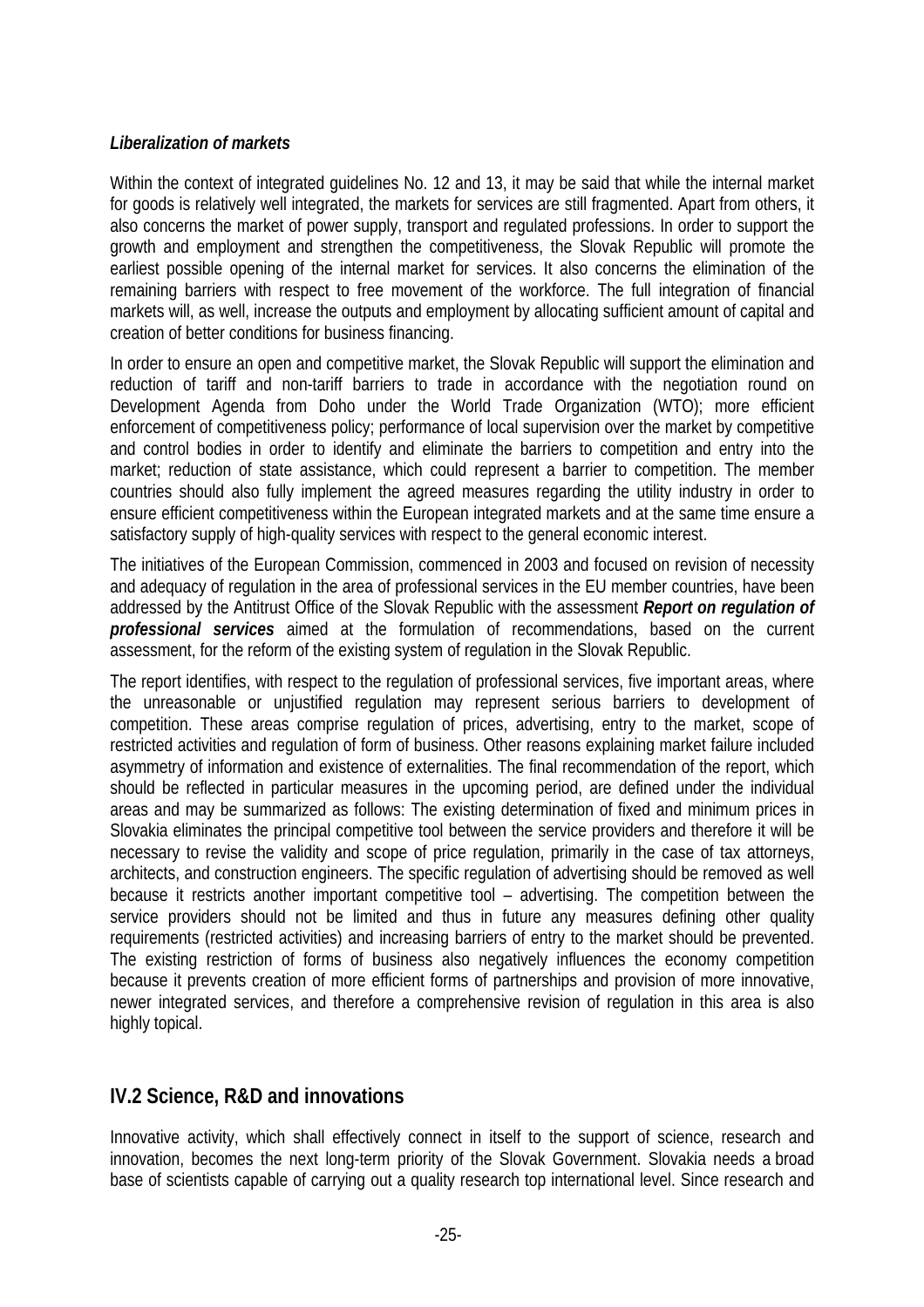*Liberalization of markets*

Within the context of integrated guidelines No. 12 and 13, it may be said that while the internal market for goods is relatively well integrated, the markets for services are still fragmented. Apart from others, it also concerns the market of power supply, transport and regulated professions. In order to support the growth and employment and strengthen the competitiveness, the Slovak Republic will promote the earliest possible opening of the internal market for services. It also concerns the elimination of the remaining barriers with respect to free movement of the workforce. The full integration of financial markets will, as well, increase the outputs and employment by allocating sufficient amount of capital and creation of better conditions for business financing.

In order to ensure an open and competitive market, the Slovak Republic will support the elimination and reduction of tariff and non-tariff barriers to trade in accordance with the negotiation round on Development Agenda from Doho under the World Trade Organization (WTO); more efficient enforcement of competitiveness policy; performance of local supervision over the market by competitive and control bodies in order to identify and eliminate the barriers to competition and entry into the market; reduction of state assistance, which could represent a barrier to competition. The member countries should also fully implement the agreed measures regarding the utility industry in order to ensure efficient competitiveness within the European integrated markets and at the same time ensure a satisfactory supply of high-quality services with respect to the general economic interest.

The initiatives of the European Commission, commenced in 2003 and focused on revision of necessity and adequacy of regulation in the area of professional services in the EU member countries, have been addressed by the Antitrust Office of the Slovak Republic with the assessment ***Report on regulation of professional services*** aimed at the formulation of recommendations, based on the current assessment, for the reform of the existing system of regulation in the Slovak Republic.

The report identifies, with respect to the regulation of professional services, five important areas, where the unreasonable or unjustified regulation may represent serious barriers to development of competition. These areas comprise regulation of prices, advertising, entry to the market, scope of restricted activities and regulation of form of business. Other reasons explaining market failure included asymmetry of information and existence of externalities. The final recommendation of the report, which should be reflected in particular measures in the upcoming period, are defined under the individual areas and may be summarized as follows: The existing determination of fixed and minimum prices in Slovakia eliminates the principal competitive tool between the service providers and therefore it will be necessary to revise the validity and scope of price regulation, primarily in the case of tax attorneys, architects, and construction engineers. The specific regulation of advertising should be removed as well because it restricts another important competitive tool – advertising. The competition between the service providers should not be limited and thus in future any measures defining other quality requirements (restricted activities) and increasing barriers of entry to the market should be prevented. The existing restriction of forms of business also negatively influences the economy competition because it prevents creation of more efficient forms of partnerships and provision of more innovative, newer integrated services, and therefore a comprehensive revision of regulation in this area is also highly topical.

## IV.2 Science, R&D and innovations

Innovative activity, which shall effectively connect in itself to the support of science, research and innovation, becomes the next long-term priority of the Slovak Government. Slovakia needs a broad base of scientists capable of carrying out a quality research top international level. Since research and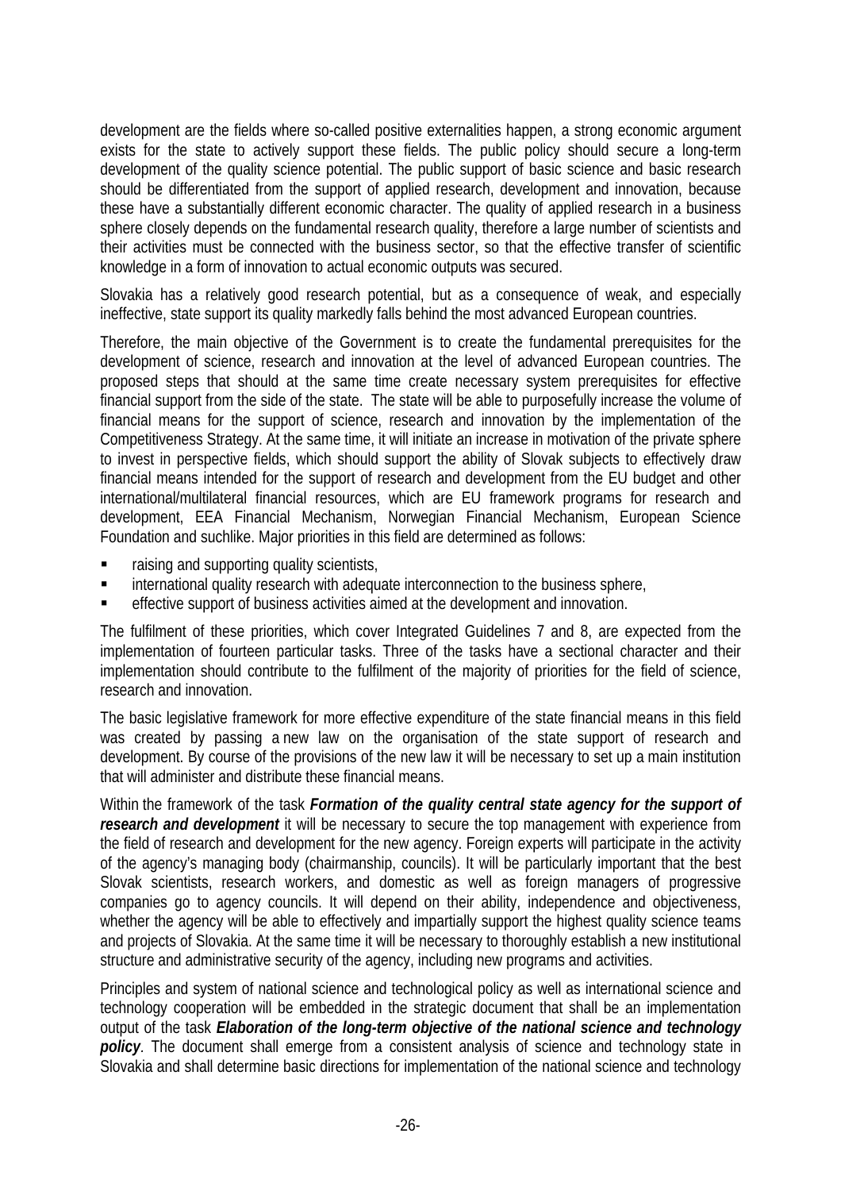development are the fields where so-called positive externalities happen, a strong economic argument exists for the state to actively support these fields. The public policy should secure a long-term development of the quality science potential. The public support of basic science and basic research should be differentiated from the support of applied research, development and innovation, because these have a substantially different economic character. The quality of applied research in a business sphere closely depends on the fundamental research quality, therefore a large number of scientists and their activities must be connected with the business sector, so that the effective transfer of scientific knowledge in a form of innovation to actual economic outputs was secured.

Slovakia has a relatively good research potential, but as a consequence of weak, and especially ineffective, state support its quality markedly falls behind the most advanced European countries.

Therefore, the main objective of the Government is to create the fundamental prerequisites for the development of science, research and innovation at the level of advanced European countries. The proposed steps that should at the same time create necessary system prerequisites for effective financial support from the side of the state. The state will be able to purposefully increase the volume of financial means for the support of science, research and innovation by the implementation of the Competitiveness Strategy. At the same time, it will initiate an increase in motivation of the private sphere to invest in perspective fields, which should support the ability of Slovak subjects to effectively draw financial means intended for the support of research and development from the EU budget and other international/multilateral financial resources, which are EU framework programs for research and development, EEA Financial Mechanism, Norwegian Financial Mechanism, European Science Foundation and suchlike. Major priorities in this field are determined as follows:

- raising and supporting quality scientists,
- international quality research with adequate interconnection to the business sphere,
- effective support of business activities aimed at the development and innovation.

The fulfilment of these priorities, which cover Integrated Guidelines 7 and 8, are expected from the implementation of fourteen particular tasks. Three of the tasks have a sectional character and their implementation should contribute to the fulfilment of the majority of priorities for the field of science, research and innovation.

The basic legislative framework for more effective expenditure of the state financial means in this field was created by passing a new law on the organisation of the state support of research and development. By course of the provisions of the new law it will be necessary to set up a main institution that will administer and distribute these financial means.

Within the framework of the task ***Formation of the quality central state agency for the support of research and development*** it will be necessary to secure the top management with experience from the field of research and development for the new agency. Foreign experts will participate in the activity of the agency's managing body (chairmanship, councils). It will be particularly important that the best Slovak scientists, research workers, and domestic as well as foreign managers of progressive companies go to agency councils. It will depend on their ability, independence and objectiveness, whether the agency will be able to effectively and impartially support the highest quality science teams and projects of Slovakia. At the same time it will be necessary to thoroughly establish a new institutional structure and administrative security of the agency, including new programs and activities.

Principles and system of national science and technological policy as well as international science and technology cooperation will be embedded in the strategic document that shall be an implementation output of the task ***Elaboration of the long-term objective of the national science and technology policy***. The document shall emerge from a consistent analysis of science and technology state in Slovakia and shall determine basic directions for implementation of the national science and technology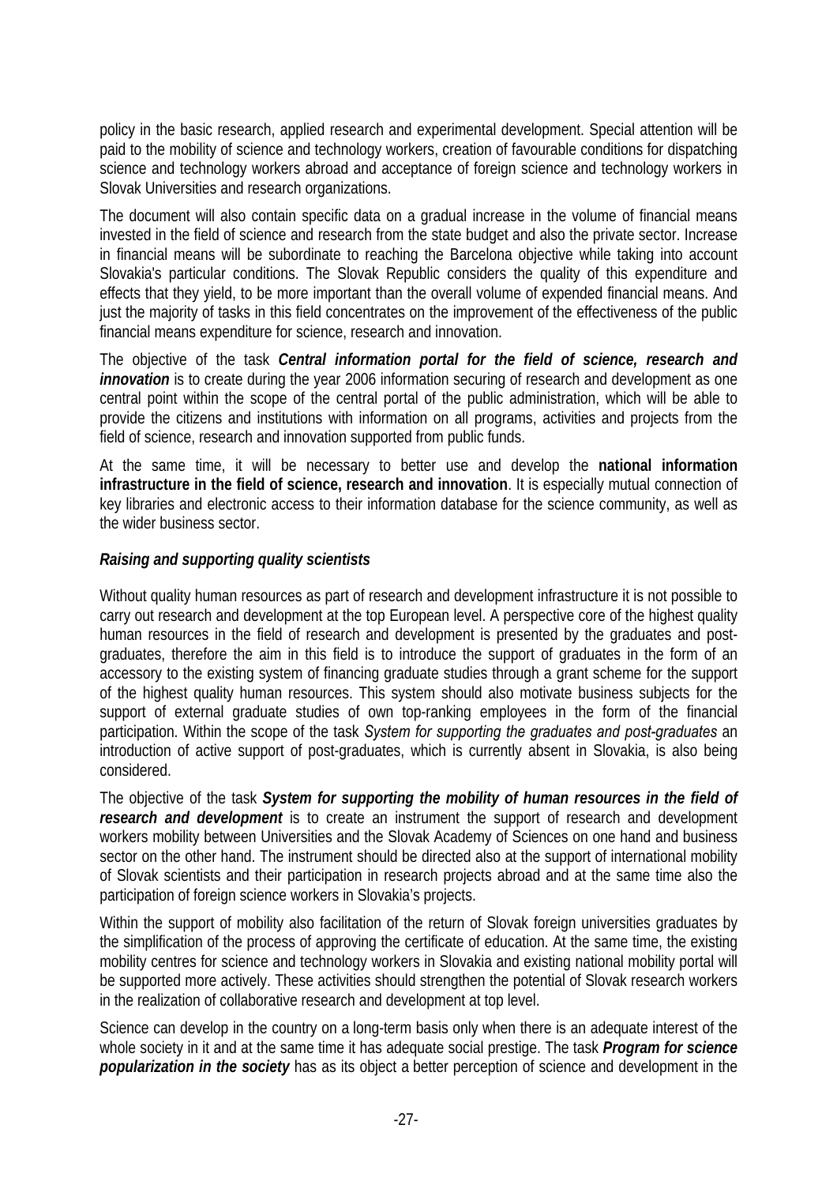policy in the basic research, applied research and experimental development. Special attention will be paid to the mobility of science and technology workers, creation of favourable conditions for dispatching science and technology workers abroad and acceptance of foreign science and technology workers in Slovak Universities and research organizations.

The document will also contain specific data on a gradual increase in the volume of financial means invested in the field of science and research from the state budget and also the private sector. Increase in financial means will be subordinate to reaching the Barcelona objective while taking into account Slovakia's particular conditions. The Slovak Republic considers the quality of this expenditure and effects that they yield, to be more important than the overall volume of expended financial means. And just the majority of tasks in this field concentrates on the improvement of the effectiveness of the public financial means expenditure for science, research and innovation.

The objective of the task ***Central information portal for the field of science, research and innovation*** is to create during the year 2006 information securing of research and development as one central point within the scope of the central portal of the public administration, which will be able to provide the citizens and institutions with information on all programs, activities and projects from the field of science, research and innovation supported from public funds.

At the same time, it will be necessary to better use and develop the **national information infrastructure in the field of science, research and innovation**. It is especially mutual connection of key libraries and electronic access to their information database for the science community, as well as the wider business sector.

***Raising and supporting quality scientists***

Without quality human resources as part of research and development infrastructure it is not possible to carry out research and development at the top European level. A perspective core of the highest quality human resources in the field of research and development is presented by the graduates and post-graduates, therefore the aim in this field is to introduce the support of graduates in the form of an accessory to the existing system of financing graduate studies through a grant scheme for the support of the highest quality human resources. This system should also motivate business subjects for the support of external graduate studies of own top-ranking employees in the form of the financial participation. Within the scope of the task *System for supporting the graduates and post-graduates* an introduction of active support of post-graduates, which is currently absent in Slovakia, is also being considered.

The objective of the task ***System for supporting the mobility of human resources in the field of research and development*** is to create an instrument the support of research and development workers mobility between Universities and the Slovak Academy of Sciences on one hand and business sector on the other hand. The instrument should be directed also at the support of international mobility of Slovak scientists and their participation in research projects abroad and at the same time also the participation of foreign science workers in Slovakia's projects.

Within the support of mobility also facilitation of the return of Slovak foreign universities graduates by the simplification of the process of approving the certificate of education. At the same time, the existing mobility centres for science and technology workers in Slovakia and existing national mobility portal will be supported more actively. These activities should strengthen the potential of Slovak research workers in the realization of collaborative research and development at top level.

Science can develop in the country on a long-term basis only when there is an adequate interest of the whole society in it and at the same time it has adequate social prestige. The task ***Program for science popularization in the society*** has as its object a better perception of science and development in the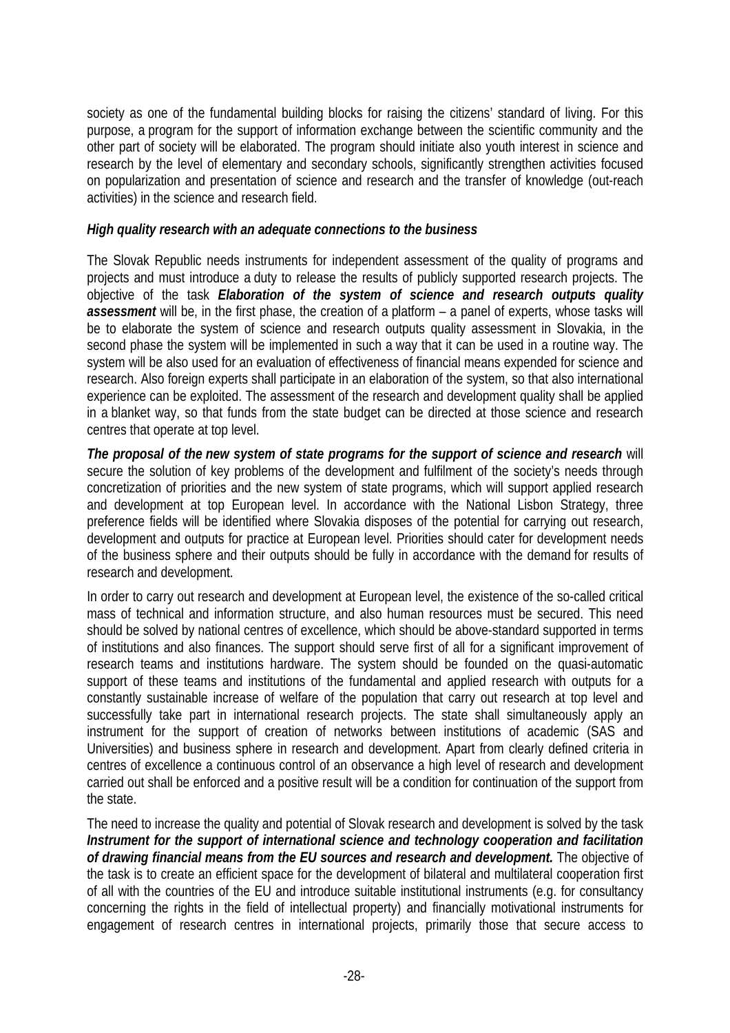society as one of the fundamental building blocks for raising the citizens' standard of living. For this purpose, a program for the support of information exchange between the scientific community and the other part of society will be elaborated. The program should initiate also youth interest in science and research by the level of elementary and secondary schools, significantly strengthen activities focused on popularization and presentation of science and research and the transfer of knowledge (out-reach activities) in the science and research field.

***High quality research with an adequate connections to the business***

The Slovak Republic needs instruments for independent assessment of the quality of programs and projects and must introduce a duty to release the results of publicly supported research projects. The objective of the task ***Elaboration of the system of science and research outputs quality assessment*** will be, in the first phase, the creation of a platform – a panel of experts, whose tasks will be to elaborate the system of science and research outputs quality assessment in Slovakia, in the second phase the system will be implemented in such a way that it can be used in a routine way. The system will be also used for an evaluation of effectiveness of financial means expended for science and research. Also foreign experts shall participate in an elaboration of the system, so that also international experience can be exploited. The assessment of the research and development quality shall be applied in a blanket way, so that funds from the state budget can be directed at those science and research centres that operate at top level.

***The proposal of the new system of state programs for the support of science and research*** will secure the solution of key problems of the development and fulfilment of the society's needs through concretization of priorities and the new system of state programs, which will support applied research and development at top European level. In accordance with the National Lisbon Strategy, three preference fields will be identified where Slovakia disposes of the potential for carrying out research, development and outputs for practice at European level. Priorities should cater for development needs of the business sphere and their outputs should be fully in accordance with the demand for results of research and development.

In order to carry out research and development at European level, the existence of the so-called critical mass of technical and information structure, and also human resources must be secured. This need should be solved by national centres of excellence, which should be above-standard supported in terms of institutions and also finances. The support should serve first of all for a significant improvement of research teams and institutions hardware. The system should be founded on the quasi-automatic support of these teams and institutions of the fundamental and applied research with outputs for a constantly sustainable increase of welfare of the population that carry out research at top level and successfully take part in international research projects. The state shall simultaneously apply an instrument for the support of creation of networks between institutions of academic (SAS and Universities) and business sphere in research and development. Apart from clearly defined criteria in centres of excellence a continuous control of an observance a high level of research and development carried out shall be enforced and a positive result will be a condition for continuation of the support from the state.

The need to increase the quality and potential of Slovak research and development is solved by the task ***Instrument for the support of international science and technology cooperation and facilitation of drawing financial means from the EU sources and research and development.*** The objective of the task is to create an efficient space for the development of bilateral and multilateral cooperation first of all with the countries of the EU and introduce suitable institutional instruments (e.g. for consultancy concerning the rights in the field of intellectual property) and financially motivational instruments for engagement of research centres in international projects, primarily those that secure access to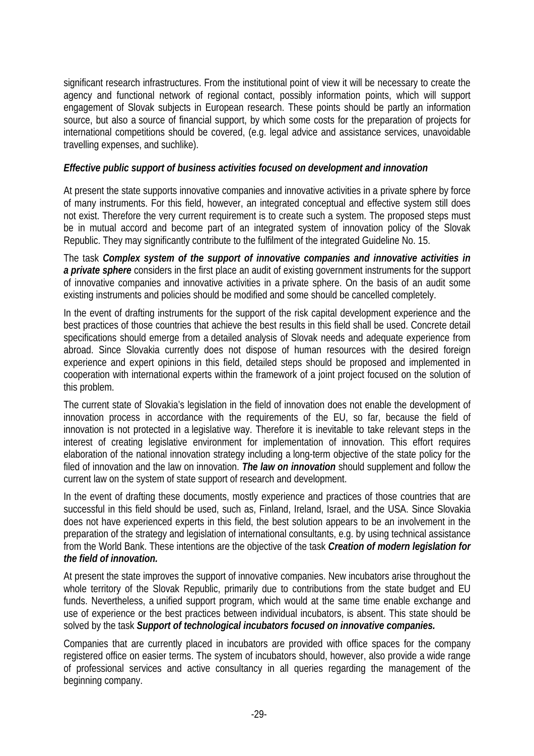significant research infrastructures. From the institutional point of view it will be necessary to create the agency and functional network of regional contact, possibly information points, which will support engagement of Slovak subjects in European research. These points should be partly an information source, but also a source of financial support, by which some costs for the preparation of projects for international competitions should be covered, (e.g. legal advice and assistance services, unavoidable travelling expenses, and suchlike).

***Effective public support of business activities focused on development and innovation***

At present the state supports innovative companies and innovative activities in a private sphere by force of many instruments. For this field, however, an integrated conceptual and effective system still does not exist. Therefore the very current requirement is to create such a system. The proposed steps must be in mutual accord and become part of an integrated system of innovation policy of the Slovak Republic. They may significantly contribute to the fulfilment of the integrated Guideline No. 15.

The task ***Complex system of the support of innovative companies and innovative activities in a private sphere*** considers in the first place an audit of existing government instruments for the support of innovative companies and innovative activities in a private sphere. On the basis of an audit some existing instruments and policies should be modified and some should be cancelled completely.

In the event of drafting instruments for the support of the risk capital development experience and the best practices of those countries that achieve the best results in this field shall be used. Concrete detail specifications should emerge from a detailed analysis of Slovak needs and adequate experience from abroad. Since Slovakia currently does not dispose of human resources with the desired foreign experience and expert opinions in this field, detailed steps should be proposed and implemented in cooperation with international experts within the framework of a joint project focused on the solution of this problem.

The current state of Slovakia's legislation in the field of innovation does not enable the development of innovation process in accordance with the requirements of the EU, so far, because the field of innovation is not protected in a legislative way. Therefore it is inevitable to take relevant steps in the interest of creating legislative environment for implementation of innovation. This effort requires elaboration of the national innovation strategy including a long-term objective of the state policy for the filed of innovation and the law on innovation. ***The law on innovation*** should supplement and follow the current law on the system of state support of research and development.

In the event of drafting these documents, mostly experience and practices of those countries that are successful in this field should be used, such as, Finland, Ireland, Israel, and the USA. Since Slovakia does not have experienced experts in this field, the best solution appears to be an involvement in the preparation of the strategy and legislation of international consultants, e.g. by using technical assistance from the World Bank. These intentions are the objective of the task ***Creation of modern legislation for the field of innovation.***

At present the state improves the support of innovative companies. New incubators arise throughout the whole territory of the Slovak Republic, primarily due to contributions from the state budget and EU funds. Nevertheless, a unified support program, which would at the same time enable exchange and use of experience or the best practices between individual incubators, is absent. This state should be solved by the task ***Support of technological incubators focused on innovative companies.***

Companies that are currently placed in incubators are provided with office spaces for the company registered office on easier terms. The system of incubators should, however, also provide a wide range of professional services and active consultancy in all queries regarding the management of the beginning company.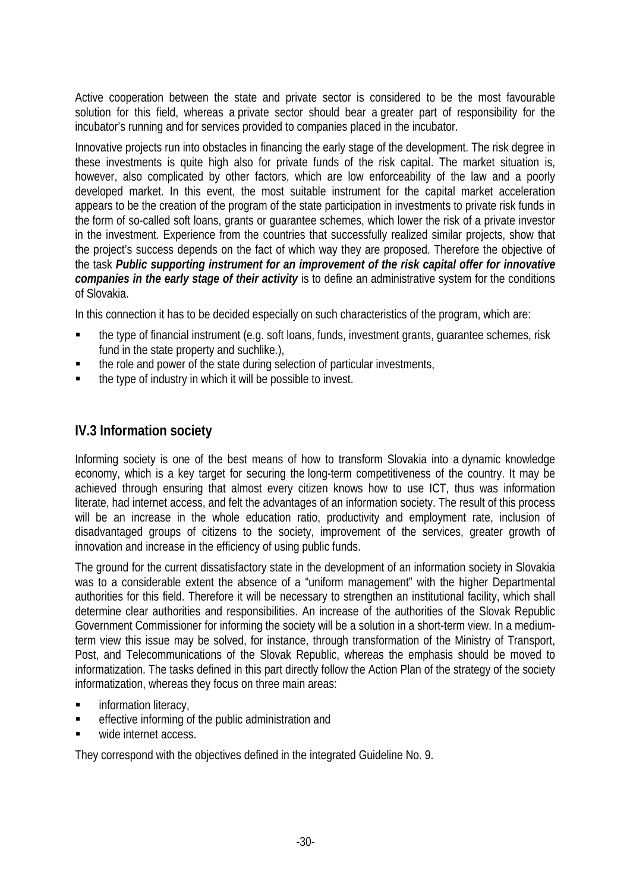Active cooperation between the state and private sector is considered to be the most favourable solution for this field, whereas a private sector should bear a greater part of responsibility for the incubator's running and for services provided to companies placed in the incubator.

Innovative projects run into obstacles in financing the early stage of the development. The risk degree in these investments is quite high also for private funds of the risk capital. The market situation is, however, also complicated by other factors, which are low enforceability of the law and a poorly developed market. In this event, the most suitable instrument for the capital market acceleration appears to be the creation of the program of the state participation in investments to private risk funds in the form of so-called soft loans, grants or guarantee schemes, which lower the risk of a private investor in the investment. Experience from the countries that successfully realized similar projects, show that the project's success depends on the fact of which way they are proposed. Therefore the objective of the task ***Public supporting instrument for an improvement of the risk capital offer for innovative companies in the early stage of their activity*** is to define an administrative system for the conditions of Slovakia.

In this connection it has to be decided especially on such characteristics of the program, which are:

- the type of financial instrument (e.g. soft loans, funds, investment grants, guarantee schemes, risk fund in the state property and suchlike.),
- the role and power of the state during selection of particular investments,
- the type of industry in which it will be possible to invest.

## IV.3 Information society

Informing society is one of the best means of how to transform Slovakia into a dynamic knowledge economy, which is a key target for securing the long-term competitiveness of the country. It may be achieved through ensuring that almost every citizen knows how to use ICT, thus was information literate, had internet access, and felt the advantages of an information society. The result of this process will be an increase in the whole education ratio, productivity and employment rate, inclusion of disadvantaged groups of citizens to the society, improvement of the services, greater growth of innovation and increase in the efficiency of using public funds.

The ground for the current dissatisfactory state in the development of an information society in Slovakia was to a considerable extent the absence of a "uniform management" with the higher Departmental authorities for this field. Therefore it will be necessary to strengthen an institutional facility, which shall determine clear authorities and responsibilities. An increase of the authorities of the Slovak Republic Government Commissioner for informing the society will be a solution in a short-term view. In a medium-term view this issue may be solved, for instance, through transformation of the Ministry of Transport, Post, and Telecommunications of the Slovak Republic, whereas the emphasis should be moved to informatization. The tasks defined in this part directly follow the Action Plan of the strategy of the society informatization, whereas they focus on three main areas:

- information literacy,
- effective informing of the public administration and
- wide internet access.

They correspond with the objectives defined in the integrated Guideline No. 9.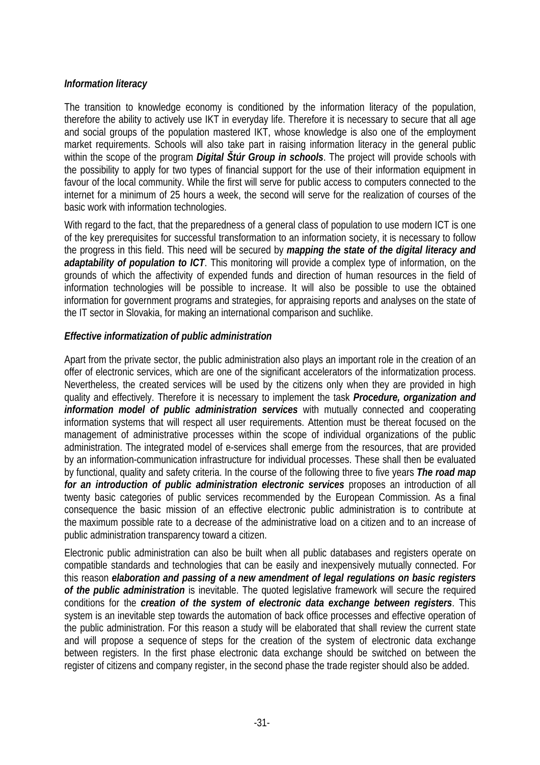*Information literacy*

The transition to knowledge economy is conditioned by the information literacy of the population, therefore the ability to actively use IKT in everyday life. Therefore it is necessary to secure that all age and social groups of the population mastered IKT, whose knowledge is also one of the employment market requirements. Schools will also take part in raising information literacy in the general public within the scope of the program ***Digital Štúr Group in schools***. The project will provide schools with the possibility to apply for two types of financial support for the use of their information equipment in favour of the local community. While the first will serve for public access to computers connected to the internet for a minimum of 25 hours a week, the second will serve for the realization of courses of the basic work with information technologies.

With regard to the fact, that the preparedness of a general class of population to use modern ICT is one of the key prerequisites for successful transformation to an information society, it is necessary to follow the progress in this field. This need will be secured by ***mapping the state of the digital literacy and adaptability of population to ICT***. This monitoring will provide a complex type of information, on the grounds of which the affectivity of expended funds and direction of human resources in the field of information technologies will be possible to increase. It will also be possible to use the obtained information for government programs and strategies, for appraising reports and analyses on the state of the IT sector in Slovakia, for making an international comparison and suchlike.

*Effective informatization of public administration*

Apart from the private sector, the public administration also plays an important role in the creation of an offer of electronic services, which are one of the significant accelerators of the informatization process. Nevertheless, the created services will be used by the citizens only when they are provided in high quality and effectively. Therefore it is necessary to implement the task ***Procedure, organization and information model of public administration services*** with mutually connected and cooperating information systems that will respect all user requirements. Attention must be thereat focused on the management of administrative processes within the scope of individual organizations of the public administration. The integrated model of e-services shall emerge from the resources, that are provided by an information-communication infrastructure for individual processes. These shall then be evaluated by functional, quality and safety criteria. In the course of the following three to five years ***The road map for an introduction of public administration electronic services*** proposes an introduction of all twenty basic categories of public services recommended by the European Commission. As a final consequence the basic mission of an effective electronic public administration is to contribute at the maximum possible rate to a decrease of the administrative load on a citizen and to an increase of public administration transparency toward a citizen.

Electronic public administration can also be built when all public databases and registers operate on compatible standards and technologies that can be easily and inexpensively mutually connected. For this reason ***elaboration and passing of a new amendment of legal regulations on basic registers of the public administration*** is inevitable. The quoted legislative framework will secure the required conditions for the ***creation of the system of electronic data exchange between registers***. This system is an inevitable step towards the automation of back office processes and effective operation of the public administration. For this reason a study will be elaborated that shall review the current state and will propose a sequence of steps for the creation of the system of electronic data exchange between registers. In the first phase electronic data exchange should be switched on between the register of citizens and company register, in the second phase the trade register should also be added.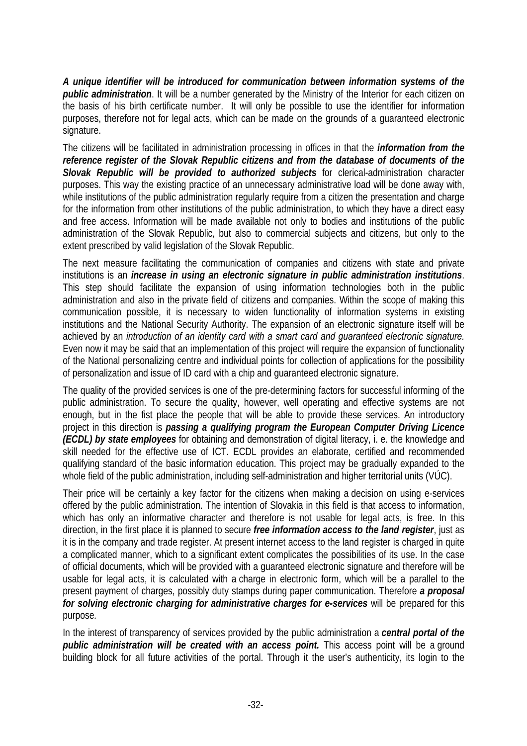***A unique identifier will be introduced for communication between information systems of the public administration***. It will be a number generated by the Ministry of the Interior for each citizen on the basis of his birth certificate number. It will only be possible to use the identifier for information purposes, therefore not for legal acts, which can be made on the grounds of a guaranteed electronic signature.

The citizens will be facilitated in administration processing in offices in that the ***information from the reference register of the Slovak Republic citizens and from the database of documents of the Slovak Republic will be provided to authorized subjects*** for clerical-administration character purposes. This way the existing practice of an unnecessary administrative load will be done away with, while institutions of the public administration regularly require from a citizen the presentation and charge for the information from other institutions of the public administration, to which they have a direct easy and free access. Information will be made available not only to bodies and institutions of the public administration of the Slovak Republic, but also to commercial subjects and citizens, but only to the extent prescribed by valid legislation of the Slovak Republic.

The next measure facilitating the communication of companies and citizens with state and private institutions is an ***increase in using an electronic signature in public administration institutions***. This step should facilitate the expansion of using information technologies both in the public administration and also in the private field of citizens and companies. Within the scope of making this communication possible, it is necessary to widen functionality of information systems in existing institutions and the National Security Authority. The expansion of an electronic signature itself will be achieved by an *introduction of an identity card with a smart card and guaranteed electronic signature.* Even now it may be said that an implementation of this project will require the expansion of functionality of the National personalizing centre and individual points for collection of applications for the possibility of personalization and issue of ID card with a chip and guaranteed electronic signature.

The quality of the provided services is one of the pre-determining factors for successful informing of the public administration. To secure the quality, however, well operating and effective systems are not enough, but in the fist place the people that will be able to provide these services. An introductory project in this direction is ***passing a qualifying program the European Computer Driving Licence (ECDL) by state employees*** for obtaining and demonstration of digital literacy, i. e. the knowledge and skill needed for the effective use of ICT. ECDL provides an elaborate, certified and recommended qualifying standard of the basic information education. This project may be gradually expanded to the whole field of the public administration, including self-administration and higher territorial units (VÚC).

Their price will be certainly a key factor for the citizens when making a decision on using e-services offered by the public administration. The intention of Slovakia in this field is that access to information, which has only an informative character and therefore is not usable for legal acts, is free. In this direction, in the first place it is planned to secure ***free information access to the land register***, just as it is in the company and trade register. At present internet access to the land register is charged in quite a complicated manner, which to a significant extent complicates the possibilities of its use. In the case of official documents, which will be provided with a guaranteed electronic signature and therefore will be usable for legal acts, it is calculated with a charge in electronic form, which will be a parallel to the present payment of charges, possibly duty stamps during paper communication. Therefore ***a proposal for solving electronic charging for administrative charges for e-services*** will be prepared for this purpose.

In the interest of transparency of services provided by the public administration a ***central portal of the public administration will be created with an access point.*** This access point will be a ground building block for all future activities of the portal. Through it the user's authenticity, its login to the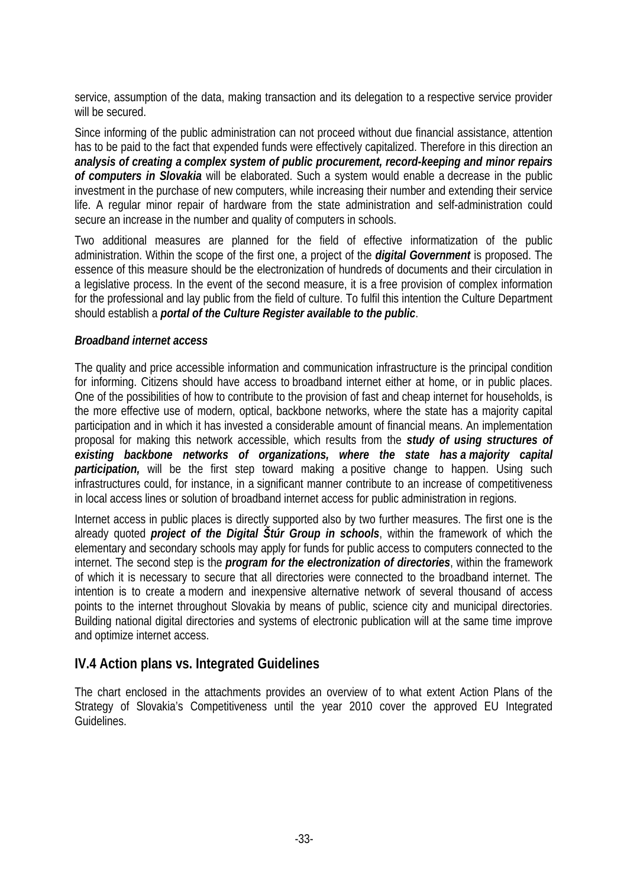service, assumption of the data, making transaction and its delegation to a respective service provider will be secured.

Since informing of the public administration can not proceed without due financial assistance, attention has to be paid to the fact that expended funds were effectively capitalized. Therefore in this direction an ***analysis of creating a complex system of public procurement, record-keeping and minor repairs of computers in Slovakia*** will be elaborated. Such a system would enable a decrease in the public investment in the purchase of new computers, while increasing their number and extending their service life. A regular minor repair of hardware from the state administration and self-administration could secure an increase in the number and quality of computers in schools.

Two additional measures are planned for the field of effective informatization of the public administration. Within the scope of the first one, a project of the ***digital Government*** is proposed. The essence of this measure should be the electronization of hundreds of documents and their circulation in a legislative process. In the event of the second measure, it is a free provision of complex information for the professional and lay public from the field of culture. To fulfil this intention the Culture Department should establish a ***portal of the Culture Register available to the public***.

***Broadband internet access***

The quality and price accessible information and communication infrastructure is the principal condition for informing. Citizens should have access to broadband internet either at home, or in public places. One of the possibilities of how to contribute to the provision of fast and cheap internet for households, is the more effective use of modern, optical, backbone networks, where the state has a majority capital participation and in which it has invested a considerable amount of financial means. An implementation proposal for making this network accessible, which results from the ***study of using structures of existing backbone networks of organizations, where the state has a majority capital participation,*** will be the first step toward making a positive change to happen. Using such infrastructures could, for instance, in a significant manner contribute to an increase of competitiveness in local access lines or solution of broadband internet access for public administration in regions.

Internet access in public places is directly supported also by two further measures. The first one is the already quoted ***project of the Digital Štúr Group in schools***, within the framework of which the elementary and secondary schools may apply for funds for public access to computers connected to the internet. The second step is the ***program for the electronization of directories***, within the framework of which it is necessary to secure that all directories were connected to the broadband internet. The intention is to create a modern and inexpensive alternative network of several thousand of access points to the internet throughout Slovakia by means of public, science city and municipal directories. Building national digital directories and systems of electronic publication will at the same time improve and optimize internet access.

## IV.4 Action plans vs. Integrated Guidelines

The chart enclosed in the attachments provides an overview of to what extent Action Plans of the Strategy of Slovakia's Competitiveness until the year 2010 cover the approved EU Integrated Guidelines.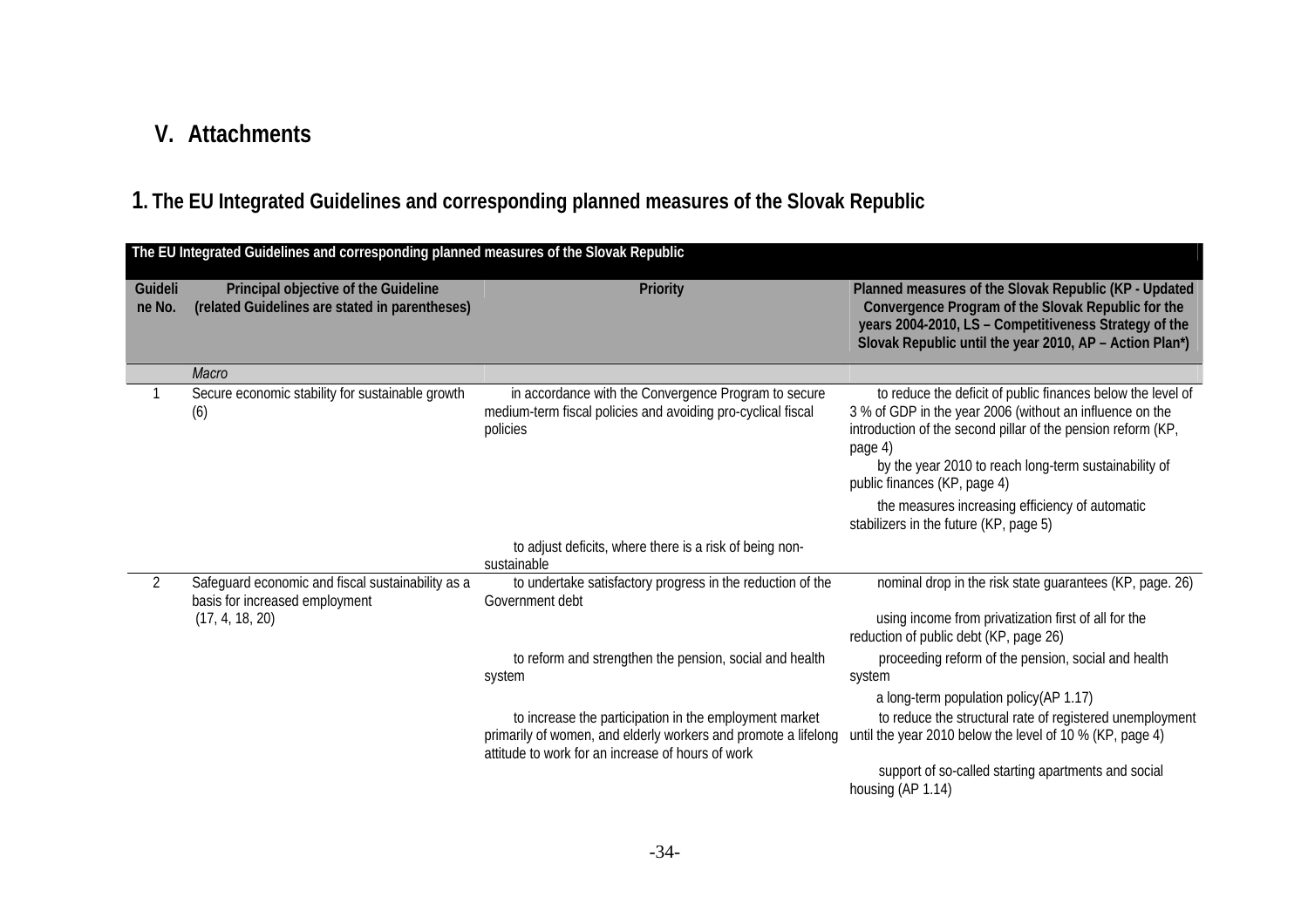# V. Attachments

## 1. The EU Integrated Guidelines and corresponding planned measures of the Slovak Republic

| The EU Integrated Guidelines and corresponding planned measures of the Slovak Republic | | | |
|---|---|---|---|
| **Guideline No.** | **Principal objective of the Guideline (related Guidelines are stated in parentheses)** | **Priority** | **Planned measures of the Slovak Republic (KP - Updated Convergence Program of the Slovak Republic for the years 2004-2010, LS – Competitiveness Strategy of the Slovak Republic until the year 2010, AP – Action Plan\*)** |
| | *Macro* | | |
| 1 | Secure economic stability for sustainable growth (6) | in accordance with the Convergence Program to secure medium-term fiscal policies and avoiding pro-cyclical fiscal policies | to reduce the deficit of public finances below the level of 3 % of GDP in the year 2006 (without an influence on the introduction of the second pillar of the pension reform (KP, page 4)<br>by the year 2010 to reach long-term sustainability of public finances (KP, page 4)<br>the measures increasing efficiency of automatic stabilizers in the future (KP, page 5) |
| | | to adjust deficits, where there is a risk of being non-sustainable | |
| 2 | Safeguard economic and fiscal sustainability as a basis for increased employment (17, 4, 18, 20) | to undertake satisfactory progress in the reduction of the Government debt | nominal drop in the risk state guarantees (KP, page. 26)<br>using income from privatization first of all for the reduction of public debt (KP, page 26) |
| | | to reform and strengthen the pension, social and health system | proceeding reform of the pension, social and health system<br>a long-term population policy(AP 1.17) |
| | | to increase the participation in the employment market primarily of women, and elderly workers and promote a lifelong attitude to work for an increase of hours of work | to reduce the structural rate of registered unemployment until the year 2010 below the level of 10 % (KP, page 4)<br>support of so-called starting apartments and social housing (AP 1.14) |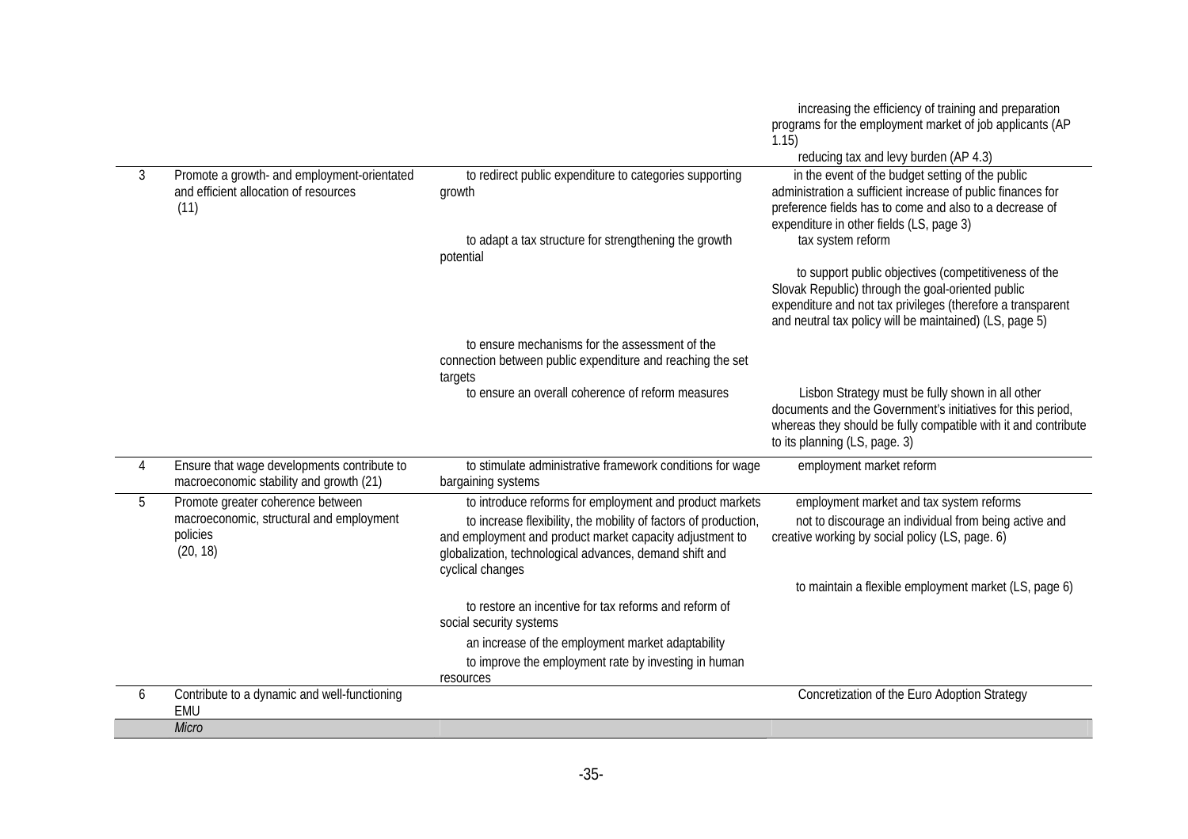| | | | |
|---|---|---|---|
| | | | increasing the efficiency of training and preparation programs for the employment market of job applicants (AP 1.15)<br>reducing tax and levy burden (AP 4.3) |
| 3 | Promote a growth- and employment-orientated and efficient allocation of resources (11) | to redirect public expenditure to categories supporting growth | in the event of the budget setting of the public administration a sufficient increase of public finances for preference fields has to come and also to a decrease of expenditure in other fields (LS, page 3) |
| | | to adapt a tax structure for strengthening the growth potential | tax system reform<br>to support public objectives (competitiveness of the Slovak Republic) through the goal-oriented public expenditure and not tax privileges (therefore a transparent and neutral tax policy will be maintained) (LS, page 5) |
| | | to ensure mechanisms for the assessment of the connection between public expenditure and reaching the set targets | |
| | | to ensure an overall coherence of reform measures | Lisbon Strategy must be fully shown in all other documents and the Government's initiatives for this period, whereas they should be fully compatible with it and contribute to its planning (LS, page. 3) |
| 4 | Ensure that wage developments contribute to macroeconomic stability and growth (21) | to stimulate administrative framework conditions for wage bargaining systems | employment market reform |
| 5 | Promote greater coherence between macroeconomic, structural and employment policies (20, 18) | to introduce reforms for employment and product markets | employment market and tax system reforms |
| | | to increase flexibility, the mobility of factors of production, and employment and product market capacity adjustment to globalization, technological advances, demand shift and cyclical changes | not to discourage an individual from being active and creative working by social policy (LS, page. 6)<br>to maintain a flexible employment market (LS, page 6) |
| | | to restore an incentive for tax reforms and reform of social security systems | |
| | | an increase of the employment market adaptability | |
| | | to improve the employment rate by investing in human resources | |
| 6 | Contribute to a dynamic and well-functioning EMU | | Concretization of the Euro Adoption Strategy |
| | *Micro* | | |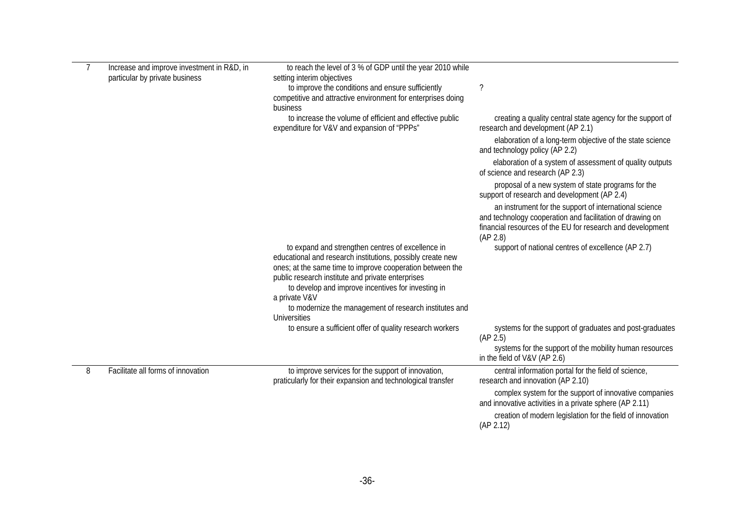| | | | |
|---|---|---|---|
| 7 | Increase and improve investment in R&D, in particular by private business | to reach the level of 3 % of GDP until the year 2010 while setting interim objectives | |
| | | to improve the conditions and ensure sufficiently competitive and attractive environment for enterprises doing business | ? |
| | | to increase the volume of efficient and effective public expenditure for V&V and expansion of "PPPs" | creating a quality central state agency for the support of research and development (AP 2.1) |
| | | | elaboration of a long-term objective of the state science and technology policy (AP 2.2) |
| | | | elaboration of a system of assessment of quality outputs of science and research (AP 2.3) |
| | | | proposal of a new system of state programs for the support of research and development (AP 2.4) |
| | | | an instrument for the support of international science and technology cooperation and facilitation of drawing on financial resources of the EU for research and development (AP 2.8) |
| | | to expand and strengthen centres of excellence in educational and research institutions, possibly create new ones; at the same time to improve cooperation between the public research institute and private enterprises | support of national centres of excellence (AP 2.7) |
| | | to develop and improve incentives for investing in a private V&V | |
| | | to modernize the management of research institutes and Universities | |
| | | to ensure a sufficient offer of quality research workers | systems for the support of graduates and post-graduates (AP 2.5) |
| | | | systems for the support of the mobility human resources in the field of V&V (AP 2.6) |
| 8 | Facilitate all forms of innovation | to improve services for the support of innovation, praticularly for their expansion and technological transfer | central information portal for the field of science, research and innovation (AP 2.10) |
| | | | complex system for the support of innovative companies and innovative activities in a private sphere (AP 2.11) |
| | | | creation of modern legislation for the field of innovation (AP 2.12) |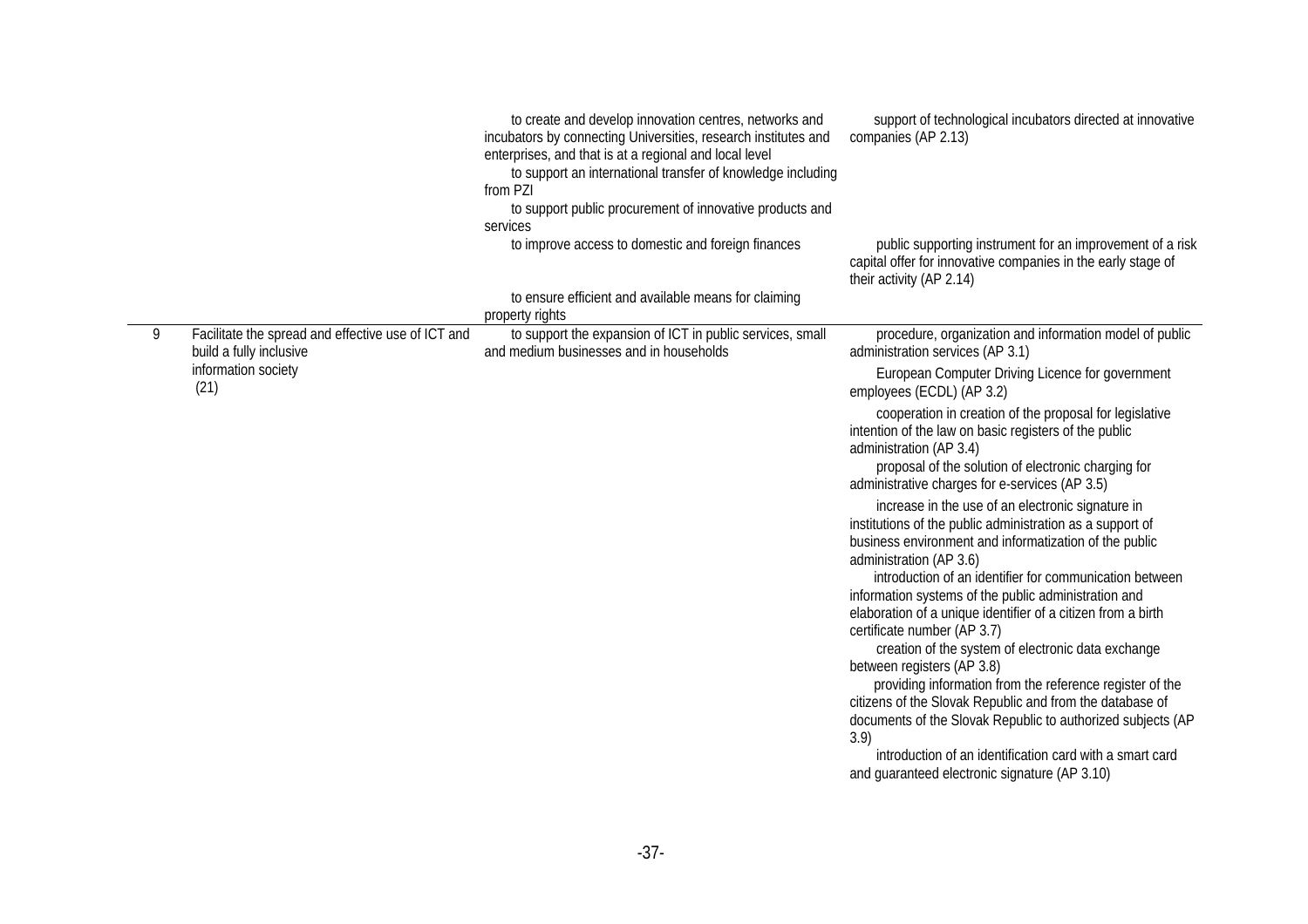| | | | |
|---|---|---|---|
| | | to create and develop innovation centres, networks and incubators by connecting Universities, research institutes and enterprises, and that is at a regional and local level<br>to support an international transfer of knowledge including from PZI<br>to support public procurement of innovative products and services | support of technological incubators directed at innovative companies (AP 2.13) |
| | | to improve access to domestic and foreign finances | public supporting instrument for an improvement of a risk capital offer for innovative companies in the early stage of their activity (AP 2.14) |
| | | to ensure efficient and available means for claiming property rights | |
| 9 | Facilitate the spread and effective use of ICT and build a fully inclusive information society (21) | to support the expansion of ICT in public services, small and medium businesses and in households | procedure, organization and information model of public administration services (AP 3.1)<br>European Computer Driving Licence for government employees (ECDL) (AP 3.2)<br>cooperation in creation of the proposal for legislative intention of the law on basic registers of the public administration (AP 3.4)<br>proposal of the solution of electronic charging for administrative charges for e-services (AP 3.5)<br>increase in the use of an electronic signature in institutions of the public administration as a support of business environment and informatization of the public administration (AP 3.6)<br>introduction of an identifier for communication between information systems of the public administration and elaboration of a unique identifier of a citizen from a birth certificate number (AP 3.7)<br>creation of the system of electronic data exchange between registers (AP 3.8)<br>providing information from the reference register of the citizens of the Slovak Republic and from the database of documents of the Slovak Republic to authorized subjects (AP 3.9)<br>introduction of an identification card with a smart card and guaranteed electronic signature (AP 3.10) |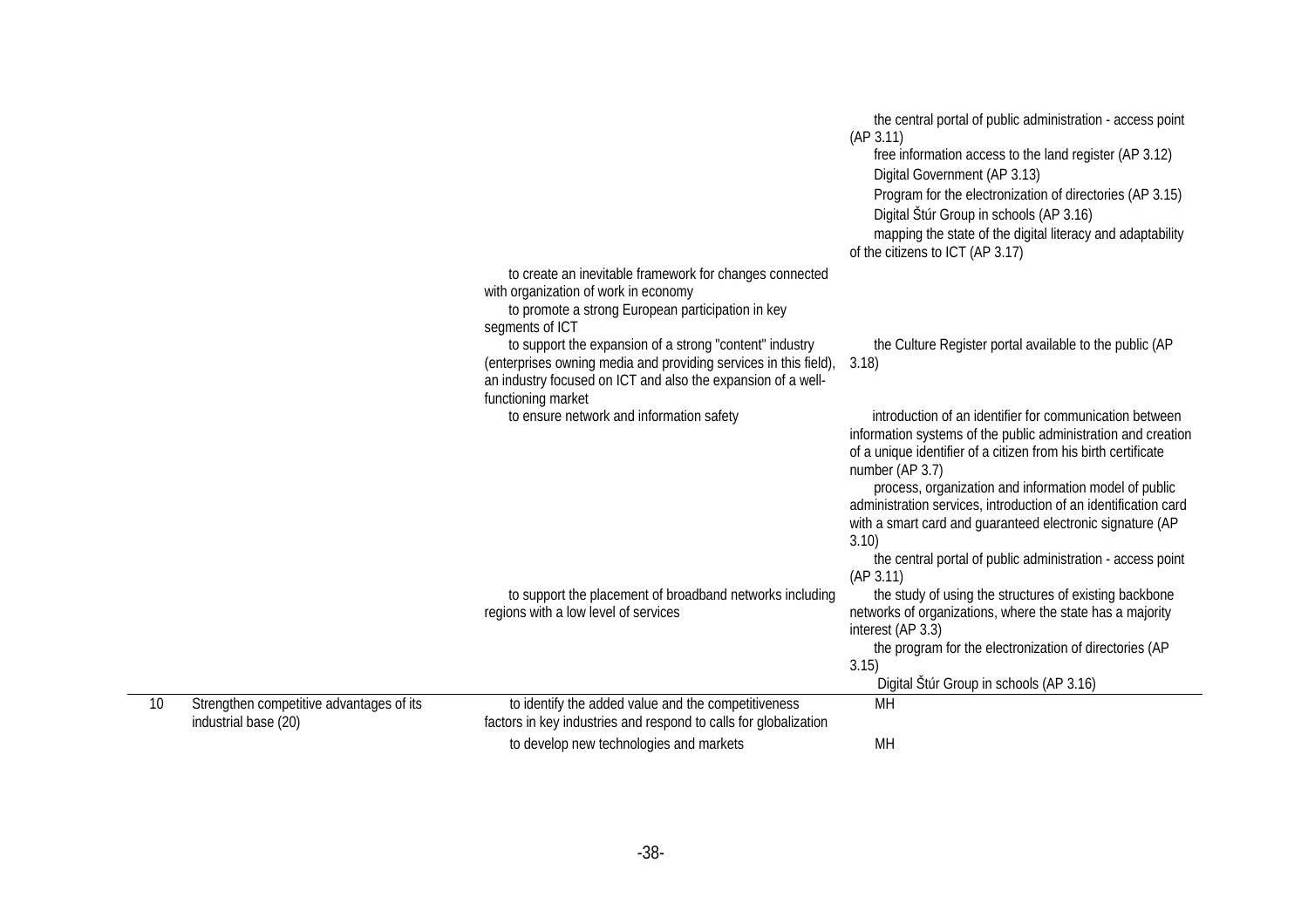| | | | |
|---|---|---|---|
| | | | the central portal of public administration - access point (AP 3.11)<br>free information access to the land register (AP 3.12)<br>Digital Government (AP 3.13)<br>Program for the electronization of directories (AP 3.15)<br>Digital Štúr Group in schools (AP 3.16)<br>mapping the state of the digital literacy and adaptability of the citizens to ICT (AP 3.17) |
| | | to create an inevitable framework for changes connected with organization of work in economy<br>to promote a strong European participation in key segments of ICT<br>to support the expansion of a strong "content" industry (enterprises owning media and providing services in this field), an industry focused on ICT and also the expansion of a well-functioning market | the Culture Register portal available to the public (AP 3.18) |
| | | to ensure network and information safety | introduction of an identifier for communication between information systems of the public administration and creation of a unique identifier of a citizen from his birth certificate number (AP 3.7)<br>process, organization and information model of public administration services, introduction of an identification card with a smart card and guaranteed electronic signature (AP 3.10)<br>the central portal of public administration - access point (AP 3.11) |
| | | to support the placement of broadband networks including regions with a low level of services | the study of using the structures of existing backbone networks of organizations, where the state has a majority interest (AP 3.3)<br>the program for the electronization of directories (AP 3.15)<br>Digital Štúr Group in schools (AP 3.16) |
| 10 | Strengthen competitive advantages of its industrial base (20) | to identify the added value and the competitiveness factors in key industries and respond to calls for globalization | MH |
| | | to develop new technologies and markets | MH |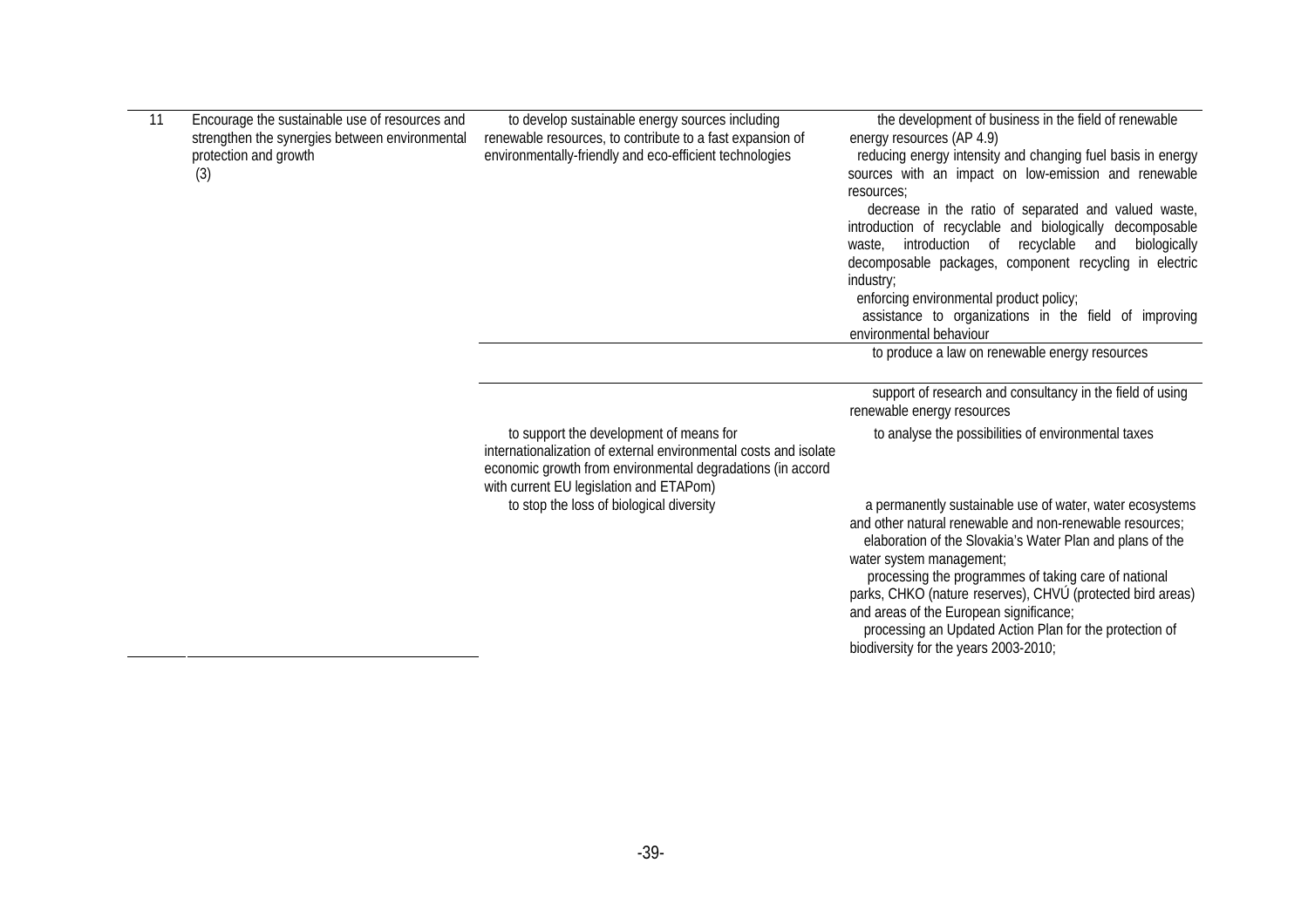| | | | |
|---|---|---|---|
| 11 | Encourage the sustainable use of resources and strengthen the synergies between environmental protection and growth (3) | to develop sustainable energy sources including renewable resources, to contribute to a fast expansion of environmentally-friendly and eco-efficient technologies | the development of business in the field of renewable energy resources (AP 4.9) reducing energy intensity and changing fuel basis in energy sources with an impact on low-emission and renewable resources; decrease in the ratio of separated and valued waste, introduction of recyclable and biologically decomposable waste, introduction of recyclable and biologically decomposable packages, component recycling in electric industry; enforcing environmental product policy; assistance to organizations in the field of improving environmental behaviour |
| | | | to produce a law on renewable energy resources |
| | | | support of research and consultancy in the field of using renewable energy resources |
| | | to support the development of means for internationalization of external environmental costs and isolate economic growth from environmental degradations (in accord with current EU legislation and ETAPom) | to analyse the possibilities of environmental taxes |
| | | to stop the loss of biological diversity | a permanently sustainable use of water, water ecosystems and other natural renewable and non-renewable resources; elaboration of the Slovakia's Water Plan and plans of the water system management; processing the programmes of taking care of national parks, CHKO (nature reserves), CHVÚ (protected bird areas) and areas of the European significance; processing an Updated Action Plan for the protection of biodiversity for the years 2003-2010; |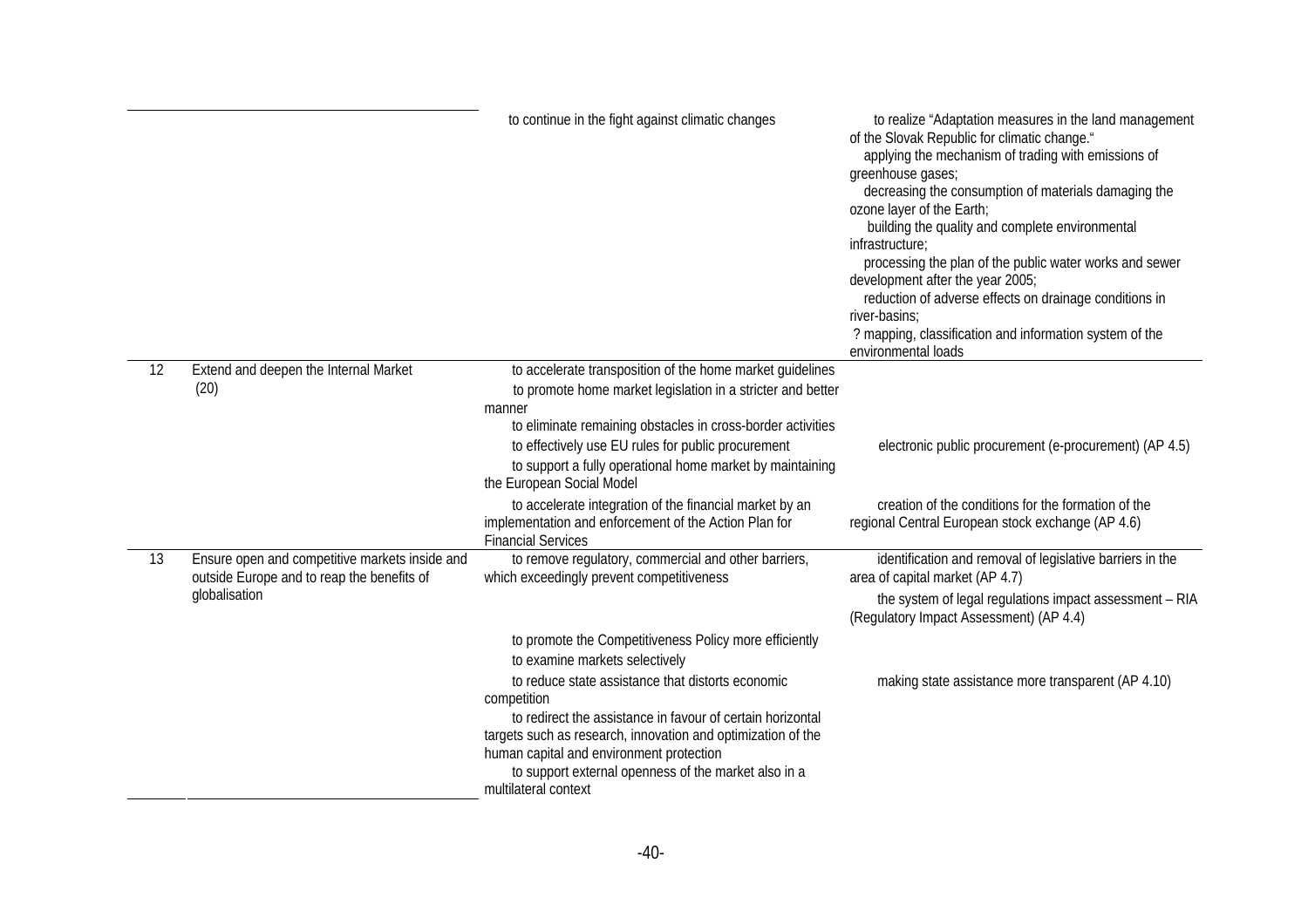| | | | |
|---|---|---|---|
| | | to continue in the fight against climatic changes | to realize “Adaptation measures in the land management of the Slovak Republic for climatic change.“<br>applying the mechanism of trading with emissions of greenhouse gases;<br>decreasing the consumption of materials damaging the ozone layer of the Earth;<br>building the quality and complete environmental infrastructure;<br>processing the plan of the public water works and sewer development after the year 2005;<br>reduction of adverse effects on drainage conditions in river-basins;<br>? mapping, classification and information system of the environmental loads |
| 12 | Extend and deepen the Internal Market (20) | to accelerate transposition of the home market guidelines<br>to promote home market legislation in a stricter and better manner<br>to eliminate remaining obstacles in cross-border activities | |
| | | to effectively use EU rules for public procurement | electronic public procurement (e-procurement) (AP 4.5) |
| | | to support a fully operational home market by maintaining the European Social Model | |
| | | to accelerate integration of the financial market by an implementation and enforcement of the Action Plan for Financial Services | creation of the conditions for the formation of the regional Central European stock exchange (AP 4.6) |
| 13 | Ensure open and competitive markets inside and outside Europe and to reap the benefits of globalisation | to remove regulatory, commercial and other barriers, which exceedingly prevent competitiveness | identification and removal of legislative barriers in the area of capital market (AP 4.7)<br>the system of legal regulations impact assessment – RIA (Regulatory Impact Assessment) (AP 4.4) |
| | | to promote the Competitiveness Policy more efficiently<br>to examine markets selectively | |
| | | to reduce state assistance that distorts economic competition | making state assistance more transparent (AP 4.10) |
| | | to redirect the assistance in favour of certain horizontal targets such as research, innovation and optimization of the human capital and environment protection<br>to support external openness of the market also in a multilateral context | |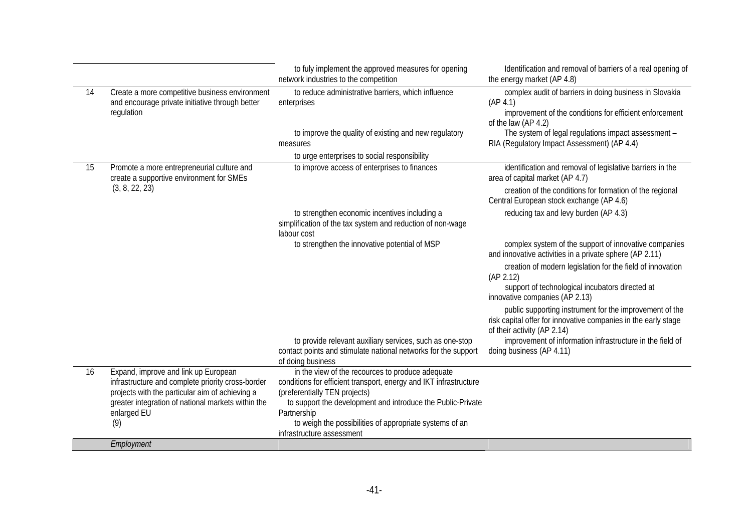| | | | |
|---|---|---|---|
| | | to fuly implement the approved measures for opening network industries to the competition | Identification and removal of barriers of a real opening of the energy market (AP 4.8) |
| 14 | Create a more competitive business environment and encourage private initiative through better regulation | to reduce administrative barriers, which influence enterprises | complex audit of barriers in doing business in Slovakia (AP 4.1)<br>improvement of the conditions for efficient enforcement of the law (AP 4.2) |
| | | to improve the quality of existing and new regulatory measures | The system of legal regulations impact assessment – RIA (Regulatory Impact Assessment) (AP 4.4) |
| | | to urge enterprises to social responsibility | |
| 15 | Promote a more entrepreneurial culture and create a supportive environment for SMEs<br>(3, 8, 22, 23) | to improve access of enterprises to finances | identification and removal of legislative barriers in the area of capital market (AP 4.7)<br>creation of the conditions for formation of the regional Central European stock exchange (AP 4.6) |
| | | to strengthen economic incentives including a simplification of the tax system and reduction of non-wage labour cost | reducing tax and levy burden (AP 4.3) |
| | | to strengthen the innovative potential of MSP | complex system of the support of innovative companies and innovative activities in a private sphere (AP 2.11)<br>creation of modern legislation for the field of innovation (AP 2.12)<br>support of technological incubators directed at innovative companies (AP 2.13)<br>public supporting instrument for the improvement of the risk capital offer for innovative companies in the early stage of their activity (AP 2.14) |
| | | to provide relevant auxiliary services, such as one-stop contact points and stimulate national networks for the support of doing business | improvement of information infrastructure in the field of doing business (AP 4.11) |
| 16 | Expand, improve and link up European infrastructure and complete priority cross-border projects with the particular aim of achieving a greater integration of national markets within the enlarged EU<br>(9) | in the view of the recources to produce adequate conditions for efficient transport, energy and IKT infrastructure (preferentially TEN projects)<br>to support the development and introduce the Public-Private Partnership<br>to weigh the possibilities of appropriate systems of an infrastructure assessment | |
| | *Employment* | | |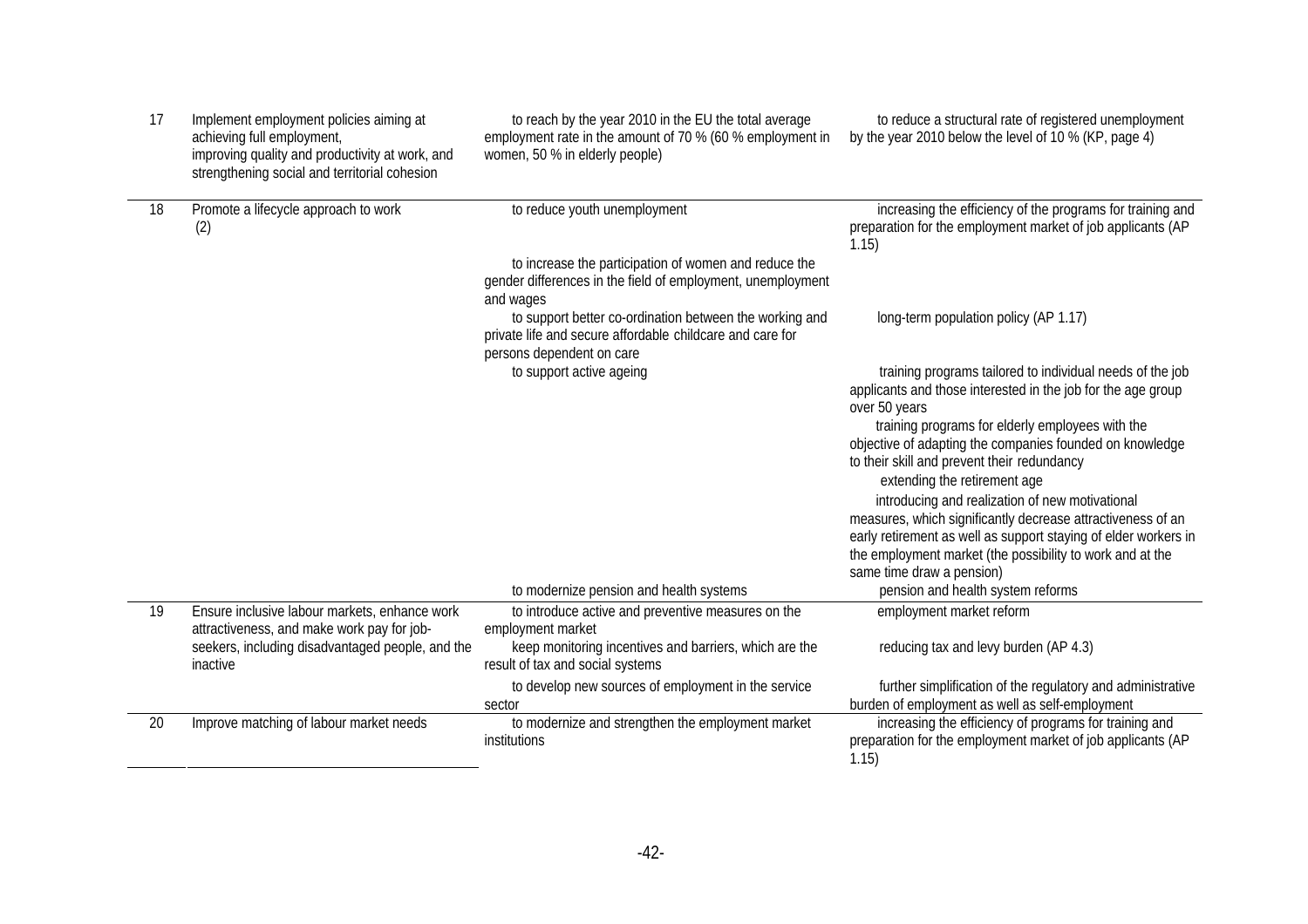| | | | |
|---|---|---|---|
| 17 | Implement employment policies aiming at achieving full employment, improving quality and productivity at work, and strengthening social and territorial cohesion | to reach by the year 2010 in the EU the total average employment rate in the amount of 70 % (60 % employment in women, 50 % in elderly people) | to reduce a structural rate of registered unemployment by the year 2010 below the level of 10 % (KP, page 4) |
| 18 | Promote a lifecycle approach to work (2) | to reduce youth unemployment | increasing the efficiency of the programs for training and preparation for the employment market of job applicants (AP 1.15) |
| | | to increase the participation of women and reduce the gender differences in the field of employment, unemployment and wages | |
| | | to support better co-ordination between the working and private life and secure affordable childcare and care for persons dependent on care | long-term population policy (AP 1.17) |
| | | to support active ageing | training programs tailored to individual needs of the job applicants and those interested in the job for the age group over 50 years<br>training programs for elderly employees with the objective of adapting the companies founded on knowledge to their skill and prevent their redundancy<br>extending the retirement age<br>introducing and realization of new motivational measures, which significantly decrease attractiveness of an early retirement as well as support staying of elder workers in the employment market (the possibility to work and at the same time draw a pension) |
| | | to modernize pension and health systems | pension and health system reforms |
| 19 | Ensure inclusive labour markets, enhance work attractiveness, and make work pay for job-seekers, including disadvantaged people, and the inactive | to introduce active and preventive measures on the employment market | employment market reform |
| | | keep monitoring incentives and barriers, which are the result of tax and social systems | reducing tax and levy burden (AP 4.3) |
| | | to develop new sources of employment in the service sector | further simplification of the regulatory and administrative burden of employment as well as self-employment |
| 20 | Improve matching of labour market needs | to modernize and strengthen the employment market institutions | increasing the efficiency of programs for training and preparation for the employment market of job applicants (AP 1.15) |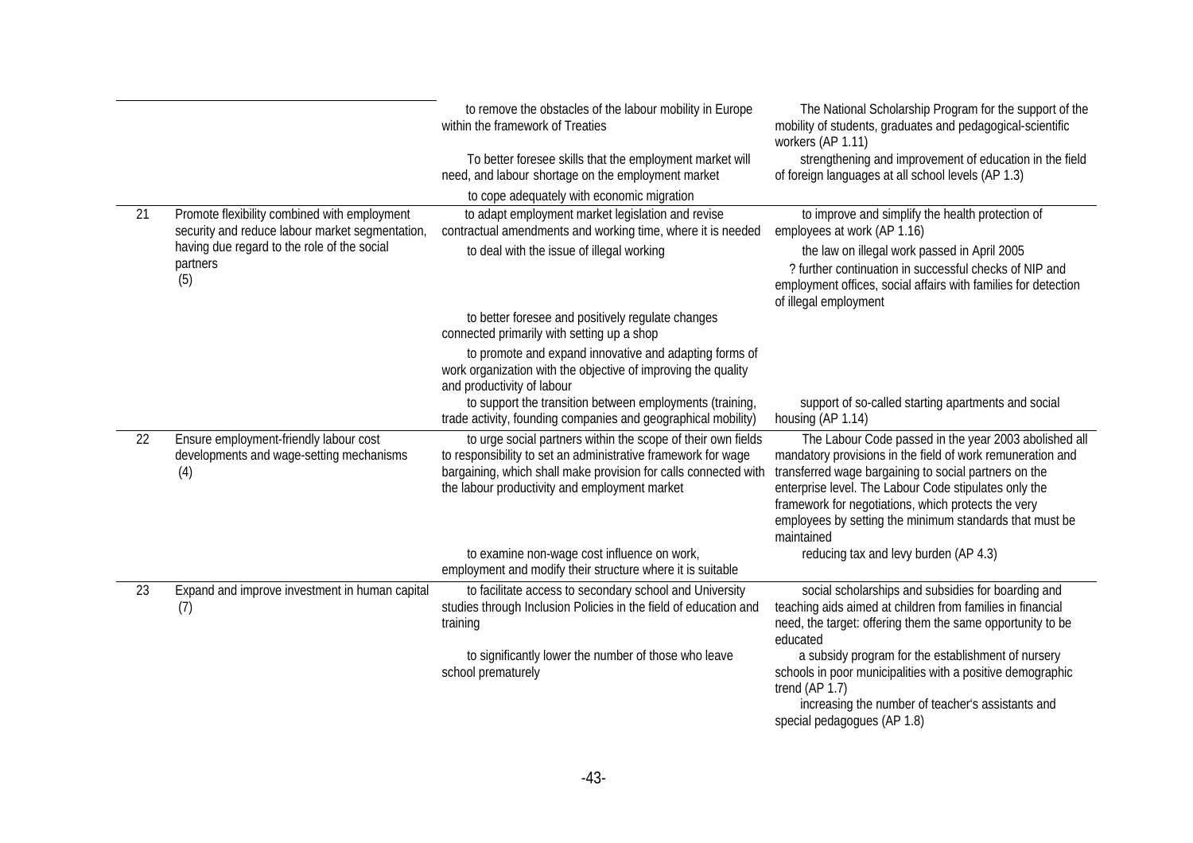| | | | |
|---|---|---|---|
| | | to remove the obstacles of the labour mobility in Europe within the framework of Treaties | The National Scholarship Program for the support of the mobility of students, graduates and pedagogical-scientific workers (AP 1.11) |
| | | To better foresee skills that the employment market will need, and labour shortage on the employment market | strengthening and improvement of education in the field of foreign languages at all school levels (AP 1.3) |
| | | to cope adequately with economic migration | |
| 21 | Promote flexibility combined with employment security and reduce labour market segmentation, having due regard to the role of the social partners (5) | to adapt employment market legislation and revise contractual amendments and working time, where it is needed | to improve and simplify the health protection of employees at work (AP 1.16) |
| | | to deal with the issue of illegal working | the law on illegal work passed in April 2005<br>? further continuation in successful checks of NIP and employment offices, social affairs with families for detection of illegal employment |
| | | to better foresee and positively regulate changes connected primarily with setting up a shop | |
| | | to promote and expand innovative and adapting forms of work organization with the objective of improving the quality and productivity of labour | |
| | | to support the transition between employments (training, trade activity, founding companies and geographical mobility) | support of so-called starting apartments and social housing (AP 1.14) |
| 22 | Ensure employment-friendly labour cost developments and wage-setting mechanisms (4) | to urge social partners within the scope of their own fields to responsibility to set an administrative framework for wage bargaining, which shall make provision for calls connected with the labour productivity and employment market | The Labour Code passed in the year 2003 abolished all mandatory provisions in the field of work remuneration and transferred wage bargaining to social partners on the enterprise level. The Labour Code stipulates only the framework for negotiations, which protects the very employees by setting the minimum standards that must be maintained |
| | | to examine non-wage cost influence on work, employment and modify their structure where it is suitable | reducing tax and levy burden (AP 4.3) |
| 23 | Expand and improve investment in human capital (7) | to facilitate access to secondary school and University studies through Inclusion Policies in the field of education and training | social scholarships and subsidies for boarding and teaching aids aimed at children from families in financial need, the target: offering them the same opportunity to be educated |
| | | to significantly lower the number of those who leave school prematurely | a subsidy program for the establishment of nursery schools in poor municipalities with a positive demographic trend (AP 1.7)<br>increasing the number of teacher's assistants and special pedagogues (AP 1.8) |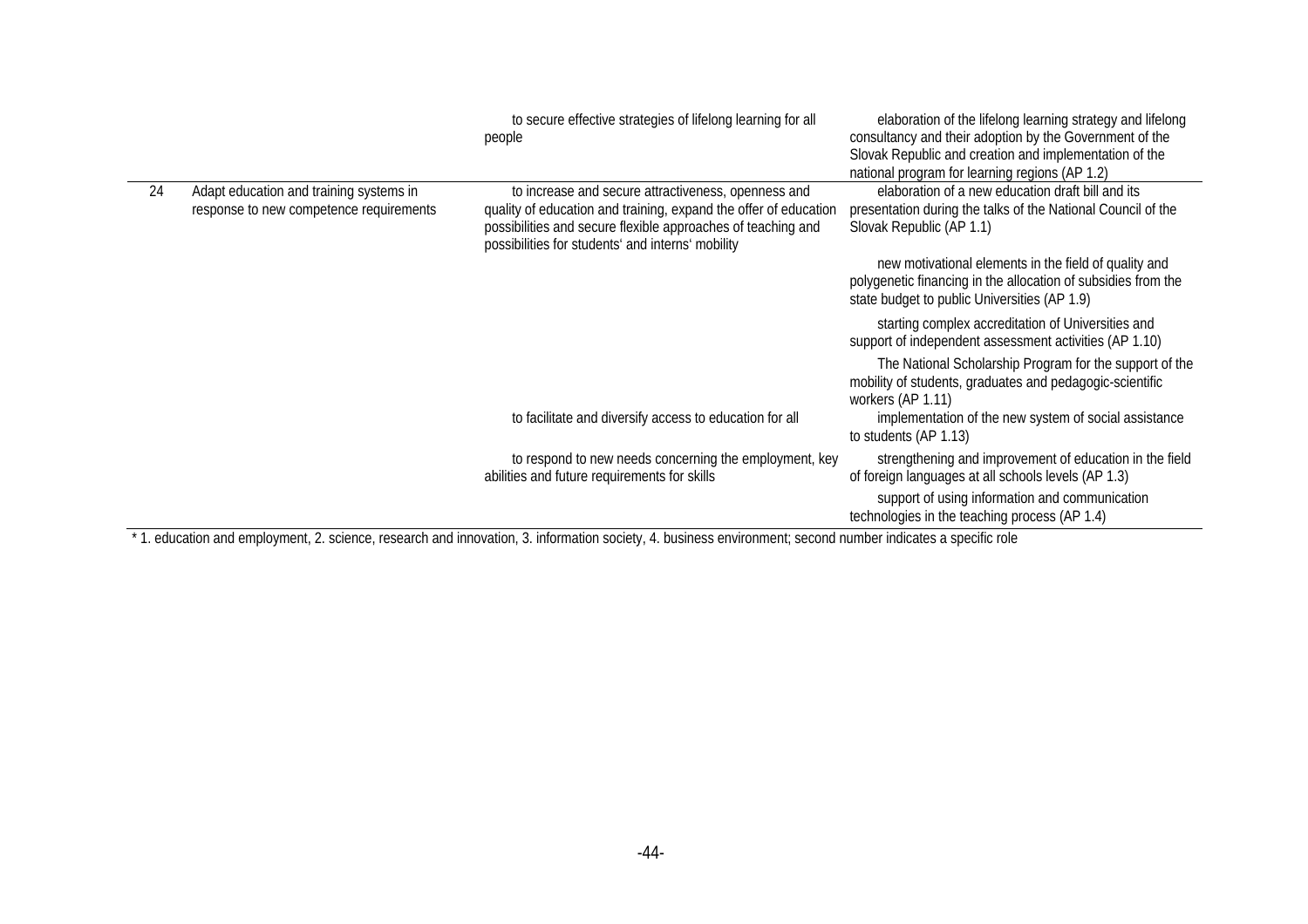| | | | |
|---|---|---|---|
| | | to secure effective strategies of lifelong learning for all people | elaboration of the lifelong learning strategy and lifelong consultancy and their adoption by the Government of the Slovak Republic and creation and implementation of the national program for learning regions (AP 1.2) |
| 24 | Adapt education and training systems in response to new competence requirements | to increase and secure attractiveness, openness and quality of education and training, expand the offer of education possibilities and secure flexible approaches of teaching and possibilities for students' and interns' mobility | elaboration of a new education draft bill and its presentation during the talks of the National Council of the Slovak Republic (AP 1.1) |
| | | | new motivational elements in the field of quality and polygenetic financing in the allocation of subsidies from the state budget to public Universities (AP 1.9) |
| | | | starting complex accreditation of Universities and support of independent assessment activities (AP 1.10) |
| | | | The National Scholarship Program for the support of the mobility of students, graduates and pedagogic-scientific workers (AP 1.11) |
| | | to facilitate and diversify access to education for all | implementation of the new system of social assistance to students (AP 1.13) |
| | | to respond to new needs concerning the employment, key abilities and future requirements for skills | strengthening and improvement of education in the field of foreign languages at all schools levels (AP 1.3) |
| | | | support of using information and communication technologies in the teaching process (AP 1.4) |

* 1. education and employment, 2. science, research and innovation, 3. information society, 4. business environment; second number indicates a specific role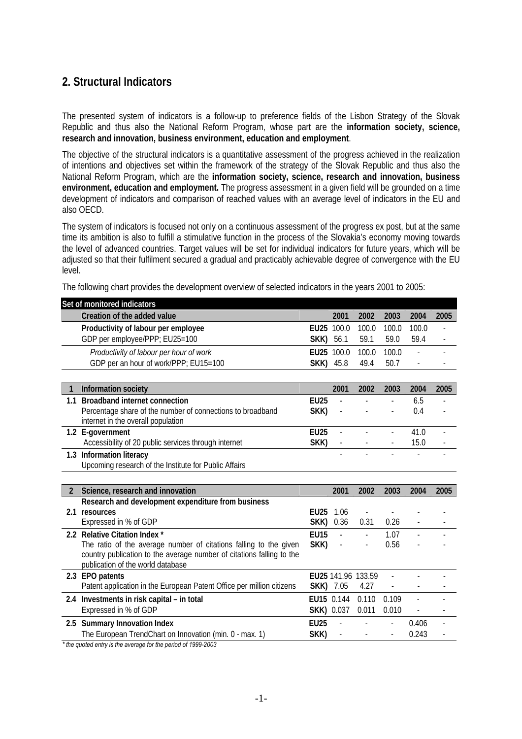## 2. Structural Indicators

The presented system of indicators is a follow-up to preference fields of the Lisbon Strategy of the Slovak Republic and thus also the National Reform Program, whose part are the **information society, science, research and innovation, business environment, education and employment**.

The objective of the structural indicators is a quantitative assessment of the progress achieved in the realization of intentions and objectives set within the framework of the strategy of the Slovak Republic and thus also the National Reform Program, which are the **information society, science, research and innovation, business environment, education and employment.** The progress assessment in a given field will be grounded on a time development of indicators and comparison of reached values with an average level of indicators in the EU and also OECD.

The system of indicators is focused not only on a continuous assessment of the progress ex post, but at the same time its ambition is also to fulfill a stimulative function in the process of the Slovakia's economy moving towards the level of advanced countries. Target values will be set for individual indicators for future years, which will be adjusted so that their fulfilment secured a gradual and practicably achievable degree of convergence with the EU level.

The following chart provides the development overview of selected indicators in the years 2001 to 2005:

| | Set of monitored indicators | | | | | | |
|---|---|---|---|---|---|---|---|
| | **Creation of the added value** | | **2001** | **2002** | **2003** | **2004** | **2005** |
| | **Productivity of labour per employee** | **EU25** | 100.0 | 100.0 | 100.0 | 100.0 | - |
| | GDP per employee/PPP; EU25=100 | **SKK)** | 56.1 | 59.1 | 59.0 | 59.4 | - |
| | *Productivity of labour per hour of work* | **EU25** | 100.0 | 100.0 | 100.0 | - | - |
| | GDP per an hour of work/PPP; EU15=100 | **SKK)** | 45.8 | 49.4 | 50.7 | - | - |
| **1** | **Information society** | | **2001** | **2002** | **2003** | **2004** | **2005** |
| **1.1** | **Broadband internet connection** | **EU25** | - | - | - | 6.5 | - |
| | Percentage share of the number of connections to broadband internet in the overall population | **SKK)** | - | - | - | 0.4 | - |
| **1.2** | **E-government** | **EU25** | - | - | - | 41.0 | - |
| | Accessibility of 20 public services through internet | **SKK)** | - | - | - | 15.0 | - |
| **1.3** | **Information literacy** | | - | - | - | - | - |
| | Upcoming research of the Institute for Public Affairs | | | | | | |
| **2** | **Science, research and innovation** | | **2001** | **2002** | **2003** | **2004** | **2005** |
| **2.1** | **Research and development expenditure from business resources** | **EU25** | 1.06 | - | - | - | - |
| | Expressed in % of GDP | **SKK)** | 0.36 | 0.31 | 0.26 | - | - |
| **2.2** | **Relative Citation Index \*** | **EU15** | - | - | 1.07 | - | - |
| | The ratio of the average number of citations falling to the given country publication to the average number of citations falling to the publication of the world database | **SKK)** | - | - | 0.56 | - | - |
| **2.3** | **EPO patents** | **EU25** | 141.96 | 133.59 | - | - | - |
| | Patent application in the European Patent Office per million citizens | **SKK)** | 7.05 | 4.27 | - | - | - |
| **2.4** | **Investments in risk capital – in total** | **EU15** | 0.144 | 0.110 | 0.109 | - | - |
| | Expressed in % of GDP | **SKK)** | 0.037 | 0.011 | 0.010 | - | - |
| **2.5** | **Summary Innovation Index** | **EU25** | - | - | - | 0.406 | - |
| | The European TrendChart on Innovation (min. 0 - max. 1) | **SKK)** | - | - | - | 0.243 | - |

*\* the quoted entry is the average for the period of 1999-2003*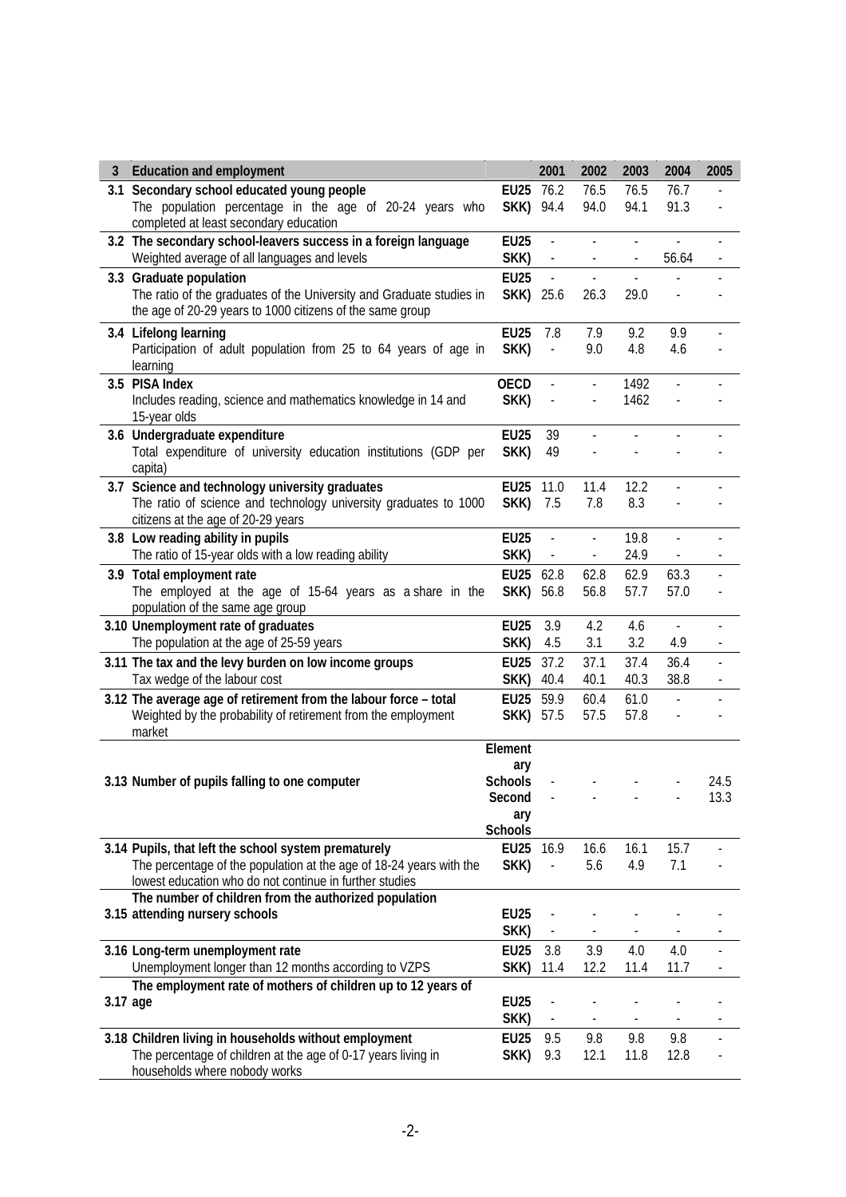| 3 | Education and employment | | 2001 | 2002 | 2003 | 2004 | 2005 |
|---|---|---|---|---|---|---|---|
| 3.1 | **Secondary school educated young people**<br>The population percentage in the age of 20-24 years who completed at least secondary education | EU25<br>SKK) | 76.2<br>94.4 | 76.5<br>94.0 | 76.5<br>94.1 | 76.7<br>91.3 | -<br>- |
| 3.2 | **The secondary school-leavers success in a foreign language**<br>Weighted average of all languages and levels | EU25<br>SKK) | -<br>- | -<br>- | -<br>- | -<br>56.64 | -<br>- |
| 3.3 | **Graduate population**<br>The ratio of the graduates of the University and Graduate studies in the age of 20-29 years to 1000 citizens of the same group | EU25<br>SKK) | -<br>25.6 | -<br>26.3 | -<br>29.0 | -<br>- | -<br>- |
| 3.4 | **Lifelong learning**<br>Participation of adult population from 25 to 64 years of age in learning | EU25<br>SKK) | 7.8<br>- | 7.9<br>9.0 | 9.2<br>4.8 | 9.9<br>4.6 | -<br>- |
| 3.5 | **PISA Index**<br>Includes reading, science and mathematics knowledge in 14 and 15-year olds | OECD<br>SKK) | -<br>- | -<br>- | 1492<br>1462 | -<br>- | -<br>- |
| 3.6 | **Undergraduate expenditure**<br>Total expenditure of university education institutions (GDP per capita) | EU25<br>SKK) | 39<br>49 | -<br>- | -<br>- | -<br>- | -<br>- |
| 3.7 | **Science and technology university graduates**<br>The ratio of science and technology university graduates to 1000 citizens at the age of 20-29 years | EU25<br>SKK) | 11.0<br>7.5 | 11.4<br>7.8 | 12.2<br>8.3 | -<br>- | -<br>- |
| 3.8 | **Low reading ability in pupils**<br>The ratio of 15-year olds with a low reading ability | EU25<br>SKK) | -<br>- | -<br>- | 19.8<br>24.9 | -<br>- | -<br>- |
| 3.9 | **Total employment rate**<br>The employed at the age of 15-64 years as a share in the population of the same age group | EU25<br>SKK) | 62.8<br>56.8 | 62.8<br>56.8 | 62.9<br>57.7 | 63.3<br>57.0 | -<br>- |
| 3.10 | **Unemployment rate of graduates**<br>The population at the age of 25-59 years | EU25<br>SKK) | 3.9<br>4.5 | 4.2<br>3.1 | 4.6<br>3.2 | -<br>4.9 | -<br>- |
| 3.11 | **The tax and the levy burden on low income groups**<br>Tax wedge of the labour cost | EU25<br>SKK) | 37.2<br>40.4 | 37.1<br>40.1 | 37.4<br>40.3 | 36.4<br>38.8 | -<br>- |
| 3.12 | **The average age of retirement from the labour force – total**<br>Weighted by the probability of retirement from the employment market | EU25<br>SKK) | 59.9<br>57.5 | 60.4<br>57.5 | 61.0<br>57.8 | -<br>- | -<br>- |
| 3.13 | **Number of pupils falling to one computer** | Elementary Schools<br>Secondary Schools | -<br>- | -<br>- | -<br>- | -<br>- | 24.5<br>13.3 |
| 3.14 | **Pupils, that left the school system prematurely**<br>The percentage of the population at the age of 18-24 years with the lowest education who do not continue in further studies | EU25<br>SKK) | 16.9<br>- | 16.6<br>5.6 | 16.1<br>4.9 | 15.7<br>7.1 | -<br>- |
| 3.15 | **The number of children from the authorized population attending nursery schools** | EU25<br>SKK) | -<br>- | -<br>- | -<br>- | -<br>- | -<br>- |
| 3.16 | **Long-term unemployment rate**<br>Unemployment longer than 12 months according to VZPS | EU25<br>SKK) | 3.8<br>11.4 | 3.9<br>12.2 | 4.0<br>11.4 | 4.0<br>11.7 | -<br>- |
| 3.17 | **The employment rate of mothers of children up to 12 years of age** | EU25<br>SKK) | -<br>- | -<br>- | -<br>- | -<br>- | -<br>- |
| 3.18 | **Children living in households without employment**<br>The percentage of children at the age of 0-17 years living in households where nobody works | EU25<br>SKK) | 9.5<br>9.3 | 9.8<br>12.1 | 9.8<br>11.8 | 9.8<br>12.8 | -<br>- |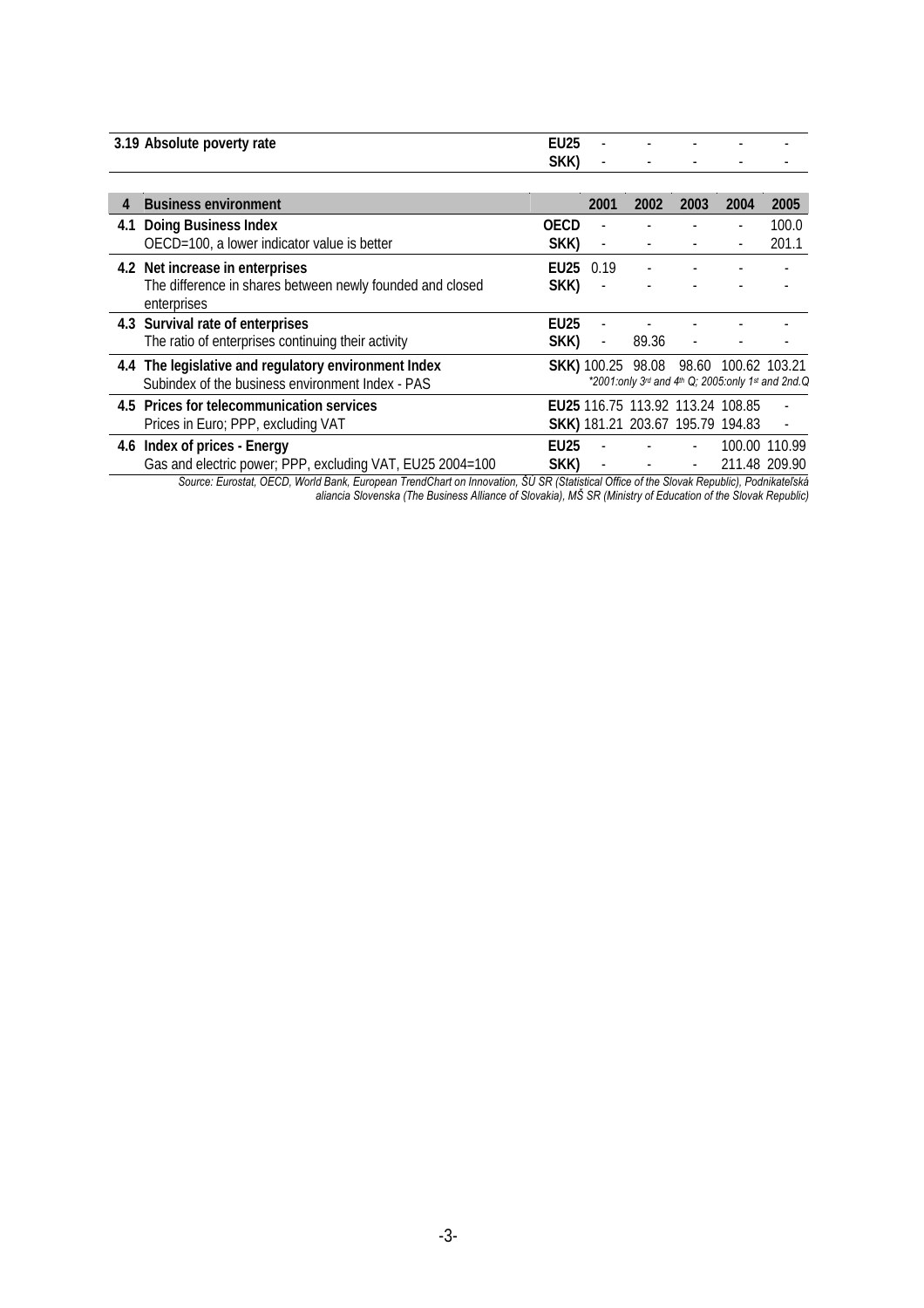| | | | | | | | |
|---|---|---|---|---|---|---|---|
| **3.19** | **Absolute poverty rate** | **EU25** | - | - | - | - | - |
| | | **SKK)** | - | - | - | - | - |

| **4** | **Business environment** | | **2001** | **2002** | **2003** | **2004** | **2005** |
|---|---|---|---|---|---|---|---|
| **4.1** | **Doing Business Index** | **OECD** | - | - | - | - | 100.0 |
| | OECD=100, a lower indicator value is better | **SKK)** | - | - | - | - | 201.1 |
| **4.2** | **Net increase in enterprises** | **EU25** | 0.19 | - | - | - | - |
| | The difference in shares between newly founded and closed enterprises | **SKK)** | - | - | - | - | - |
| **4.3** | **Survival rate of enterprises** | **EU25** | - | - | - | - | - |
| | The ratio of enterprises continuing their activity | **SKK)** | - | 89.36 | - | - | - |
| **4.4** | **The legislative and regulatory environment Index** | **SKK)** | 100.25 | 98.08 | 98.60 | 100.62 | 103.21 |
| | Subindex of the business environment Index - PAS | | *\*2001:only 3rd and 4th Q; 2005:only 1st and 2nd.Q* | | | | |
| **4.5** | **Prices for telecommunication services** | **EU25** | 116.75 | 113.92 | 113.24 | 108.85 | - |
| | Prices in Euro; PPP, excluding VAT | **SKK)** | 181.21 | 203.67 | 195.79 | 194.83 | - |
| **4.6** | **Index of prices - Energy** | **EU25** | - | - | - | 100.00 | 110.99 |
| | Gas and electric power; PPP, excluding VAT, EU25 2004=100 | **SKK)** | - | - | - | 211.48 | 209.90 |

*Source: Eurostat, OECD, World Bank, European TrendChart on Innovation, ŠÚ SR (Statistical Office of the Slovak Republic), Podnikateľská aliancia Slovenska (The Business Alliance of Slovakia), MŠ SR (Ministry of Education of the Slovak Republic)*